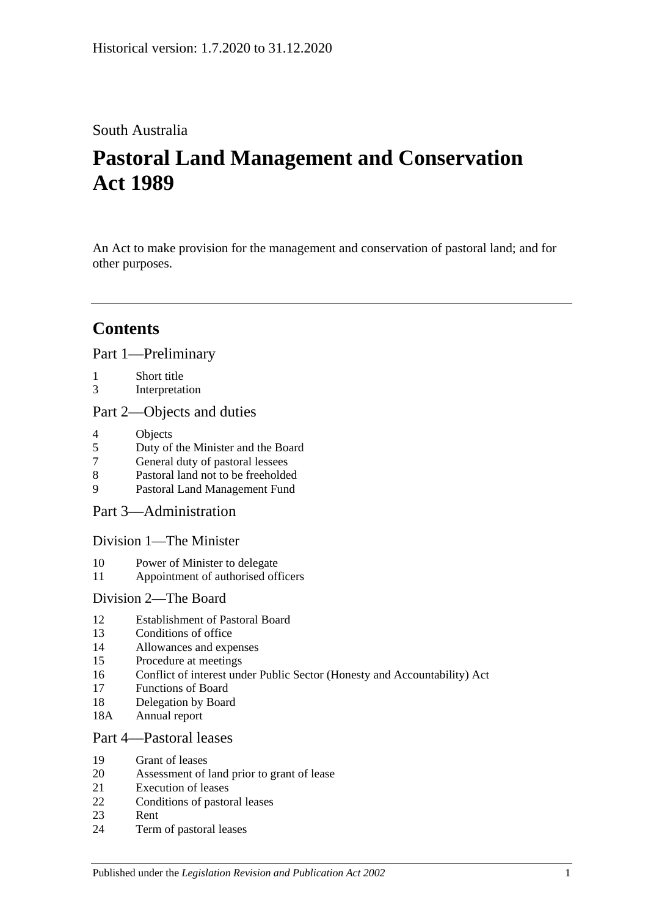Historical version: 1.7.2020 to 31.12.2020

South Australia

# Pastoral Land Management and Conservation Act 1989

An Act to make provision for the management and conservation of pastoral land; and for other purposes.

## Contents

### Part 1—Preliminary

1 Short title
3 Interpretation

### Part 2—Objects and duties

4 Objects
5 Duty of the Minister and the Board
7 General duty of pastoral lessees
8 Pastoral land not to be freeholded
9 Pastoral Land Management Fund

### Part 3—Administration

#### Division 1—The Minister

10 Power of Minister to delegate
11 Appointment of authorised officers

#### Division 2—The Board

12 Establishment of Pastoral Board
13 Conditions of office
14 Allowances and expenses
15 Procedure at meetings
16 Conflict of interest under Public Sector (Honesty and Accountability) Act
17 Functions of Board
18 Delegation by Board
18A Annual report

### Part 4—Pastoral leases

19 Grant of leases
20 Assessment of land prior to grant of lease
21 Execution of leases
22 Conditions of pastoral leases
23 Rent
24 Term of pastoral leases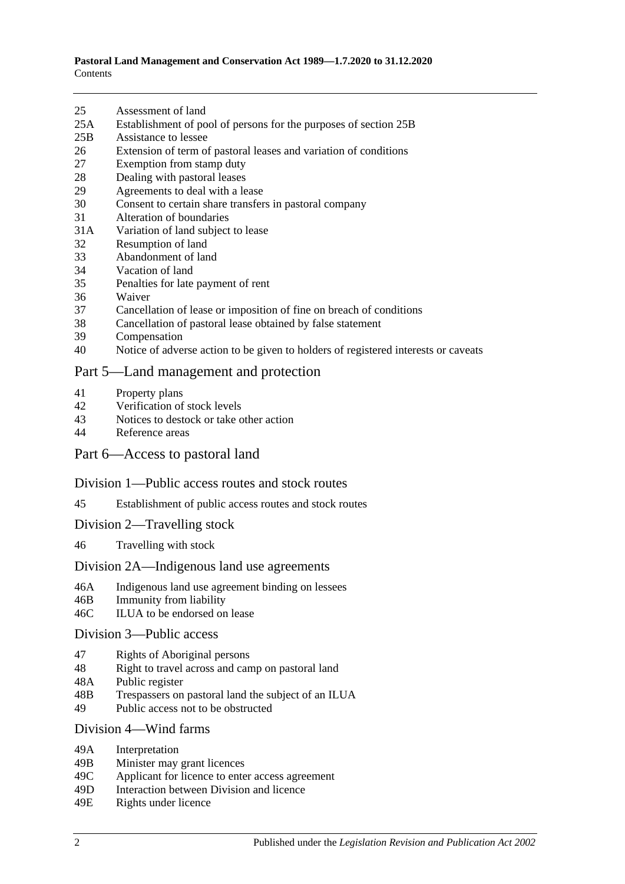25 Assessment of land
25A Establishment of pool of persons for the purposes of section 25B
25B Assistance to lessee
26 Extension of term of pastoral leases and variation of conditions
27 Exemption from stamp duty
28 Dealing with pastoral leases
29 Agreements to deal with a lease
30 Consent to certain share transfers in pastoral company
31 Alteration of boundaries
31A Variation of land subject to lease
32 Resumption of land
33 Abandonment of land
34 Vacation of land
35 Penalties for late payment of rent
36 Waiver
37 Cancellation of lease or imposition of fine on breach of conditions
38 Cancellation of pastoral lease obtained by false statement
39 Compensation
40 Notice of adverse action to be given to holders of registered interests or caveats

## Part 5—Land management and protection

41 Property plans
42 Verification of stock levels
43 Notices to destock or take other action
44 Reference areas

## Part 6—Access to pastoral land

### Division 1—Public access routes and stock routes

45 Establishment of public access routes and stock routes

### Division 2—Travelling stock

46 Travelling with stock

### Division 2A—Indigenous land use agreements

46A Indigenous land use agreement binding on lessees
46B Immunity from liability
46C ILUA to be endorsed on lease

### Division 3—Public access

47 Rights of Aboriginal persons
48 Right to travel across and camp on pastoral land
48A Public register
48B Trespassers on pastoral land the subject of an ILUA
49 Public access not to be obstructed

### Division 4—Wind farms

49A Interpretation
49B Minister may grant licences
49C Applicant for licence to enter access agreement
49D Interaction between Division and licence
49E Rights under licence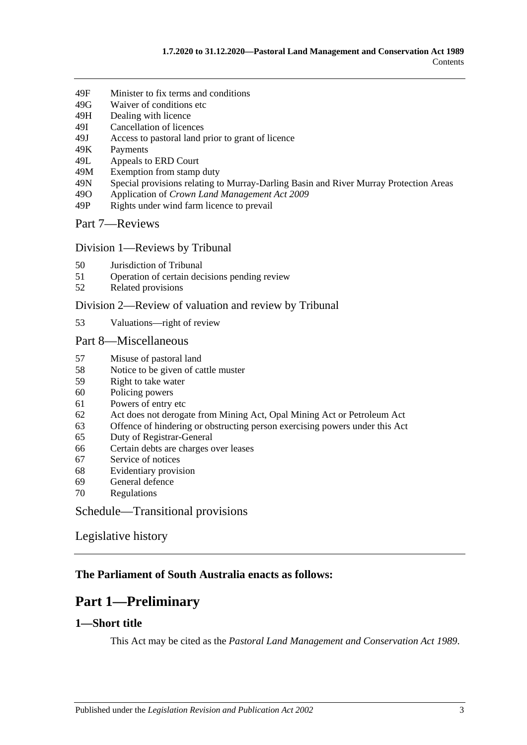49F Minister to fix terms and conditions
49G Waiver of conditions etc
49H Dealing with licence
49I Cancellation of licences
49J Access to pastoral land prior to grant of licence
49K Payments
49L Appeals to ERD Court
49M Exemption from stamp duty
49N Special provisions relating to Murray-Darling Basin and River Murray Protection Areas
49O Application of *Crown Land Management Act 2009*
49P Rights under wind farm licence to prevail

Part 7—Reviews

Division 1—Reviews by Tribunal

50 Jurisdiction of Tribunal
51 Operation of certain decisions pending review
52 Related provisions

Division 2—Review of valuation and review by Tribunal

53 Valuations—right of review

Part 8—Miscellaneous

57 Misuse of pastoral land
58 Notice to be given of cattle muster
59 Right to take water
60 Policing powers
61 Powers of entry etc
62 Act does not derogate from Mining Act, Opal Mining Act or Petroleum Act
63 Offence of hindering or obstructing person exercising powers under this Act
65 Duty of Registrar-General
66 Certain debts are charges over leases
67 Service of notices
68 Evidentiary provision
69 General defence
70 Regulations

Schedule—Transitional provisions

Legislative history

**The Parliament of South Australia enacts as follows:**

# Part 1—Preliminary

## 1—Short title

This Act may be cited as the *Pastoral Land Management and Conservation Act 1989*.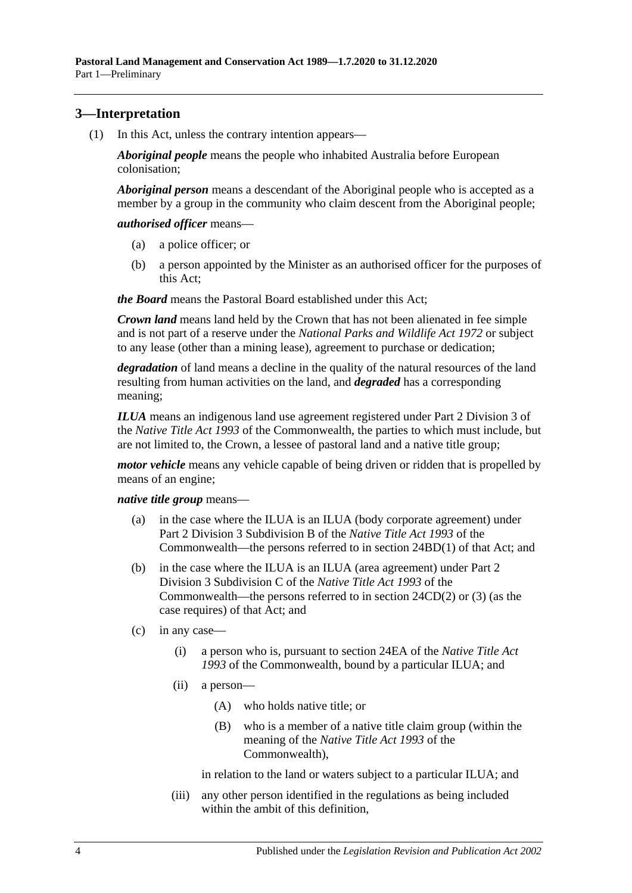## 3—Interpretation

(1) In this Act, unless the contrary intention appears—

***Aboriginal people*** means the people who inhabited Australia before European colonisation;

***Aboriginal person*** means a descendant of the Aboriginal people who is accepted as a member by a group in the community who claim descent from the Aboriginal people;

***authorised officer*** means—

- (a) a police officer; or
- (b) a person appointed by the Minister as an authorised officer for the purposes of this Act;

***the Board*** means the Pastoral Board established under this Act;

***Crown land*** means land held by the Crown that has not been alienated in fee simple and is not part of a reserve under the *National Parks and Wildlife Act 1972* or subject to any lease (other than a mining lease), agreement to purchase or dedication;

***degradation*** of land means a decline in the quality of the natural resources of the land resulting from human activities on the land, and ***degraded*** has a corresponding meaning;

***ILUA*** means an indigenous land use agreement registered under Part 2 Division 3 of the *Native Title Act 1993* of the Commonwealth, the parties to which must include, but are not limited to, the Crown, a lessee of pastoral land and a native title group;

***motor vehicle*** means any vehicle capable of being driven or ridden that is propelled by means of an engine;

***native title group*** means—

- (a) in the case where the ILUA is an ILUA (body corporate agreement) under Part 2 Division 3 Subdivision B of the *Native Title Act 1993* of the Commonwealth—the persons referred to in section 24BD(1) of that Act; and
- (b) in the case where the ILUA is an ILUA (area agreement) under Part 2 Division 3 Subdivision C of the *Native Title Act 1993* of the Commonwealth—the persons referred to in section 24CD(2) or (3) (as the case requires) of that Act; and
- (c) in any case—
    - (i) a person who is, pursuant to section 24EA of the *Native Title Act 1993* of the Commonwealth, bound by a particular ILUA; and
    - (ii) a person—
        - (A) who holds native title; or
        - (B) who is a member of a native title claim group (within the meaning of the *Native Title Act 1993* of the Commonwealth),

      in relation to the land or waters subject to a particular ILUA; and
    - (iii) any other person identified in the regulations as being included within the ambit of this definition,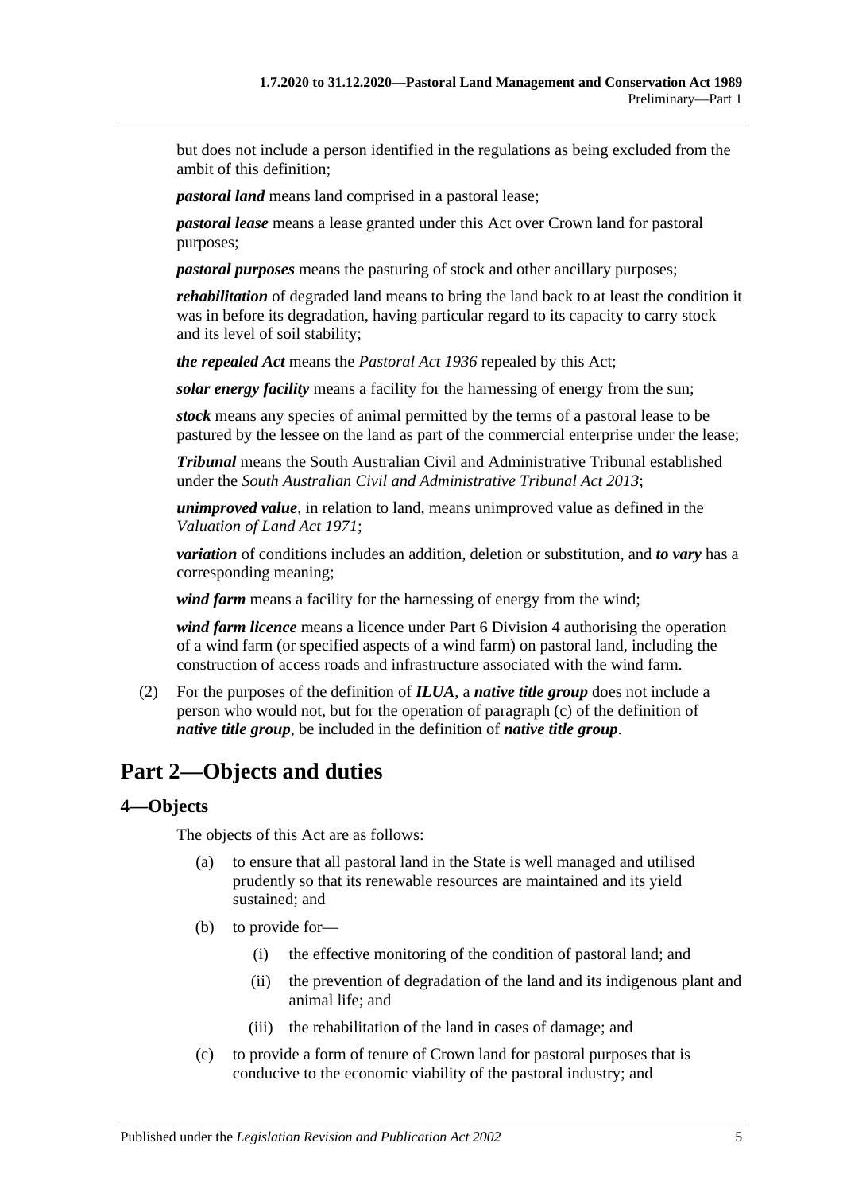but does not include a person identified in the regulations as being excluded from the ambit of this definition;

***pastoral land*** means land comprised in a pastoral lease;

***pastoral lease*** means a lease granted under this Act over Crown land for pastoral purposes;

***pastoral purposes*** means the pasturing of stock and other ancillary purposes;

***rehabilitation*** of degraded land means to bring the land back to at least the condition it was in before its degradation, having particular regard to its capacity to carry stock and its level of soil stability;

***the repealed Act*** means the *Pastoral Act 1936* repealed by this Act;

***solar energy facility*** means a facility for the harnessing of energy from the sun;

***stock*** means any species of animal permitted by the terms of a pastoral lease to be pastured by the lessee on the land as part of the commercial enterprise under the lease;

***Tribunal*** means the South Australian Civil and Administrative Tribunal established under the *South Australian Civil and Administrative Tribunal Act 2013*;

***unimproved value***, in relation to land, means unimproved value as defined in the *Valuation of Land Act 1971*;

***variation*** of conditions includes an addition, deletion or substitution, and ***to vary*** has a corresponding meaning;

***wind farm*** means a facility for the harnessing of energy from the wind;

***wind farm licence*** means a licence under Part 6 Division 4 authorising the operation of a wind farm (or specified aspects of a wind farm) on pastoral land, including the construction of access roads and infrastructure associated with the wind farm.

(2) For the purposes of the definition of ***ILUA***, a ***native title group*** does not include a person who would not, but for the operation of paragraph (c) of the definition of ***native title group***, be included in the definition of ***native title group***.

# Part 2—Objects and duties

## 4—Objects

The objects of this Act are as follows:

(a) to ensure that all pastoral land in the State is well managed and utilised prudently so that its renewable resources are maintained and its yield sustained; and

(b) to provide for—

(i) the effective monitoring of the condition of pastoral land; and

(ii) the prevention of degradation of the land and its indigenous plant and animal life; and

(iii) the rehabilitation of the land in cases of damage; and

(c) to provide a form of tenure of Crown land for pastoral purposes that is conducive to the economic viability of the pastoral industry; and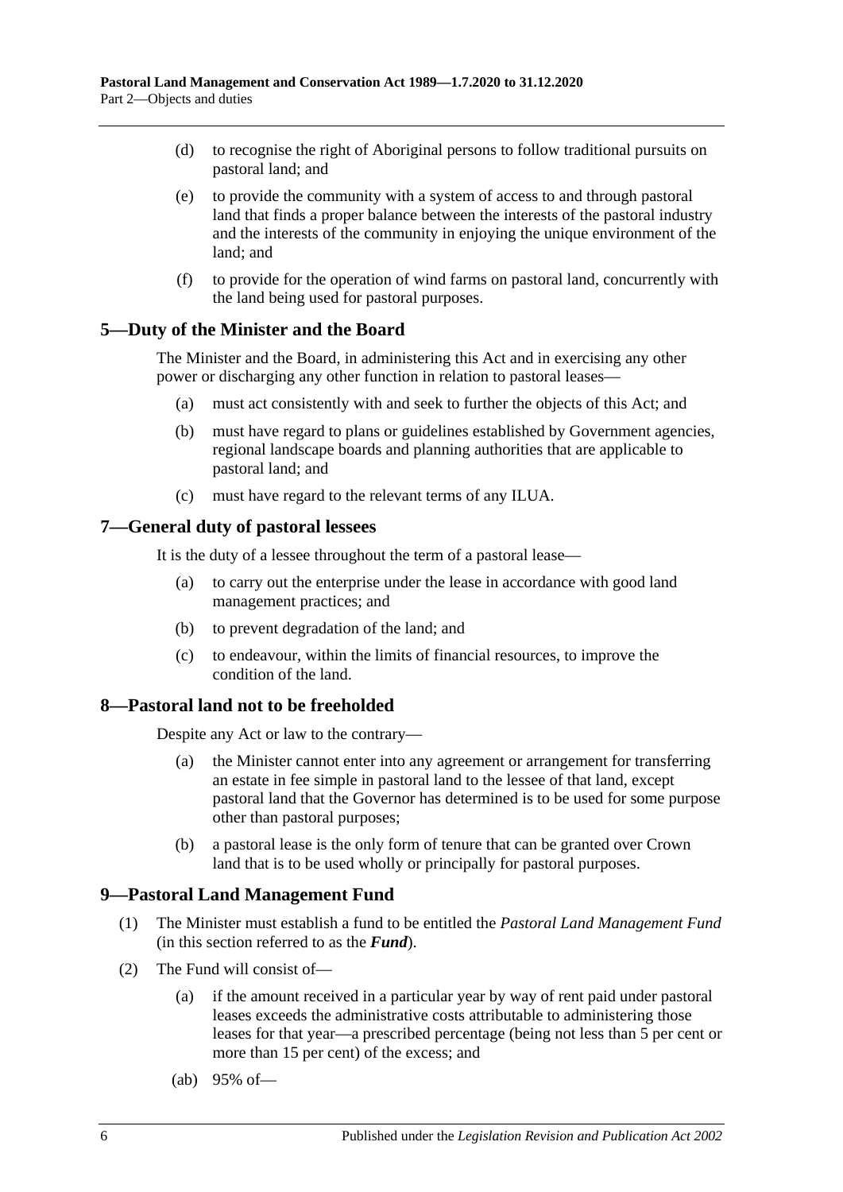(d) to recognise the right of Aboriginal persons to follow traditional pursuits on pastoral land; and

(e) to provide the community with a system of access to and through pastoral land that finds a proper balance between the interests of the pastoral industry and the interests of the community in enjoying the unique environment of the land; and

(f) to provide for the operation of wind farms on pastoral land, concurrently with the land being used for pastoral purposes.

## 5—Duty of the Minister and the Board

The Minister and the Board, in administering this Act and in exercising any other power or discharging any other function in relation to pastoral leases—

(a) must act consistently with and seek to further the objects of this Act; and

(b) must have regard to plans or guidelines established by Government agencies, regional landscape boards and planning authorities that are applicable to pastoral land; and

(c) must have regard to the relevant terms of any ILUA.

## 7—General duty of pastoral lessees

It is the duty of a lessee throughout the term of a pastoral lease—

(a) to carry out the enterprise under the lease in accordance with good land management practices; and

(b) to prevent degradation of the land; and

(c) to endeavour, within the limits of financial resources, to improve the condition of the land.

## 8—Pastoral land not to be freeholded

Despite any Act or law to the contrary—

(a) the Minister cannot enter into any agreement or arrangement for transferring an estate in fee simple in pastoral land to the lessee of that land, except pastoral land that the Governor has determined is to be used for some purpose other than pastoral purposes;

(b) a pastoral lease is the only form of tenure that can be granted over Crown land that is to be used wholly or principally for pastoral purposes.

## 9—Pastoral Land Management Fund

(1) The Minister must establish a fund to be entitled the *Pastoral Land Management Fund* (in this section referred to as the ***Fund***).

(2) The Fund will consist of—

(a) if the amount received in a particular year by way of rent paid under pastoral leases exceeds the administrative costs attributable to administering those leases for that year—a prescribed percentage (being not less than 5 per cent or more than 15 per cent) of the excess; and

(ab) 95% of—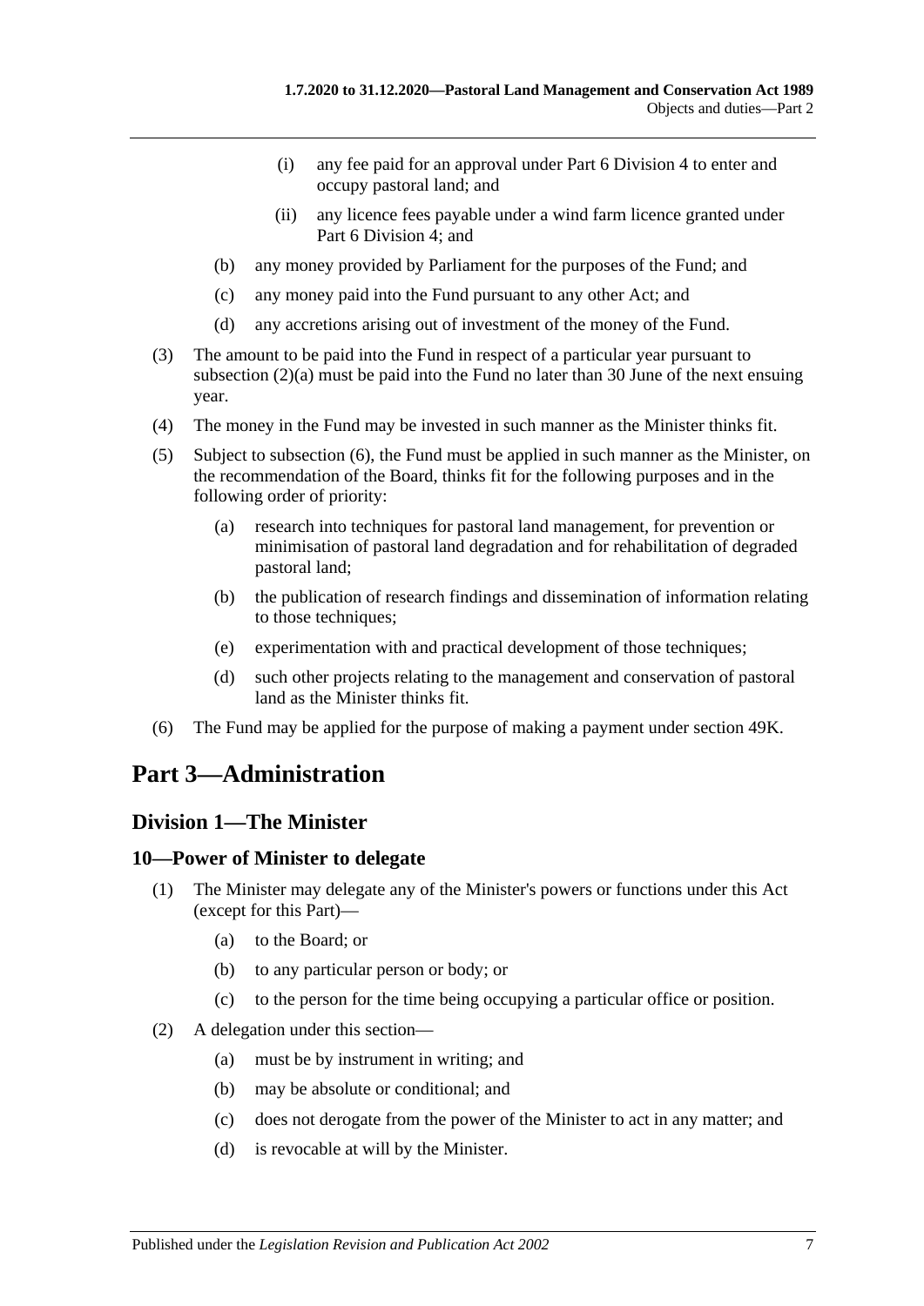(i) any fee paid for an approval under Part 6 Division 4 to enter and occupy pastoral land; and

(ii) any licence fees payable under a wind farm licence granted under Part 6 Division 4; and

(b) any money provided by Parliament for the purposes of the Fund; and

(c) any money paid into the Fund pursuant to any other Act; and

(d) any accretions arising out of investment of the money of the Fund.

(3) The amount to be paid into the Fund in respect of a particular year pursuant to subsection (2)(a) must be paid into the Fund no later than 30 June of the next ensuing year.

(4) The money in the Fund may be invested in such manner as the Minister thinks fit.

(5) Subject to subsection (6), the Fund must be applied in such manner as the Minister, on the recommendation of the Board, thinks fit for the following purposes and in the following order of priority:

(a) research into techniques for pastoral land management, for prevention or minimisation of pastoral land degradation and for rehabilitation of degraded pastoral land;

(b) the publication of research findings and dissemination of information relating to those techniques;

(e) experimentation with and practical development of those techniques;

(d) such other projects relating to the management and conservation of pastoral land as the Minister thinks fit.

(6) The Fund may be applied for the purpose of making a payment under section 49K.

# Part 3—Administration

## Division 1—The Minister

### 10—Power of Minister to delegate

(1) The Minister may delegate any of the Minister's powers or functions under this Act (except for this Part)—

(a) to the Board; or

(b) to any particular person or body; or

(c) to the person for the time being occupying a particular office or position.

(2) A delegation under this section—

(a) must be by instrument in writing; and

(b) may be absolute or conditional; and

(c) does not derogate from the power of the Minister to act in any matter; and

(d) is revocable at will by the Minister.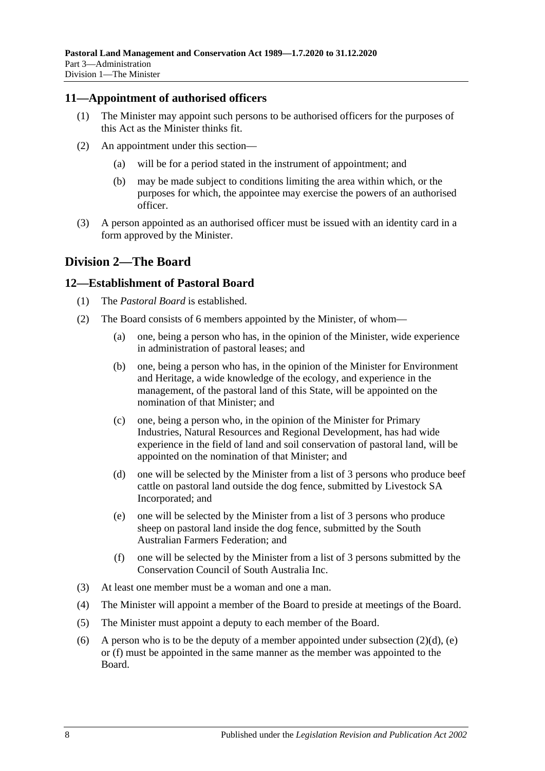## 11—Appointment of authorised officers

(1) The Minister may appoint such persons to be authorised officers for the purposes of this Act as the Minister thinks fit.

(2) An appointment under this section—

(a) will be for a period stated in the instrument of appointment; and

(b) may be made subject to conditions limiting the area within which, or the purposes for which, the appointee may exercise the powers of an authorised officer.

(3) A person appointed as an authorised officer must be issued with an identity card in a form approved by the Minister.

# Division 2—The Board

## 12—Establishment of Pastoral Board

(1) The *Pastoral Board* is established.

(2) The Board consists of 6 members appointed by the Minister, of whom—

(a) one, being a person who has, in the opinion of the Minister, wide experience in administration of pastoral leases; and

(b) one, being a person who has, in the opinion of the Minister for Environment and Heritage, a wide knowledge of the ecology, and experience in the management, of the pastoral land of this State, will be appointed on the nomination of that Minister; and

(c) one, being a person who, in the opinion of the Minister for Primary Industries, Natural Resources and Regional Development, has had wide experience in the field of land and soil conservation of pastoral land, will be appointed on the nomination of that Minister; and

(d) one will be selected by the Minister from a list of 3 persons who produce beef cattle on pastoral land outside the dog fence, submitted by Livestock SA Incorporated; and

(e) one will be selected by the Minister from a list of 3 persons who produce sheep on pastoral land inside the dog fence, submitted by the South Australian Farmers Federation; and

(f) one will be selected by the Minister from a list of 3 persons submitted by the Conservation Council of South Australia Inc.

(3) At least one member must be a woman and one a man.

(4) The Minister will appoint a member of the Board to preside at meetings of the Board.

(5) The Minister must appoint a deputy to each member of the Board.

(6) A person who is to be the deputy of a member appointed under subsection (2)(d), (e) or (f) must be appointed in the same manner as the member was appointed to the Board.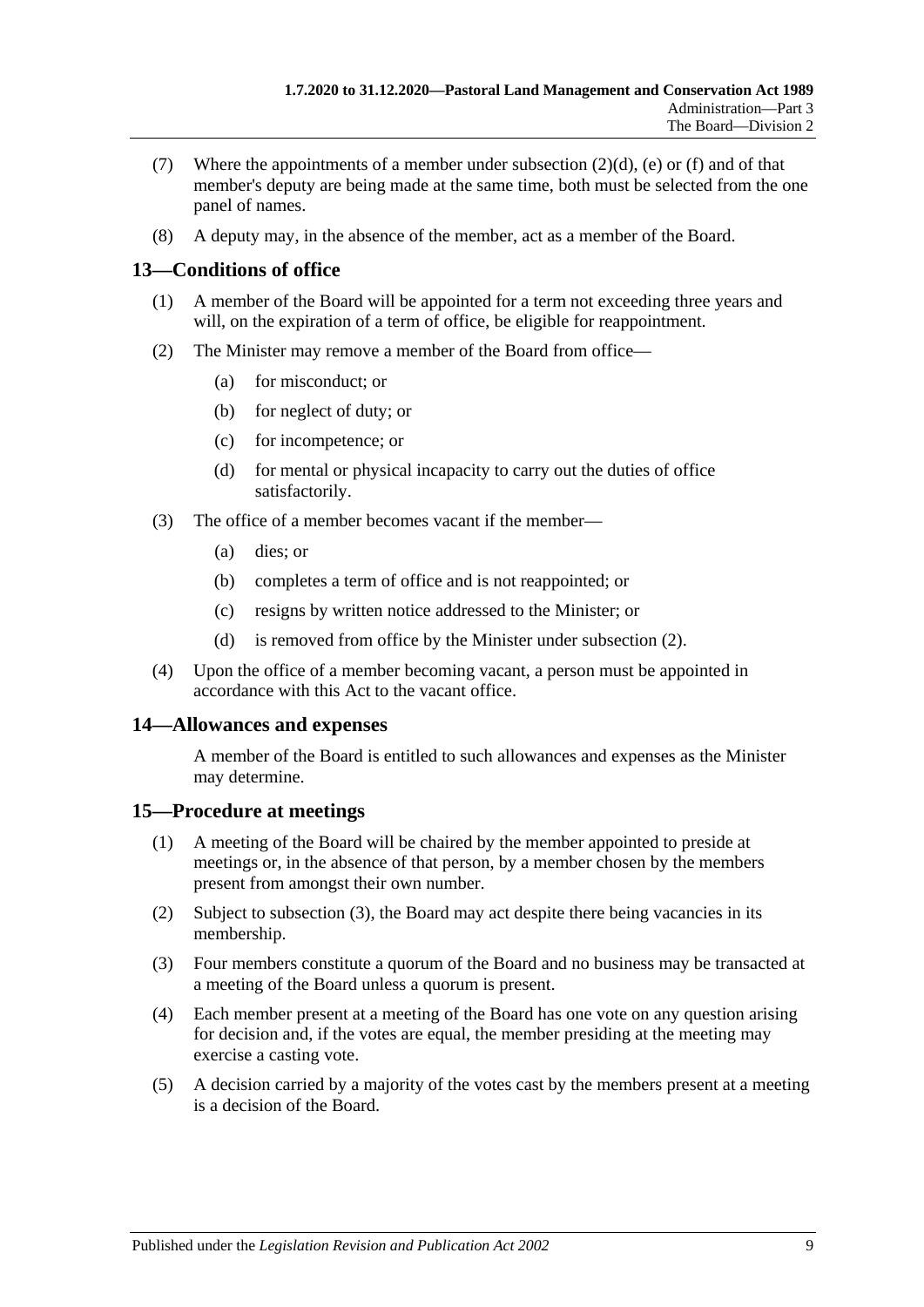(7) Where the appointments of a member under subsection (2)(d), (e) or (f) and of that member's deputy are being made at the same time, both must be selected from the one panel of names.

(8) A deputy may, in the absence of the member, act as a member of the Board.

## 13—Conditions of office

(1) A member of the Board will be appointed for a term not exceeding three years and will, on the expiration of a term of office, be eligible for reappointment.

(2) The Minister may remove a member of the Board from office—

- (a) for misconduct; or
- (b) for neglect of duty; or
- (c) for incompetence; or
- (d) for mental or physical incapacity to carry out the duties of office satisfactorily.

(3) The office of a member becomes vacant if the member—

- (a) dies; or
- (b) completes a term of office and is not reappointed; or
- (c) resigns by written notice addressed to the Minister; or
- (d) is removed from office by the Minister under subsection (2).

(4) Upon the office of a member becoming vacant, a person must be appointed in accordance with this Act to the vacant office.

## 14—Allowances and expenses

A member of the Board is entitled to such allowances and expenses as the Minister may determine.

## 15—Procedure at meetings

(1) A meeting of the Board will be chaired by the member appointed to preside at meetings or, in the absence of that person, by a member chosen by the members present from amongst their own number.

(2) Subject to subsection (3), the Board may act despite there being vacancies in its membership.

(3) Four members constitute a quorum of the Board and no business may be transacted at a meeting of the Board unless a quorum is present.

(4) Each member present at a meeting of the Board has one vote on any question arising for decision and, if the votes are equal, the member presiding at the meeting may exercise a casting vote.

(5) A decision carried by a majority of the votes cast by the members present at a meeting is a decision of the Board.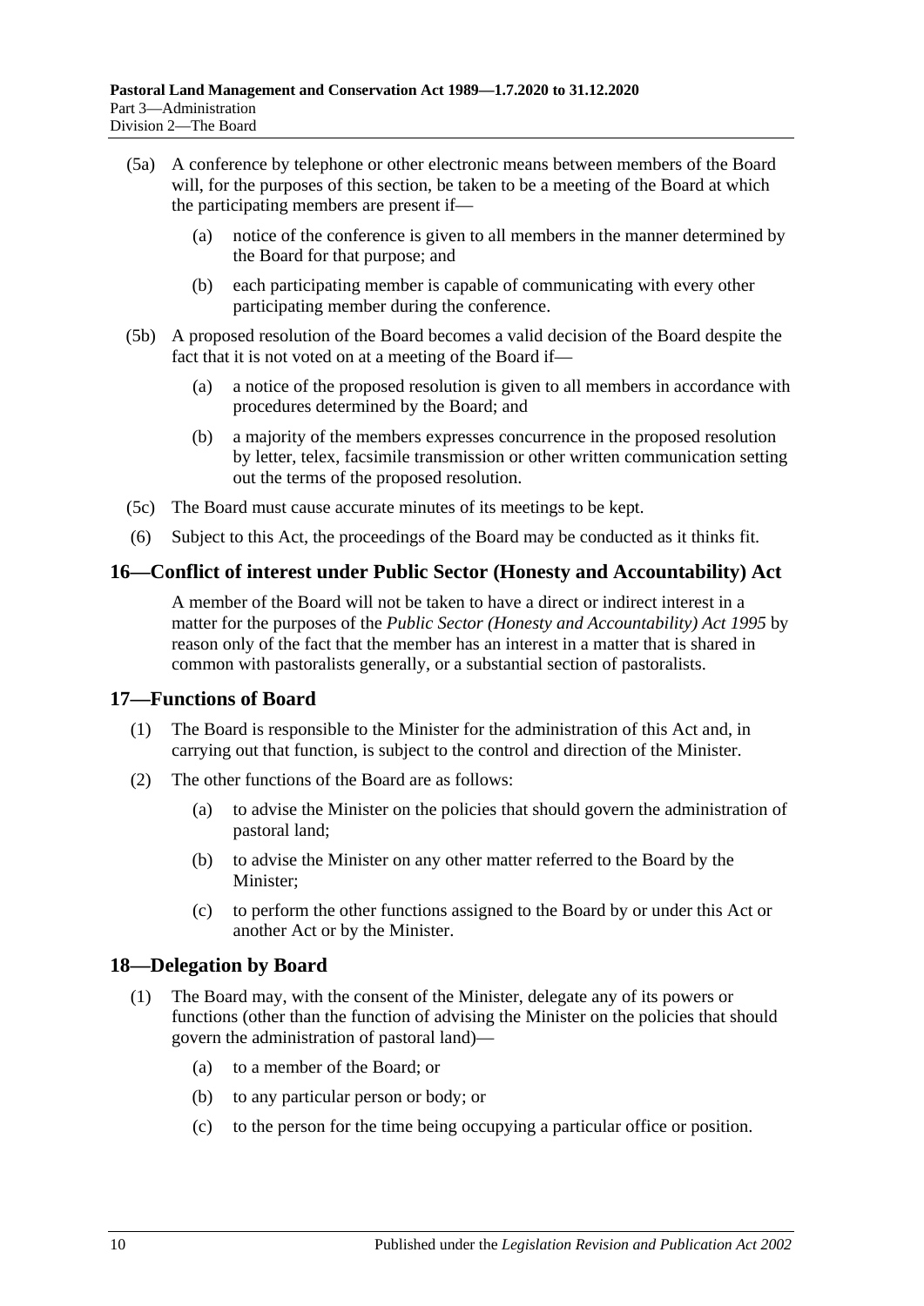(5a) A conference by telephone or other electronic means between members of the Board will, for the purposes of this section, be taken to be a meeting of the Board at which the participating members are present if—

(a) notice of the conference is given to all members in the manner determined by the Board for that purpose; and

(b) each participating member is capable of communicating with every other participating member during the conference.

(5b) A proposed resolution of the Board becomes a valid decision of the Board despite the fact that it is not voted on at a meeting of the Board if—

(a) a notice of the proposed resolution is given to all members in accordance with procedures determined by the Board; and

(b) a majority of the members expresses concurrence in the proposed resolution by letter, telex, facsimile transmission or other written communication setting out the terms of the proposed resolution.

(5c) The Board must cause accurate minutes of its meetings to be kept.

(6) Subject to this Act, the proceedings of the Board may be conducted as it thinks fit.

## 16—Conflict of interest under Public Sector (Honesty and Accountability) Act

A member of the Board will not be taken to have a direct or indirect interest in a matter for the purposes of the *Public Sector (Honesty and Accountability) Act 1995* by reason only of the fact that the member has an interest in a matter that is shared in common with pastoralists generally, or a substantial section of pastoralists.

## 17—Functions of Board

(1) The Board is responsible to the Minister for the administration of this Act and, in carrying out that function, is subject to the control and direction of the Minister.

(2) The other functions of the Board are as follows:

(a) to advise the Minister on the policies that should govern the administration of pastoral land;

(b) to advise the Minister on any other matter referred to the Board by the Minister;

(c) to perform the other functions assigned to the Board by or under this Act or another Act or by the Minister.

## 18—Delegation by Board

(1) The Board may, with the consent of the Minister, delegate any of its powers or functions (other than the function of advising the Minister on the policies that should govern the administration of pastoral land)—

(a) to a member of the Board; or

(b) to any particular person or body; or

(c) to the person for the time being occupying a particular office or position.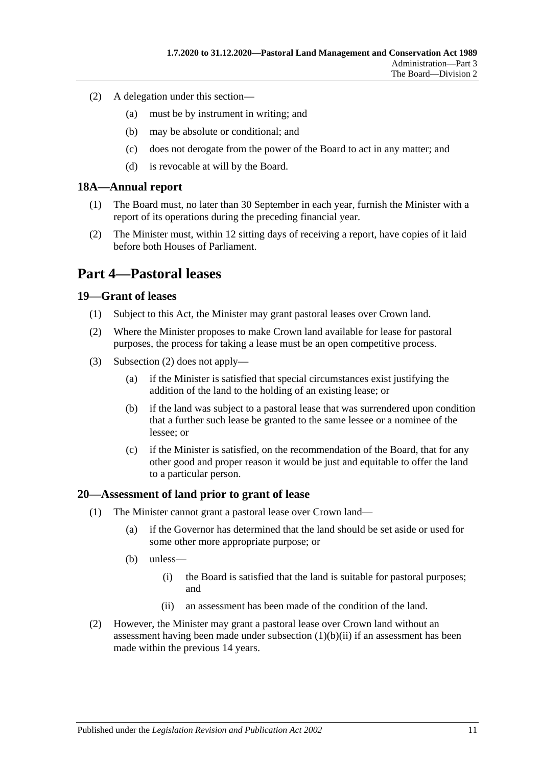(2) A delegation under this section—

(a) must be by instrument in writing; and

(b) may be absolute or conditional; and

(c) does not derogate from the power of the Board to act in any matter; and

(d) is revocable at will by the Board.

### 18A—Annual report

(1) The Board must, no later than 30 September in each year, furnish the Minister with a report of its operations during the preceding financial year.

(2) The Minister must, within 12 sitting days of receiving a report, have copies of it laid before both Houses of Parliament.

## Part 4—Pastoral leases

### 19—Grant of leases

(1) Subject to this Act, the Minister may grant pastoral leases over Crown land.

(2) Where the Minister proposes to make Crown land available for lease for pastoral purposes, the process for taking a lease must be an open competitive process.

(3) Subsection (2) does not apply—

(a) if the Minister is satisfied that special circumstances exist justifying the addition of the land to the holding of an existing lease; or

(b) if the land was subject to a pastoral lease that was surrendered upon condition that a further such lease be granted to the same lessee or a nominee of the lessee; or

(c) if the Minister is satisfied, on the recommendation of the Board, that for any other good and proper reason it would be just and equitable to offer the land to a particular person.

### 20—Assessment of land prior to grant of lease

(1) The Minister cannot grant a pastoral lease over Crown land—

(a) if the Governor has determined that the land should be set aside or used for some other more appropriate purpose; or

(b) unless—

(i) the Board is satisfied that the land is suitable for pastoral purposes; and

(ii) an assessment has been made of the condition of the land.

(2) However, the Minister may grant a pastoral lease over Crown land without an assessment having been made under subsection (1)(b)(ii) if an assessment has been made within the previous 14 years.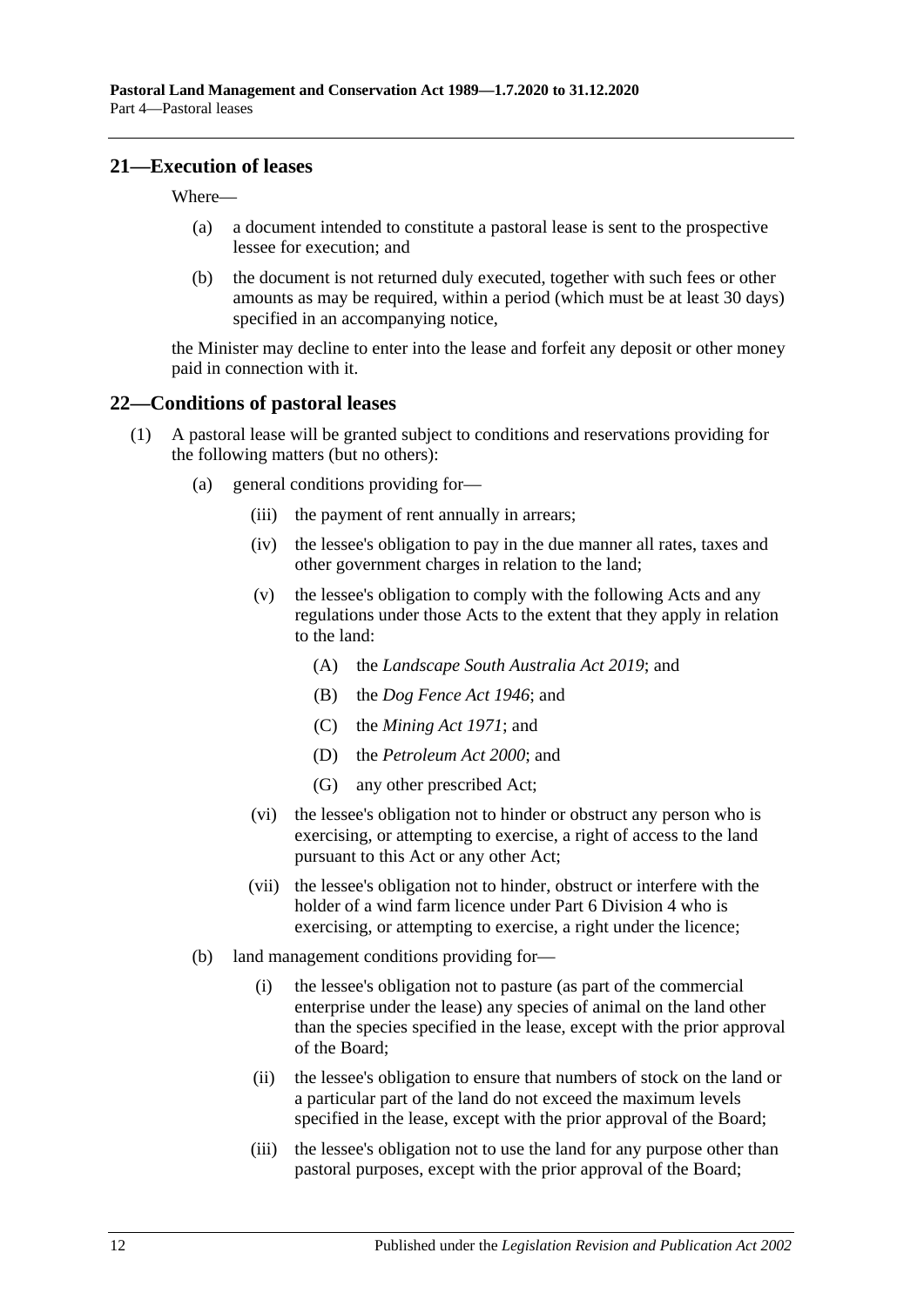## 21—Execution of leases

Where—

(a) a document intended to constitute a pastoral lease is sent to the prospective lessee for execution; and

(b) the document is not returned duly executed, together with such fees or other amounts as may be required, within a period (which must be at least 30 days) specified in an accompanying notice,

the Minister may decline to enter into the lease and forfeit any deposit or other money paid in connection with it.

## 22—Conditions of pastoral leases

(1) A pastoral lease will be granted subject to conditions and reservations providing for the following matters (but no others):

(a) general conditions providing for—

(iii) the payment of rent annually in arrears;

(iv) the lessee's obligation to pay in the due manner all rates, taxes and other government charges in relation to the land;

(v) the lessee's obligation to comply with the following Acts and any regulations under those Acts to the extent that they apply in relation to the land:

(A) the *Landscape South Australia Act 2019*; and

(B) the *Dog Fence Act 1946*; and

(C) the *Mining Act 1971*; and

(D) the *Petroleum Act 2000*; and

(G) any other prescribed Act;

(vi) the lessee's obligation not to hinder or obstruct any person who is exercising, or attempting to exercise, a right of access to the land pursuant to this Act or any other Act;

(vii) the lessee's obligation not to hinder, obstruct or interfere with the holder of a wind farm licence under Part 6 Division 4 who is exercising, or attempting to exercise, a right under the licence;

(b) land management conditions providing for—

(i) the lessee's obligation not to pasture (as part of the commercial enterprise under the lease) any species of animal on the land other than the species specified in the lease, except with the prior approval of the Board;

(ii) the lessee's obligation to ensure that numbers of stock on the land or a particular part of the land do not exceed the maximum levels specified in the lease, except with the prior approval of the Board;

(iii) the lessee's obligation not to use the land for any purpose other than pastoral purposes, except with the prior approval of the Board;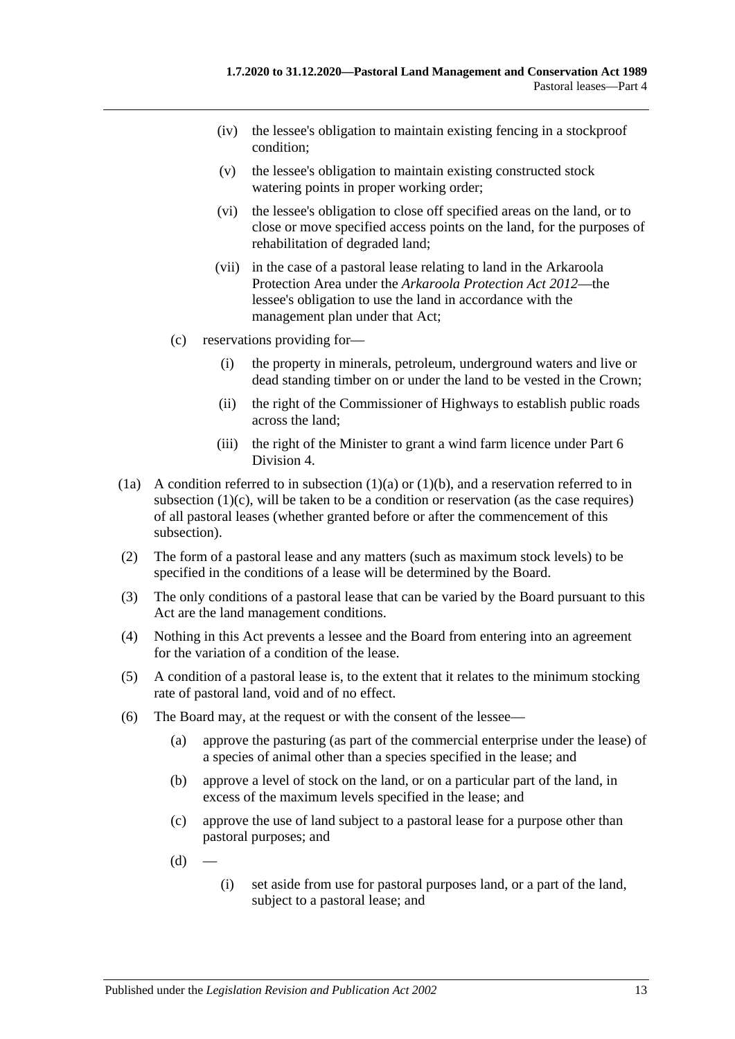(iv) the lessee's obligation to maintain existing fencing in a stockproof condition;

(v) the lessee's obligation to maintain existing constructed stock watering points in proper working order;

(vi) the lessee's obligation to close off specified areas on the land, or to close or move specified access points on the land, for the purposes of rehabilitation of degraded land;

(vii) in the case of a pastoral lease relating to land in the Arkaroola Protection Area under the *Arkaroola Protection Act 2012*—the lessee's obligation to use the land in accordance with the management plan under that Act;

(c) reservations providing for—

(i) the property in minerals, petroleum, underground waters and live or dead standing timber on or under the land to be vested in the Crown;

(ii) the right of the Commissioner of Highways to establish public roads across the land;

(iii) the right of the Minister to grant a wind farm licence under Part 6 Division 4.

(1a) A condition referred to in subsection (1)(a) or (1)(b), and a reservation referred to in subsection (1)(c), will be taken to be a condition or reservation (as the case requires) of all pastoral leases (whether granted before or after the commencement of this subsection).

(2) The form of a pastoral lease and any matters (such as maximum stock levels) to be specified in the conditions of a lease will be determined by the Board.

(3) The only conditions of a pastoral lease that can be varied by the Board pursuant to this Act are the land management conditions.

(4) Nothing in this Act prevents a lessee and the Board from entering into an agreement for the variation of a condition of the lease.

(5) A condition of a pastoral lease is, to the extent that it relates to the minimum stocking rate of pastoral land, void and of no effect.

(6) The Board may, at the request or with the consent of the lessee—

(a) approve the pasturing (as part of the commercial enterprise under the lease) of a species of animal other than a species specified in the lease; and

(b) approve a level of stock on the land, or on a particular part of the land, in excess of the maximum levels specified in the lease; and

(c) approve the use of land subject to a pastoral lease for a purpose other than pastoral purposes; and

(d) —

(i) set aside from use for pastoral purposes land, or a part of the land, subject to a pastoral lease; and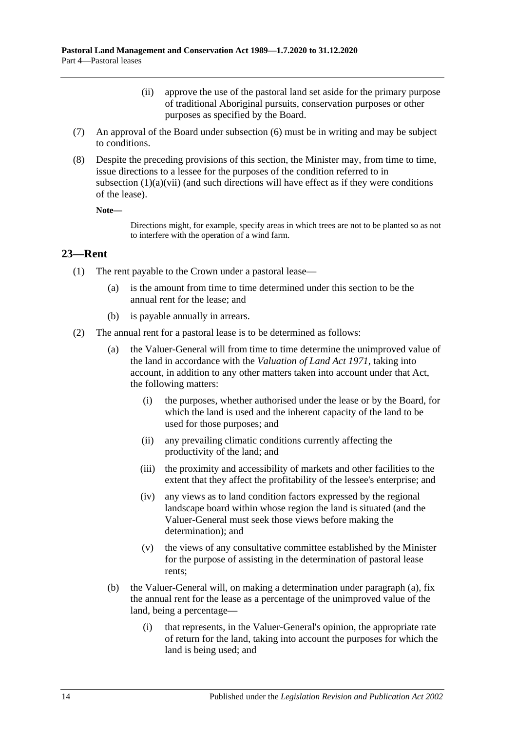(ii) approve the use of the pastoral land set aside for the primary purpose of traditional Aboriginal pursuits, conservation purposes or other purposes as specified by the Board.

(7) An approval of the Board under subsection (6) must be in writing and may be subject to conditions.

(8) Despite the preceding provisions of this section, the Minister may, from time to time, issue directions to a lessee for the purposes of the condition referred to in subsection (1)(a)(vii) (and such directions will have effect as if they were conditions of the lease).

**Note—**

Directions might, for example, specify areas in which trees are not to be planted so as not to interfere with the operation of a wind farm.

## 23—Rent

(1) The rent payable to the Crown under a pastoral lease—

(a) is the amount from time to time determined under this section to be the annual rent for the lease; and

(b) is payable annually in arrears.

(2) The annual rent for a pastoral lease is to be determined as follows:

(a) the Valuer-General will from time to time determine the unimproved value of the land in accordance with the *Valuation of Land Act 1971*, taking into account, in addition to any other matters taken into account under that Act, the following matters:

(i) the purposes, whether authorised under the lease or by the Board, for which the land is used and the inherent capacity of the land to be used for those purposes; and

(ii) any prevailing climatic conditions currently affecting the productivity of the land; and

(iii) the proximity and accessibility of markets and other facilities to the extent that they affect the profitability of the lessee's enterprise; and

(iv) any views as to land condition factors expressed by the regional landscape board within whose region the land is situated (and the Valuer-General must seek those views before making the determination); and

(v) the views of any consultative committee established by the Minister for the purpose of assisting in the determination of pastoral lease rents;

(b) the Valuer-General will, on making a determination under paragraph (a), fix the annual rent for the lease as a percentage of the unimproved value of the land, being a percentage—

(i) that represents, in the Valuer-General's opinion, the appropriate rate of return for the land, taking into account the purposes for which the land is being used; and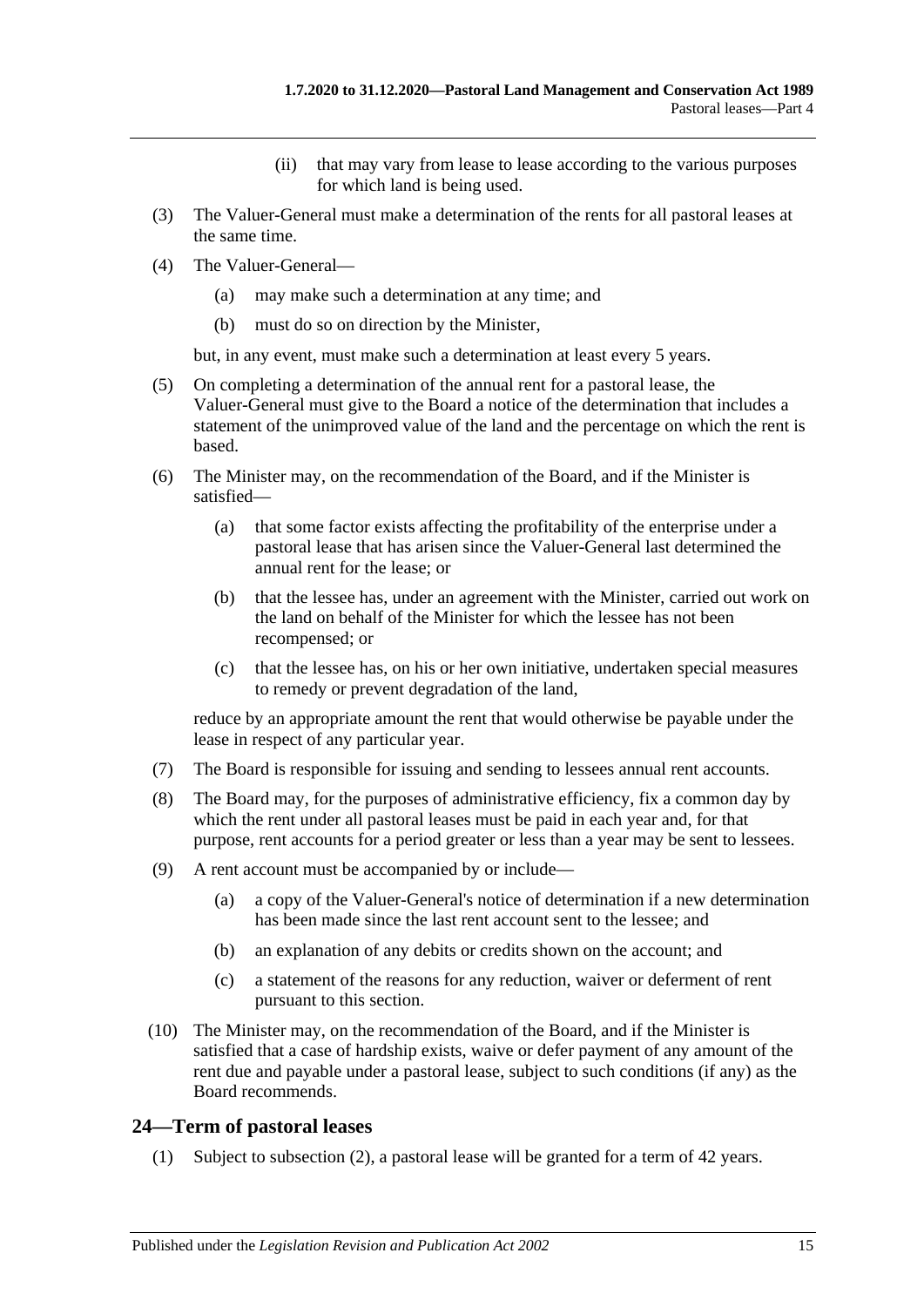(ii) that may vary from lease to lease according to the various purposes for which land is being used.

(3) The Valuer-General must make a determination of the rents for all pastoral leases at the same time.

(4) The Valuer-General—

(a) may make such a determination at any time; and

(b) must do so on direction by the Minister,

but, in any event, must make such a determination at least every 5 years.

(5) On completing a determination of the annual rent for a pastoral lease, the Valuer-General must give to the Board a notice of the determination that includes a statement of the unimproved value of the land and the percentage on which the rent is based.

(6) The Minister may, on the recommendation of the Board, and if the Minister is satisfied—

(a) that some factor exists affecting the profitability of the enterprise under a pastoral lease that has arisen since the Valuer-General last determined the annual rent for the lease; or

(b) that the lessee has, under an agreement with the Minister, carried out work on the land on behalf of the Minister for which the lessee has not been recompensed; or

(c) that the lessee has, on his or her own initiative, undertaken special measures to remedy or prevent degradation of the land,

reduce by an appropriate amount the rent that would otherwise be payable under the lease in respect of any particular year.

(7) The Board is responsible for issuing and sending to lessees annual rent accounts.

(8) The Board may, for the purposes of administrative efficiency, fix a common day by which the rent under all pastoral leases must be paid in each year and, for that purpose, rent accounts for a period greater or less than a year may be sent to lessees.

(9) A rent account must be accompanied by or include—

(a) a copy of the Valuer-General's notice of determination if a new determination has been made since the last rent account sent to the lessee; and

(b) an explanation of any debits or credits shown on the account; and

(c) a statement of the reasons for any reduction, waiver or deferment of rent pursuant to this section.

(10) The Minister may, on the recommendation of the Board, and if the Minister is satisfied that a case of hardship exists, waive or defer payment of any amount of the rent due and payable under a pastoral lease, subject to such conditions (if any) as the Board recommends.

## 24—Term of pastoral leases

(1) Subject to subsection (2), a pastoral lease will be granted for a term of 42 years.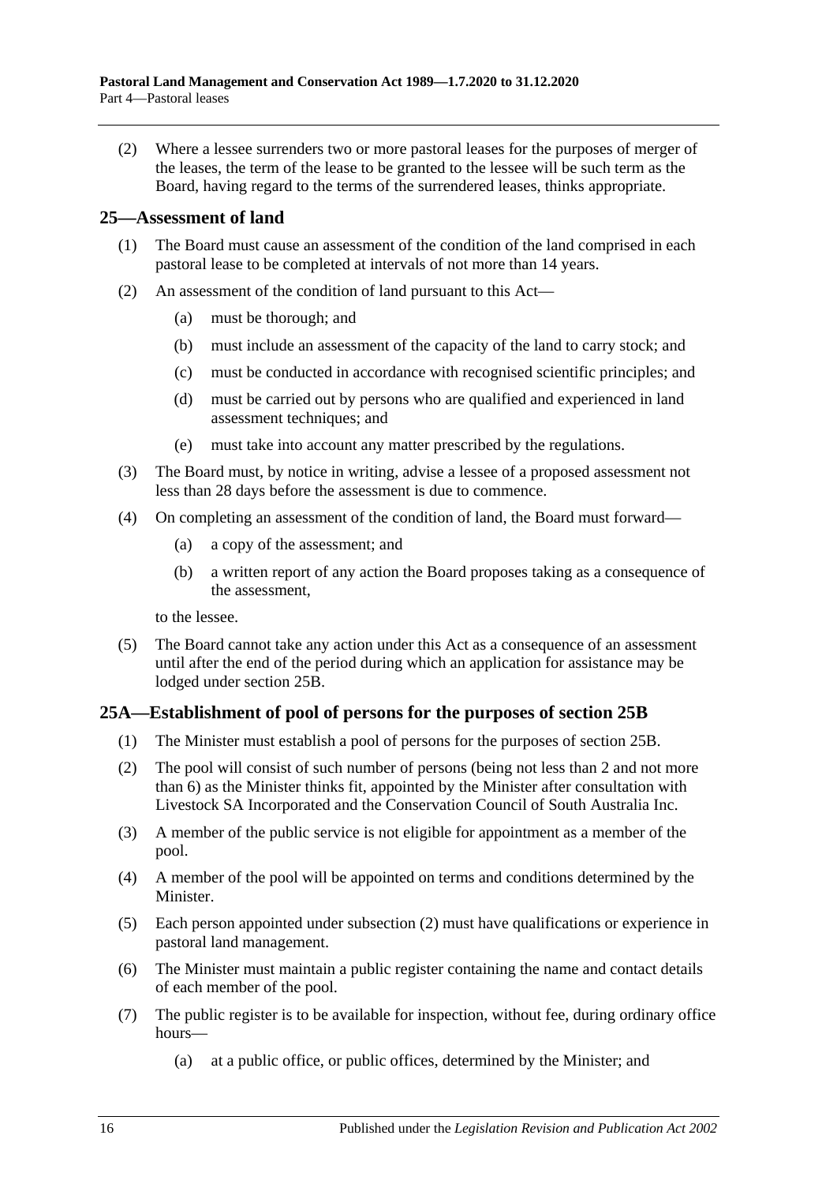(2) Where a lessee surrenders two or more pastoral leases for the purposes of merger of the leases, the term of the lease to be granted to the lessee will be such term as the Board, having regard to the terms of the surrendered leases, thinks appropriate.

## 25—Assessment of land

(1) The Board must cause an assessment of the condition of the land comprised in each pastoral lease to be completed at intervals of not more than 14 years.

(2) An assessment of the condition of land pursuant to this Act—

- (a) must be thorough; and
- (b) must include an assessment of the capacity of the land to carry stock; and
- (c) must be conducted in accordance with recognised scientific principles; and
- (d) must be carried out by persons who are qualified and experienced in land assessment techniques; and
- (e) must take into account any matter prescribed by the regulations.

(3) The Board must, by notice in writing, advise a lessee of a proposed assessment not less than 28 days before the assessment is due to commence.

(4) On completing an assessment of the condition of land, the Board must forward—

- (a) a copy of the assessment; and
- (b) a written report of any action the Board proposes taking as a consequence of the assessment,

to the lessee.

(5) The Board cannot take any action under this Act as a consequence of an assessment until after the end of the period during which an application for assistance may be lodged under section 25B.

## 25A—Establishment of pool of persons for the purposes of section 25B

(1) The Minister must establish a pool of persons for the purposes of section 25B.

(2) The pool will consist of such number of persons (being not less than 2 and not more than 6) as the Minister thinks fit, appointed by the Minister after consultation with Livestock SA Incorporated and the Conservation Council of South Australia Inc.

(3) A member of the public service is not eligible for appointment as a member of the pool.

(4) A member of the pool will be appointed on terms and conditions determined by the Minister.

(5) Each person appointed under subsection (2) must have qualifications or experience in pastoral land management.

(6) The Minister must maintain a public register containing the name and contact details of each member of the pool.

(7) The public register is to be available for inspection, without fee, during ordinary office hours—

- (a) at a public office, or public offices, determined by the Minister; and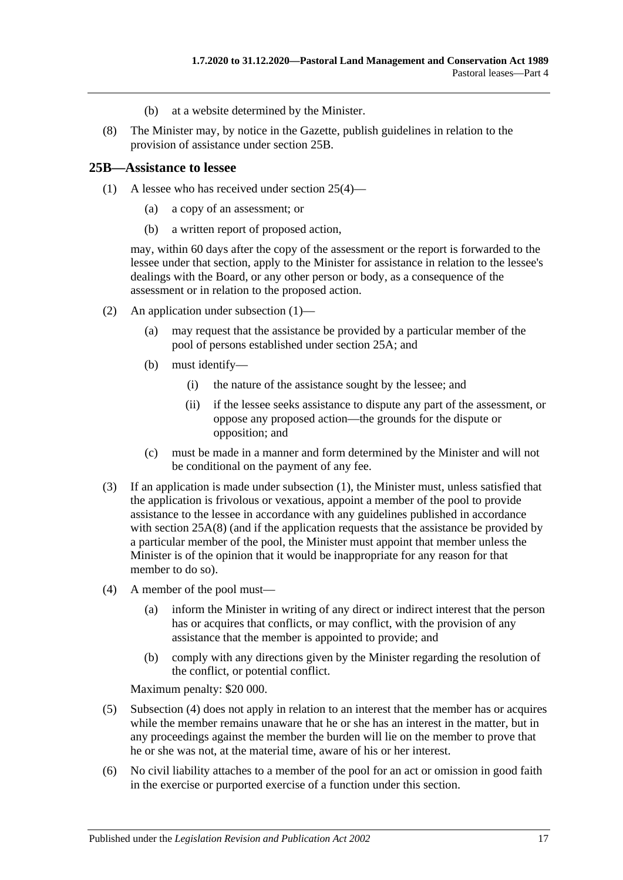(b) at a website determined by the Minister.

(8) The Minister may, by notice in the Gazette, publish guidelines in relation to the provision of assistance under section 25B.

## 25B—Assistance to lessee

(1) A lessee who has received under section 25(4)—

  (a) a copy of an assessment; or

  (b) a written report of proposed action,

may, within 60 days after the copy of the assessment or the report is forwarded to the lessee under that section, apply to the Minister for assistance in relation to the lessee's dealings with the Board, or any other person or body, as a consequence of the assessment or in relation to the proposed action.

(2) An application under subsection (1)—

  (a) may request that the assistance be provided by a particular member of the pool of persons established under section 25A; and

  (b) must identify—

    (i) the nature of the assistance sought by the lessee; and

    (ii) if the lessee seeks assistance to dispute any part of the assessment, or oppose any proposed action—the grounds for the dispute or opposition; and

  (c) must be made in a manner and form determined by the Minister and will not be conditional on the payment of any fee.

(3) If an application is made under subsection (1), the Minister must, unless satisfied that the application is frivolous or vexatious, appoint a member of the pool to provide assistance to the lessee in accordance with any guidelines published in accordance with section 25A(8) (and if the application requests that the assistance be provided by a particular member of the pool, the Minister must appoint that member unless the Minister is of the opinion that it would be inappropriate for any reason for that member to do so).

(4) A member of the pool must—

  (a) inform the Minister in writing of any direct or indirect interest that the person has or acquires that conflicts, or may conflict, with the provision of any assistance that the member is appointed to provide; and

  (b) comply with any directions given by the Minister regarding the resolution of the conflict, or potential conflict.

Maximum penalty: $20 000.

(5) Subsection (4) does not apply in relation to an interest that the member has or acquires while the member remains unaware that he or she has an interest in the matter, but in any proceedings against the member the burden will lie on the member to prove that he or she was not, at the material time, aware of his or her interest.

(6) No civil liability attaches to a member of the pool for an act or omission in good faith in the exercise or purported exercise of a function under this section.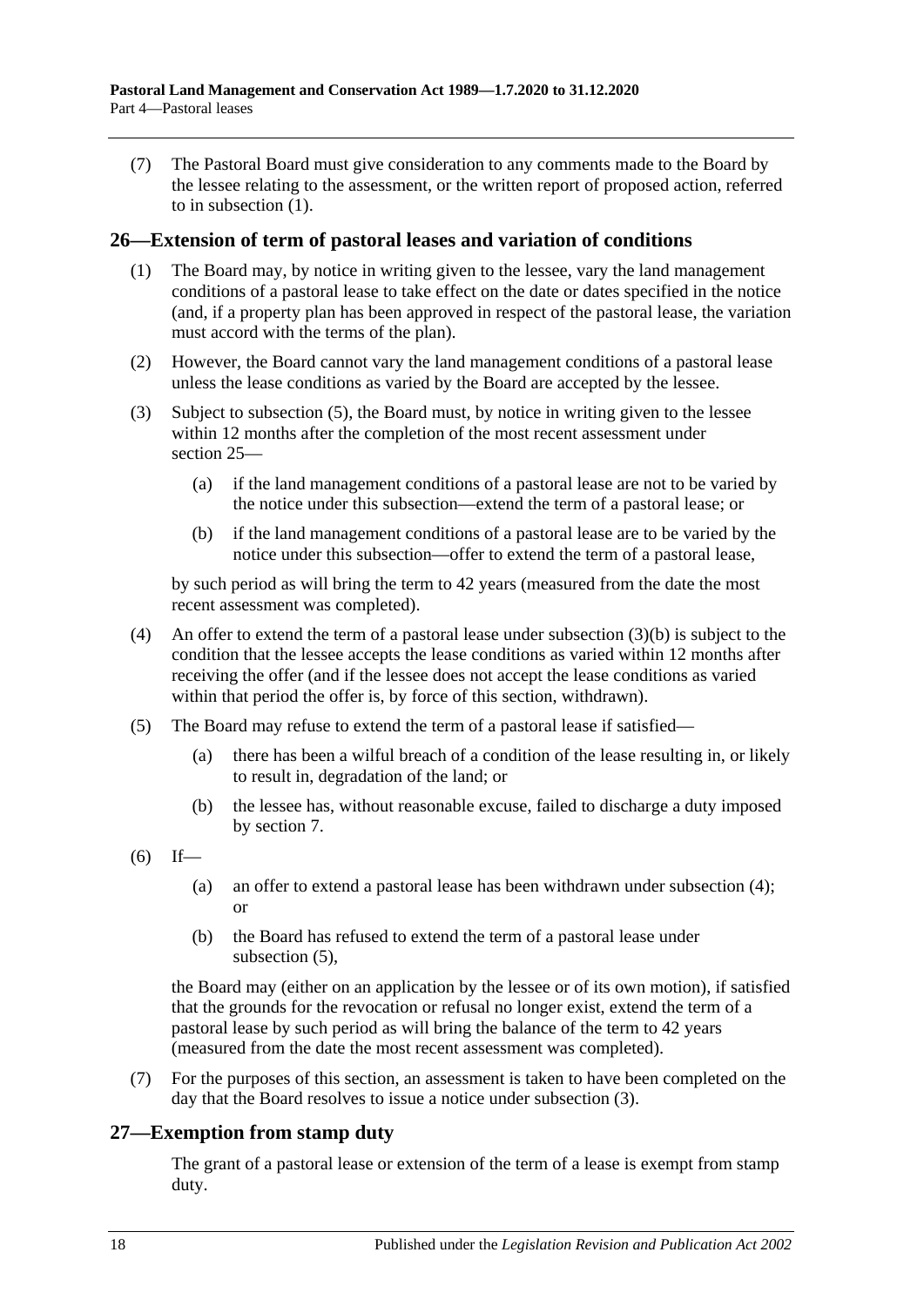(7) The Pastoral Board must give consideration to any comments made to the Board by the lessee relating to the assessment, or the written report of proposed action, referred to in subsection (1).

## 26—Extension of term of pastoral leases and variation of conditions

(1) The Board may, by notice in writing given to the lessee, vary the land management conditions of a pastoral lease to take effect on the date or dates specified in the notice (and, if a property plan has been approved in respect of the pastoral lease, the variation must accord with the terms of the plan).

(2) However, the Board cannot vary the land management conditions of a pastoral lease unless the lease conditions as varied by the Board are accepted by the lessee.

(3) Subject to subsection (5), the Board must, by notice in writing given to the lessee within 12 months after the completion of the most recent assessment under section 25—

(a) if the land management conditions of a pastoral lease are not to be varied by the notice under this subsection—extend the term of a pastoral lease; or

(b) if the land management conditions of a pastoral lease are to be varied by the notice under this subsection—offer to extend the term of a pastoral lease,

by such period as will bring the term to 42 years (measured from the date the most recent assessment was completed).

(4) An offer to extend the term of a pastoral lease under subsection (3)(b) is subject to the condition that the lessee accepts the lease conditions as varied within 12 months after receiving the offer (and if the lessee does not accept the lease conditions as varied within that period the offer is, by force of this section, withdrawn).

(5) The Board may refuse to extend the term of a pastoral lease if satisfied—

(a) there has been a wilful breach of a condition of the lease resulting in, or likely to result in, degradation of the land; or

(b) the lessee has, without reasonable excuse, failed to discharge a duty imposed by section 7.

(6) If—

(a) an offer to extend a pastoral lease has been withdrawn under subsection (4); or

(b) the Board has refused to extend the term of a pastoral lease under subsection (5),

the Board may (either on an application by the lessee or of its own motion), if satisfied that the grounds for the revocation or refusal no longer exist, extend the term of a pastoral lease by such period as will bring the balance of the term to 42 years (measured from the date the most recent assessment was completed).

(7) For the purposes of this section, an assessment is taken to have been completed on the day that the Board resolves to issue a notice under subsection (3).

## 27—Exemption from stamp duty

The grant of a pastoral lease or extension of the term of a lease is exempt from stamp duty.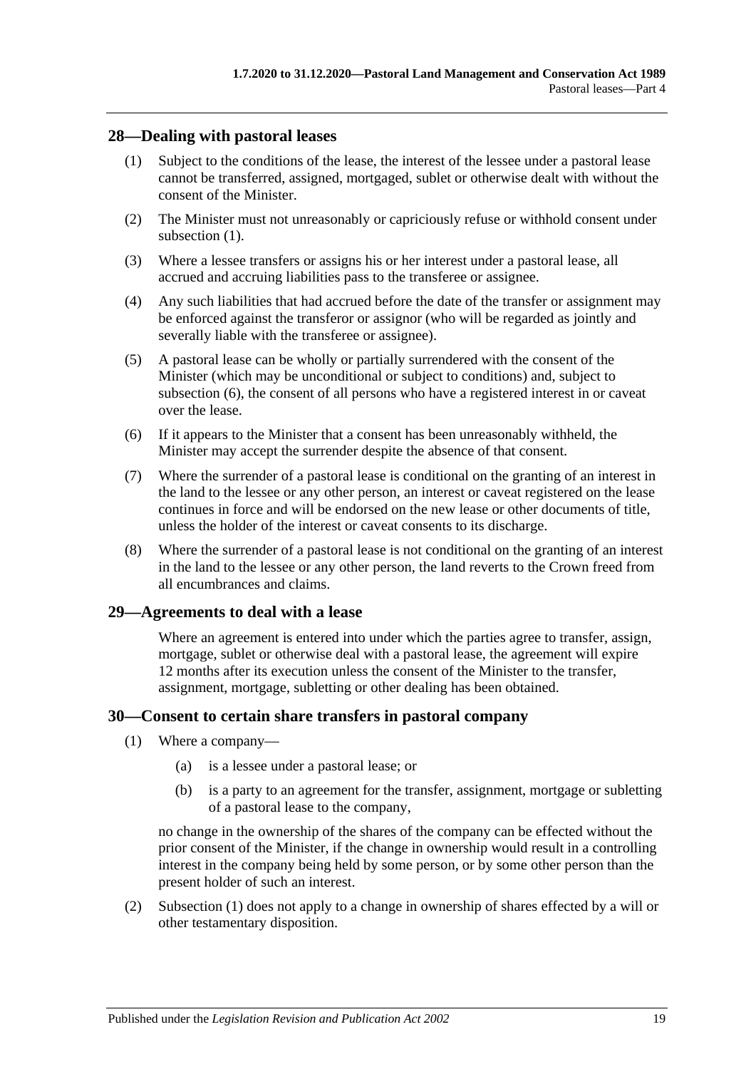## 28—Dealing with pastoral leases

(1) Subject to the conditions of the lease, the interest of the lessee under a pastoral lease cannot be transferred, assigned, mortgaged, sublet or otherwise dealt with without the consent of the Minister.

(2) The Minister must not unreasonably or capriciously refuse or withhold consent under subsection (1).

(3) Where a lessee transfers or assigns his or her interest under a pastoral lease, all accrued and accruing liabilities pass to the transferee or assignee.

(4) Any such liabilities that had accrued before the date of the transfer or assignment may be enforced against the transferor or assignor (who will be regarded as jointly and severally liable with the transferee or assignee).

(5) A pastoral lease can be wholly or partially surrendered with the consent of the Minister (which may be unconditional or subject to conditions) and, subject to subsection (6), the consent of all persons who have a registered interest in or caveat over the lease.

(6) If it appears to the Minister that a consent has been unreasonably withheld, the Minister may accept the surrender despite the absence of that consent.

(7) Where the surrender of a pastoral lease is conditional on the granting of an interest in the land to the lessee or any other person, an interest or caveat registered on the lease continues in force and will be endorsed on the new lease or other documents of title, unless the holder of the interest or caveat consents to its discharge.

(8) Where the surrender of a pastoral lease is not conditional on the granting of an interest in the land to the lessee or any other person, the land reverts to the Crown freed from all encumbrances and claims.

## 29—Agreements to deal with a lease

Where an agreement is entered into under which the parties agree to transfer, assign, mortgage, sublet or otherwise deal with a pastoral lease, the agreement will expire 12 months after its execution unless the consent of the Minister to the transfer, assignment, mortgage, subletting or other dealing has been obtained.

## 30—Consent to certain share transfers in pastoral company

(1) Where a company—

(a) is a lessee under a pastoral lease; or

(b) is a party to an agreement for the transfer, assignment, mortgage or subletting of a pastoral lease to the company,

no change in the ownership of the shares of the company can be effected without the prior consent of the Minister, if the change in ownership would result in a controlling interest in the company being held by some person, or by some other person than the present holder of such an interest.

(2) Subsection (1) does not apply to a change in ownership of shares effected by a will or other testamentary disposition.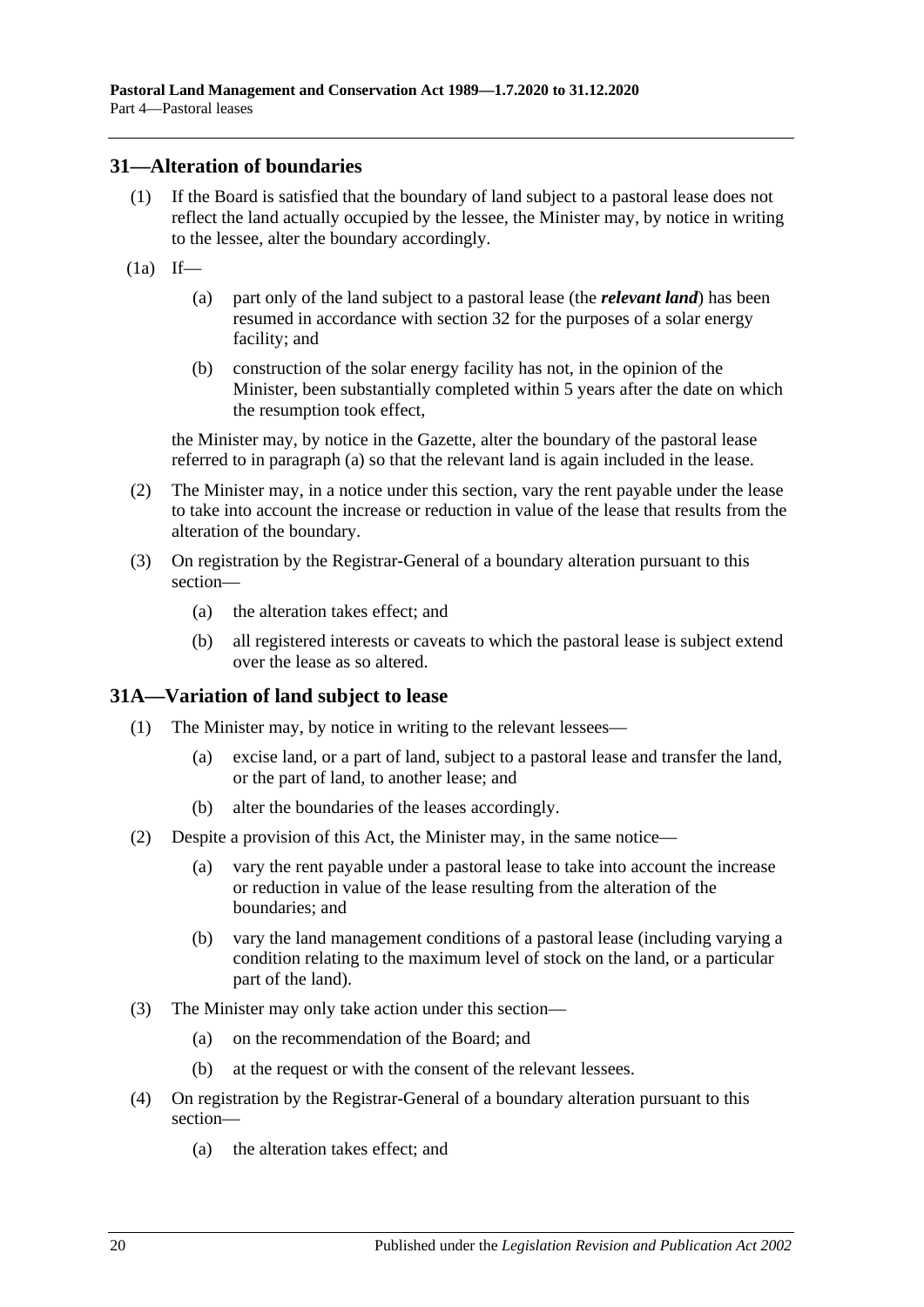## 31—Alteration of boundaries

(1) If the Board is satisfied that the boundary of land subject to a pastoral lease does not reflect the land actually occupied by the lessee, the Minister may, by notice in writing to the lessee, alter the boundary accordingly.

(1a) If—

(a) part only of the land subject to a pastoral lease (the ***relevant land***) has been resumed in accordance with section 32 for the purposes of a solar energy facility; and

(b) construction of the solar energy facility has not, in the opinion of the Minister, been substantially completed within 5 years after the date on which the resumption took effect,

the Minister may, by notice in the Gazette, alter the boundary of the pastoral lease referred to in paragraph (a) so that the relevant land is again included in the lease.

(2) The Minister may, in a notice under this section, vary the rent payable under the lease to take into account the increase or reduction in value of the lease that results from the alteration of the boundary.

(3) On registration by the Registrar-General of a boundary alteration pursuant to this section—

(a) the alteration takes effect; and

(b) all registered interests or caveats to which the pastoral lease is subject extend over the lease as so altered.

## 31A—Variation of land subject to lease

(1) The Minister may, by notice in writing to the relevant lessees—

(a) excise land, or a part of land, subject to a pastoral lease and transfer the land, or the part of land, to another lease; and

(b) alter the boundaries of the leases accordingly.

(2) Despite a provision of this Act, the Minister may, in the same notice—

(a) vary the rent payable under a pastoral lease to take into account the increase or reduction in value of the lease resulting from the alteration of the boundaries; and

(b) vary the land management conditions of a pastoral lease (including varying a condition relating to the maximum level of stock on the land, or a particular part of the land).

(3) The Minister may only take action under this section—

(a) on the recommendation of the Board; and

(b) at the request or with the consent of the relevant lessees.

(4) On registration by the Registrar-General of a boundary alteration pursuant to this section—

(a) the alteration takes effect; and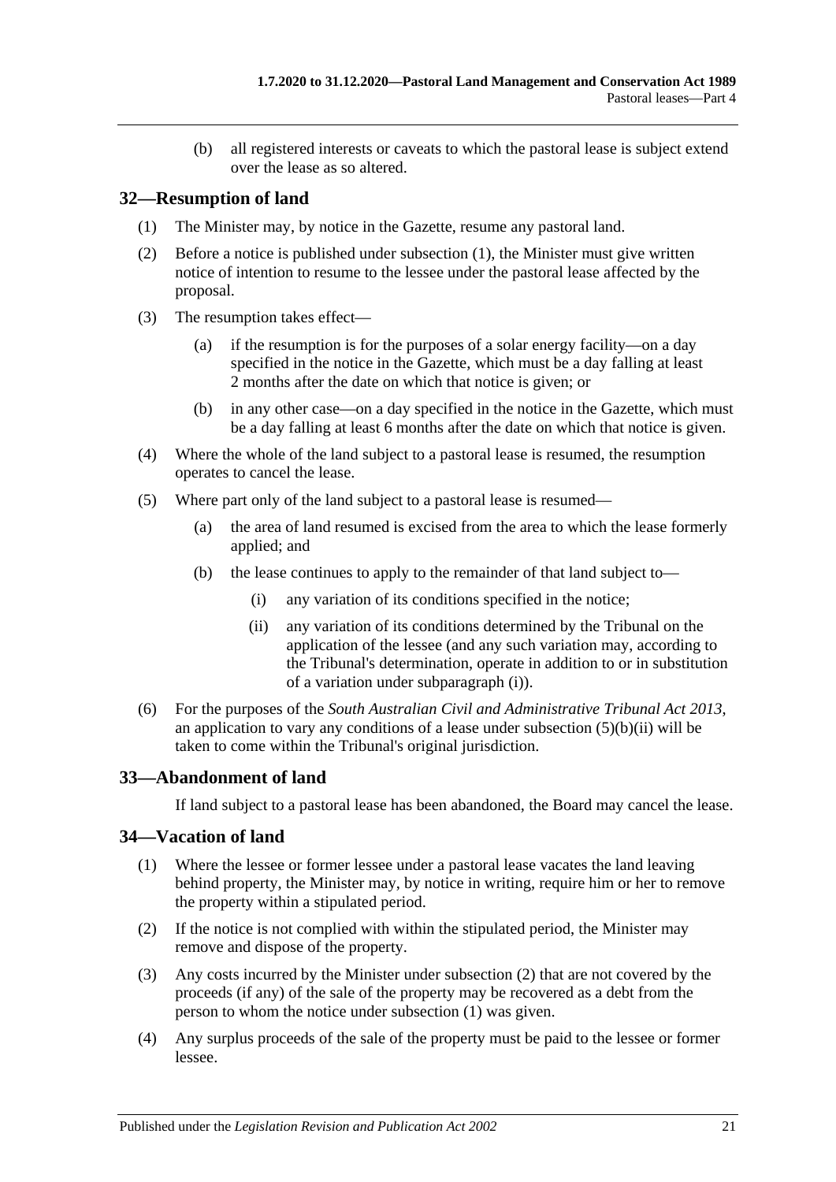(b) all registered interests or caveats to which the pastoral lease is subject extend over the lease as so altered.

## 32—Resumption of land

(1) The Minister may, by notice in the Gazette, resume any pastoral land.

(2) Before a notice is published under subsection (1), the Minister must give written notice of intention to resume to the lessee under the pastoral lease affected by the proposal.

(3) The resumption takes effect—

(a) if the resumption is for the purposes of a solar energy facility—on a day specified in the notice in the Gazette, which must be a day falling at least 2 months after the date on which that notice is given; or

(b) in any other case—on a day specified in the notice in the Gazette, which must be a day falling at least 6 months after the date on which that notice is given.

(4) Where the whole of the land subject to a pastoral lease is resumed, the resumption operates to cancel the lease.

(5) Where part only of the land subject to a pastoral lease is resumed—

(a) the area of land resumed is excised from the area to which the lease formerly applied; and

(b) the lease continues to apply to the remainder of that land subject to—

(i) any variation of its conditions specified in the notice;

(ii) any variation of its conditions determined by the Tribunal on the application of the lessee (and any such variation may, according to the Tribunal's determination, operate in addition to or in substitution of a variation under subparagraph (i)).

(6) For the purposes of the *South Australian Civil and Administrative Tribunal Act 2013*, an application to vary any conditions of a lease under subsection (5)(b)(ii) will be taken to come within the Tribunal's original jurisdiction.

## 33—Abandonment of land

If land subject to a pastoral lease has been abandoned, the Board may cancel the lease.

## 34—Vacation of land

(1) Where the lessee or former lessee under a pastoral lease vacates the land leaving behind property, the Minister may, by notice in writing, require him or her to remove the property within a stipulated period.

(2) If the notice is not complied with within the stipulated period, the Minister may remove and dispose of the property.

(3) Any costs incurred by the Minister under subsection (2) that are not covered by the proceeds (if any) of the sale of the property may be recovered as a debt from the person to whom the notice under subsection (1) was given.

(4) Any surplus proceeds of the sale of the property must be paid to the lessee or former lessee.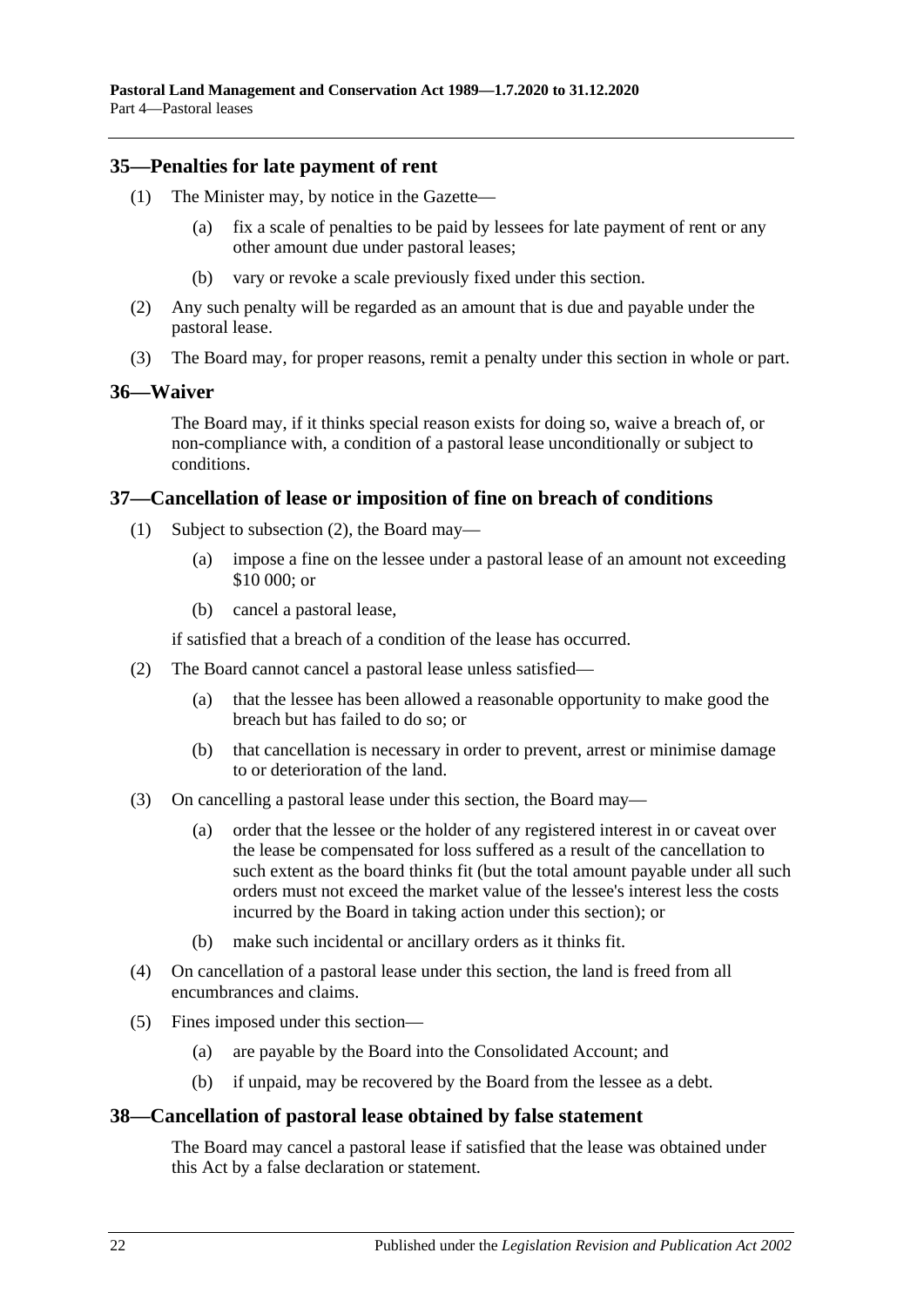## 35—Penalties for late payment of rent

(1) The Minister may, by notice in the Gazette—

(a) fix a scale of penalties to be paid by lessees for late payment of rent or any other amount due under pastoral leases;

(b) vary or revoke a scale previously fixed under this section.

(2) Any such penalty will be regarded as an amount that is due and payable under the pastoral lease.

(3) The Board may, for proper reasons, remit a penalty under this section in whole or part.

## 36—Waiver

The Board may, if it thinks special reason exists for doing so, waive a breach of, or non-compliance with, a condition of a pastoral lease unconditionally or subject to conditions.

## 37—Cancellation of lease or imposition of fine on breach of conditions

(1) Subject to subsection (2), the Board may—

(a) impose a fine on the lessee under a pastoral lease of an amount not exceeding $10 000; or

(b) cancel a pastoral lease,

if satisfied that a breach of a condition of the lease has occurred.

(2) The Board cannot cancel a pastoral lease unless satisfied—

(a) that the lessee has been allowed a reasonable opportunity to make good the breach but has failed to do so; or

(b) that cancellation is necessary in order to prevent, arrest or minimise damage to or deterioration of the land.

(3) On cancelling a pastoral lease under this section, the Board may—

(a) order that the lessee or the holder of any registered interest in or caveat over the lease be compensated for loss suffered as a result of the cancellation to such extent as the board thinks fit (but the total amount payable under all such orders must not exceed the market value of the lessee's interest less the costs incurred by the Board in taking action under this section); or

(b) make such incidental or ancillary orders as it thinks fit.

(4) On cancellation of a pastoral lease under this section, the land is freed from all encumbrances and claims.

(5) Fines imposed under this section—

(a) are payable by the Board into the Consolidated Account; and

(b) if unpaid, may be recovered by the Board from the lessee as a debt.

## 38—Cancellation of pastoral lease obtained by false statement

The Board may cancel a pastoral lease if satisfied that the lease was obtained under this Act by a false declaration or statement.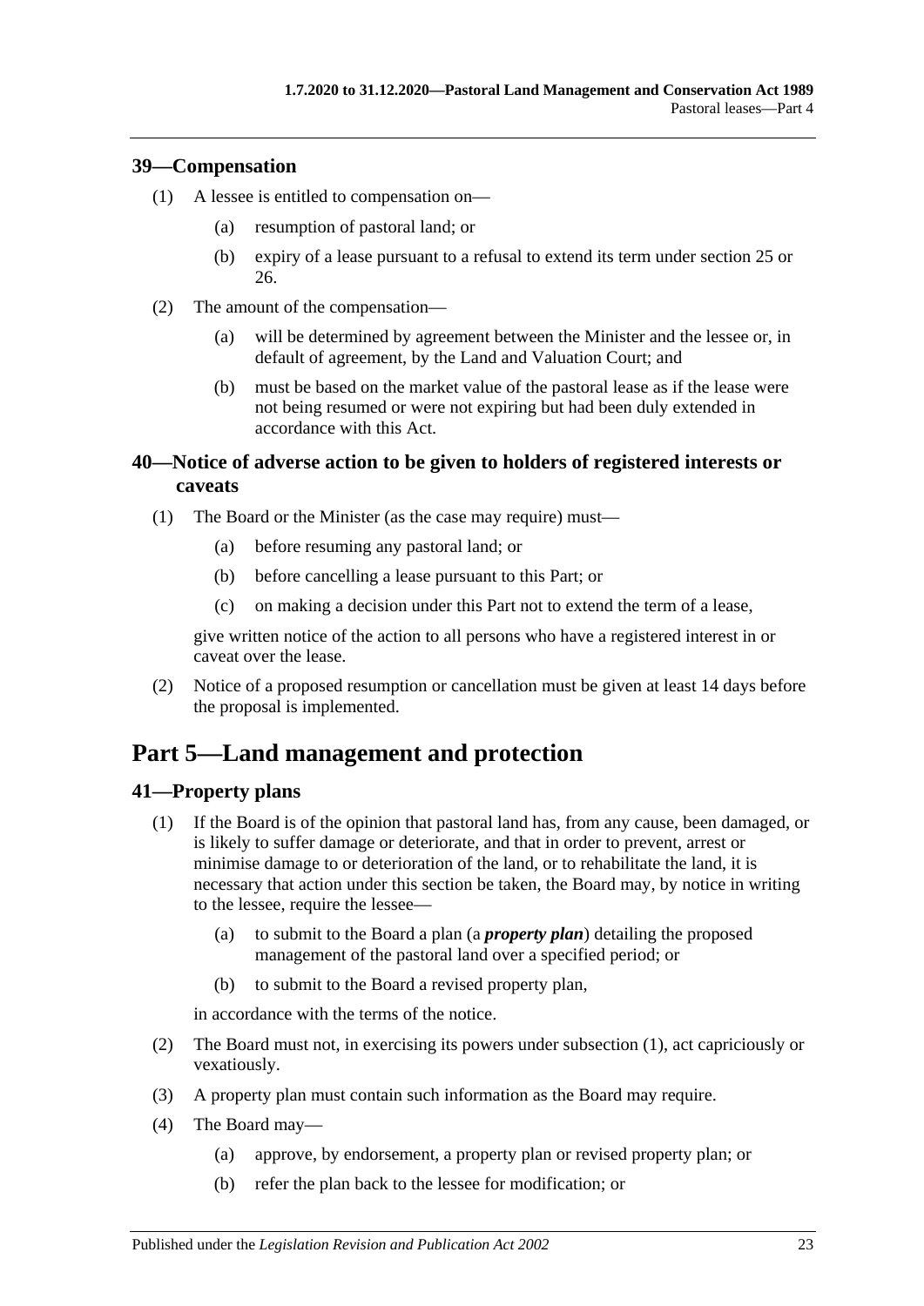## 39—Compensation

(1) A lessee is entitled to compensation on—

(a) resumption of pastoral land; or

(b) expiry of a lease pursuant to a refusal to extend its term under section 25 or 26.

(2) The amount of the compensation—

(a) will be determined by agreement between the Minister and the lessee or, in default of agreement, by the Land and Valuation Court; and

(b) must be based on the market value of the pastoral lease as if the lease were not being resumed or were not expiring but had been duly extended in accordance with this Act.

## 40—Notice of adverse action to be given to holders of registered interests or caveats

(1) The Board or the Minister (as the case may require) must—

(a) before resuming any pastoral land; or

(b) before cancelling a lease pursuant to this Part; or

(c) on making a decision under this Part not to extend the term of a lease,

give written notice of the action to all persons who have a registered interest in or caveat over the lease.

(2) Notice of a proposed resumption or cancellation must be given at least 14 days before the proposal is implemented.

# Part 5—Land management and protection

## 41—Property plans

(1) If the Board is of the opinion that pastoral land has, from any cause, been damaged, or is likely to suffer damage or deteriorate, and that in order to prevent, arrest or minimise damage to or deterioration of the land, or to rehabilitate the land, it is necessary that action under this section be taken, the Board may, by notice in writing to the lessee, require the lessee—

(a) to submit to the Board a plan (a ***property plan***) detailing the proposed management of the pastoral land over a specified period; or

(b) to submit to the Board a revised property plan,

in accordance with the terms of the notice.

(2) The Board must not, in exercising its powers under subsection (1), act capriciously or vexatiously.

(3) A property plan must contain such information as the Board may require.

(4) The Board may—

(a) approve, by endorsement, a property plan or revised property plan; or

(b) refer the plan back to the lessee for modification; or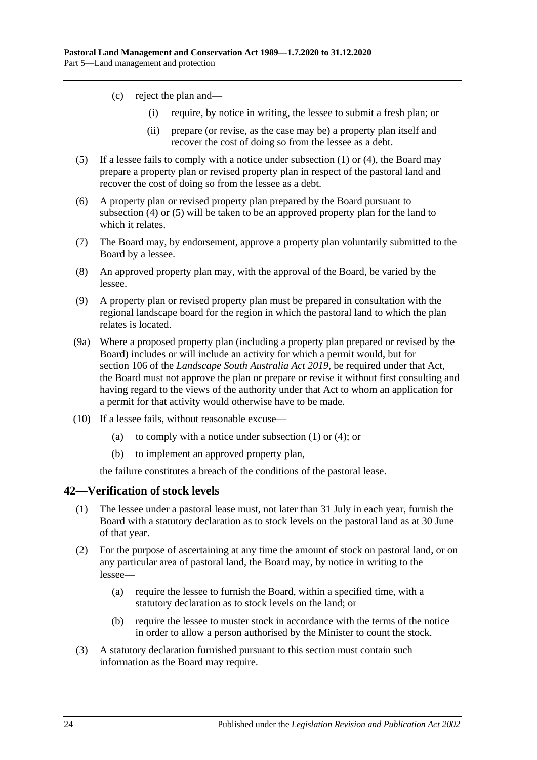(c) reject the plan and—

(i) require, by notice in writing, the lessee to submit a fresh plan; or

(ii) prepare (or revise, as the case may be) a property plan itself and recover the cost of doing so from the lessee as a debt.

(5) If a lessee fails to comply with a notice under subsection (1) or (4), the Board may prepare a property plan or revised property plan in respect of the pastoral land and recover the cost of doing so from the lessee as a debt.

(6) A property plan or revised property plan prepared by the Board pursuant to subsection (4) or (5) will be taken to be an approved property plan for the land to which it relates.

(7) The Board may, by endorsement, approve a property plan voluntarily submitted to the Board by a lessee.

(8) An approved property plan may, with the approval of the Board, be varied by the lessee.

(9) A property plan or revised property plan must be prepared in consultation with the regional landscape board for the region in which the pastoral land to which the plan relates is located.

(9a) Where a proposed property plan (including a property plan prepared or revised by the Board) includes or will include an activity for which a permit would, but for section 106 of the *Landscape South Australia Act 2019*, be required under that Act, the Board must not approve the plan or prepare or revise it without first consulting and having regard to the views of the authority under that Act to whom an application for a permit for that activity would otherwise have to be made.

(10) If a lessee fails, without reasonable excuse—

(a) to comply with a notice under subsection (1) or (4); or

(b) to implement an approved property plan,

the failure constitutes a breach of the conditions of the pastoral lease.

## 42—Verification of stock levels

(1) The lessee under a pastoral lease must, not later than 31 July in each year, furnish the Board with a statutory declaration as to stock levels on the pastoral land as at 30 June of that year.

(2) For the purpose of ascertaining at any time the amount of stock on pastoral land, or on any particular area of pastoral land, the Board may, by notice in writing to the lessee—

(a) require the lessee to furnish the Board, within a specified time, with a statutory declaration as to stock levels on the land; or

(b) require the lessee to muster stock in accordance with the terms of the notice in order to allow a person authorised by the Minister to count the stock.

(3) A statutory declaration furnished pursuant to this section must contain such information as the Board may require.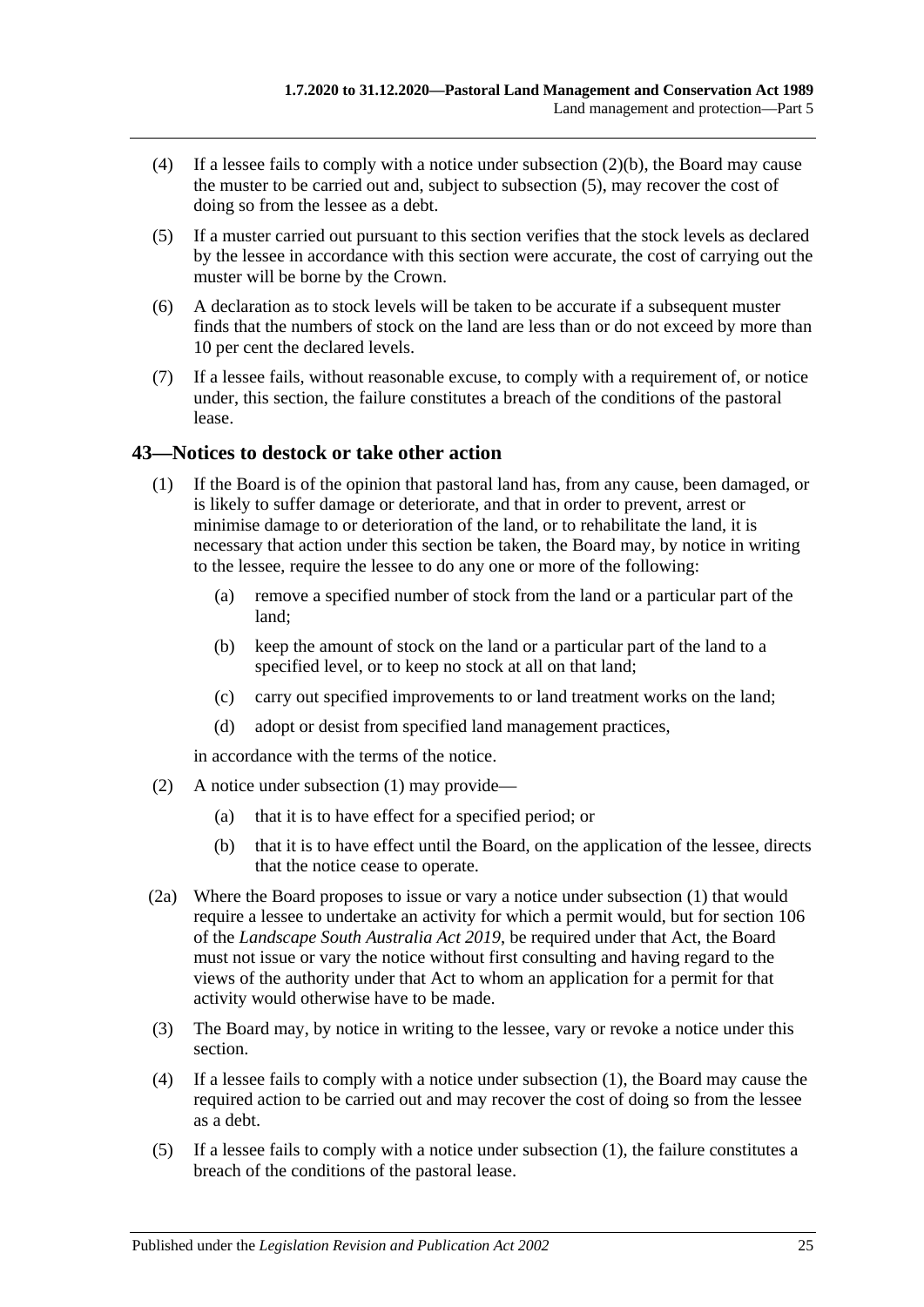(4) If a lessee fails to comply with a notice under subsection (2)(b), the Board may cause the muster to be carried out and, subject to subsection (5), may recover the cost of doing so from the lessee as a debt.

(5) If a muster carried out pursuant to this section verifies that the stock levels as declared by the lessee in accordance with this section were accurate, the cost of carrying out the muster will be borne by the Crown.

(6) A declaration as to stock levels will be taken to be accurate if a subsequent muster finds that the numbers of stock on the land are less than or do not exceed by more than 10 per cent the declared levels.

(7) If a lessee fails, without reasonable excuse, to comply with a requirement of, or notice under, this section, the failure constitutes a breach of the conditions of the pastoral lease.

## 43—Notices to destock or take other action

(1) If the Board is of the opinion that pastoral land has, from any cause, been damaged, or is likely to suffer damage or deteriorate, and that in order to prevent, arrest or minimise damage to or deterioration of the land, or to rehabilitate the land, it is necessary that action under this section be taken, the Board may, by notice in writing to the lessee, require the lessee to do any one or more of the following:

- (a) remove a specified number of stock from the land or a particular part of the land;
- (b) keep the amount of stock on the land or a particular part of the land to a specified level, or to keep no stock at all on that land;
- (c) carry out specified improvements to or land treatment works on the land;
- (d) adopt or desist from specified land management practices,

in accordance with the terms of the notice.

(2) A notice under subsection (1) may provide—

- (a) that it is to have effect for a specified period; or
- (b) that it is to have effect until the Board, on the application of the lessee, directs that the notice cease to operate.

(2a) Where the Board proposes to issue or vary a notice under subsection (1) that would require a lessee to undertake an activity for which a permit would, but for section 106 of the *Landscape South Australia Act 2019*, be required under that Act, the Board must not issue or vary the notice without first consulting and having regard to the views of the authority under that Act to whom an application for a permit for that activity would otherwise have to be made.

(3) The Board may, by notice in writing to the lessee, vary or revoke a notice under this section.

(4) If a lessee fails to comply with a notice under subsection (1), the Board may cause the required action to be carried out and may recover the cost of doing so from the lessee as a debt.

(5) If a lessee fails to comply with a notice under subsection (1), the failure constitutes a breach of the conditions of the pastoral lease.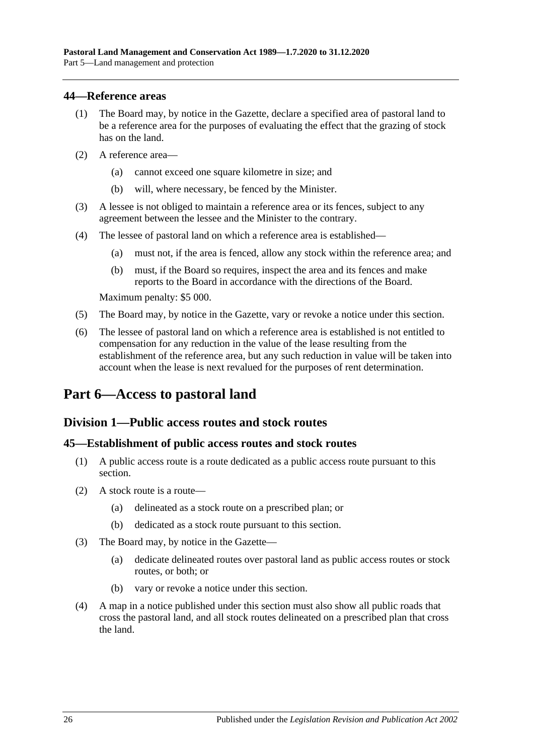### 44—Reference areas

(1) The Board may, by notice in the Gazette, declare a specified area of pastoral land to be a reference area for the purposes of evaluating the effect that the grazing of stock has on the land.

(2) A reference area—

- (a) cannot exceed one square kilometre in size; and
- (b) will, where necessary, be fenced by the Minister.

(3) A lessee is not obliged to maintain a reference area or its fences, subject to any agreement between the lessee and the Minister to the contrary.

(4) The lessee of pastoral land on which a reference area is established—

- (a) must not, if the area is fenced, allow any stock within the reference area; and
- (b) must, if the Board so requires, inspect the area and its fences and make reports to the Board in accordance with the directions of the Board.

Maximum penalty: $5 000.

(5) The Board may, by notice in the Gazette, vary or revoke a notice under this section.

(6) The lessee of pastoral land on which a reference area is established is not entitled to compensation for any reduction in the value of the lease resulting from the establishment of the reference area, but any such reduction in value will be taken into account when the lease is next revalued for the purposes of rent determination.

# Part 6—Access to pastoral land

## Division 1—Public access routes and stock routes

### 45—Establishment of public access routes and stock routes

(1) A public access route is a route dedicated as a public access route pursuant to this section.

(2) A stock route is a route—

- (a) delineated as a stock route on a prescribed plan; or
- (b) dedicated as a stock route pursuant to this section.

(3) The Board may, by notice in the Gazette—

- (a) dedicate delineated routes over pastoral land as public access routes or stock routes, or both; or
- (b) vary or revoke a notice under this section.

(4) A map in a notice published under this section must also show all public roads that cross the pastoral land, and all stock routes delineated on a prescribed plan that cross the land.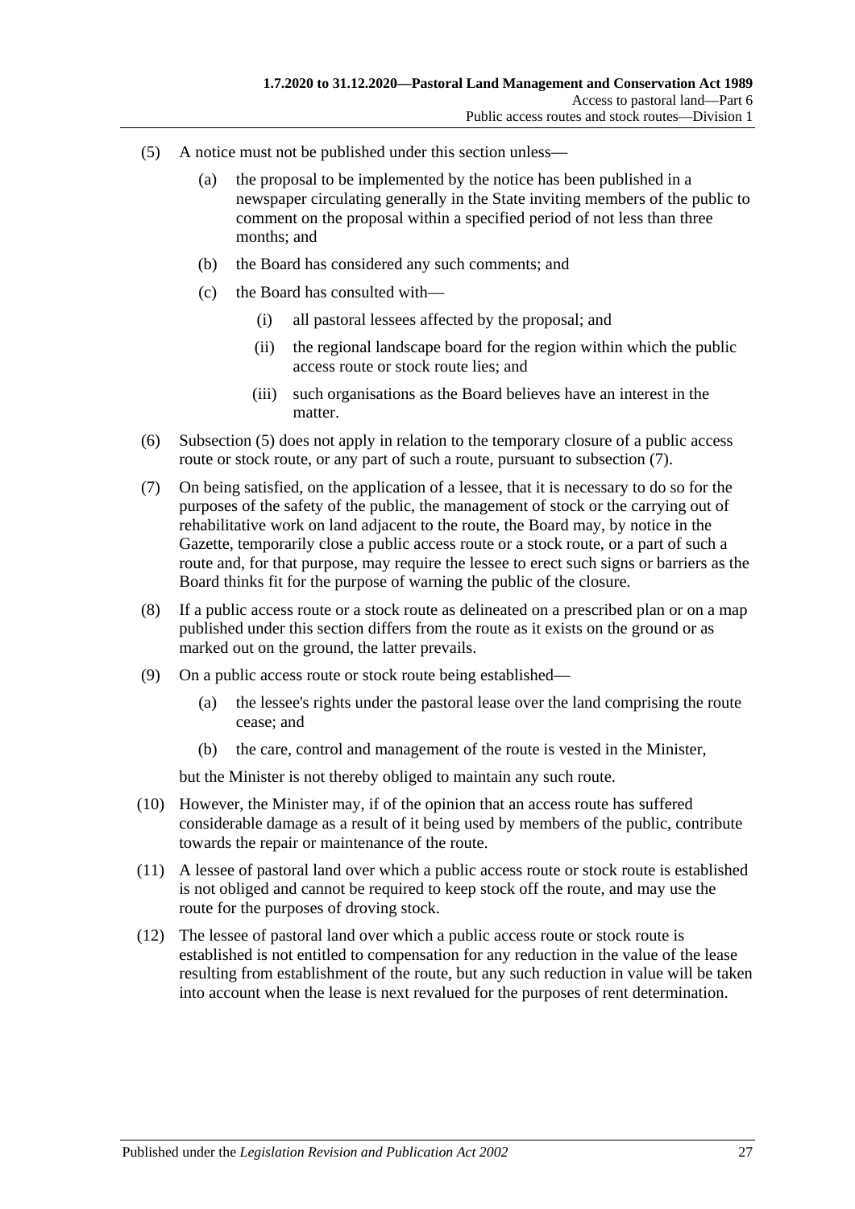(5) A notice must not be published under this section unless—

   (a) the proposal to be implemented by the notice has been published in a newspaper circulating generally in the State inviting members of the public to comment on the proposal within a specified period of not less than three months; and

   (b) the Board has considered any such comments; and

   (c) the Board has consulted with—

      (i) all pastoral lessees affected by the proposal; and

      (ii) the regional landscape board for the region within which the public access route or stock route lies; and

      (iii) such organisations as the Board believes have an interest in the matter.

(6) Subsection (5) does not apply in relation to the temporary closure of a public access route or stock route, or any part of such a route, pursuant to subsection (7).

(7) On being satisfied, on the application of a lessee, that it is necessary to do so for the purposes of the safety of the public, the management of stock or the carrying out of rehabilitative work on land adjacent to the route, the Board may, by notice in the Gazette, temporarily close a public access route or a stock route, or a part of such a route and, for that purpose, may require the lessee to erect such signs or barriers as the Board thinks fit for the purpose of warning the public of the closure.

(8) If a public access route or a stock route as delineated on a prescribed plan or on a map published under this section differs from the route as it exists on the ground or as marked out on the ground, the latter prevails.

(9) On a public access route or stock route being established—

   (a) the lessee's rights under the pastoral lease over the land comprising the route cease; and

   (b) the care, control and management of the route is vested in the Minister,

but the Minister is not thereby obliged to maintain any such route.

(10) However, the Minister may, if of the opinion that an access route has suffered considerable damage as a result of it being used by members of the public, contribute towards the repair or maintenance of the route.

(11) A lessee of pastoral land over which a public access route or stock route is established is not obliged and cannot be required to keep stock off the route, and may use the route for the purposes of droving stock.

(12) The lessee of pastoral land over which a public access route or stock route is established is not entitled to compensation for any reduction in the value of the lease resulting from establishment of the route, but any such reduction in value will be taken into account when the lease is next revalued for the purposes of rent determination.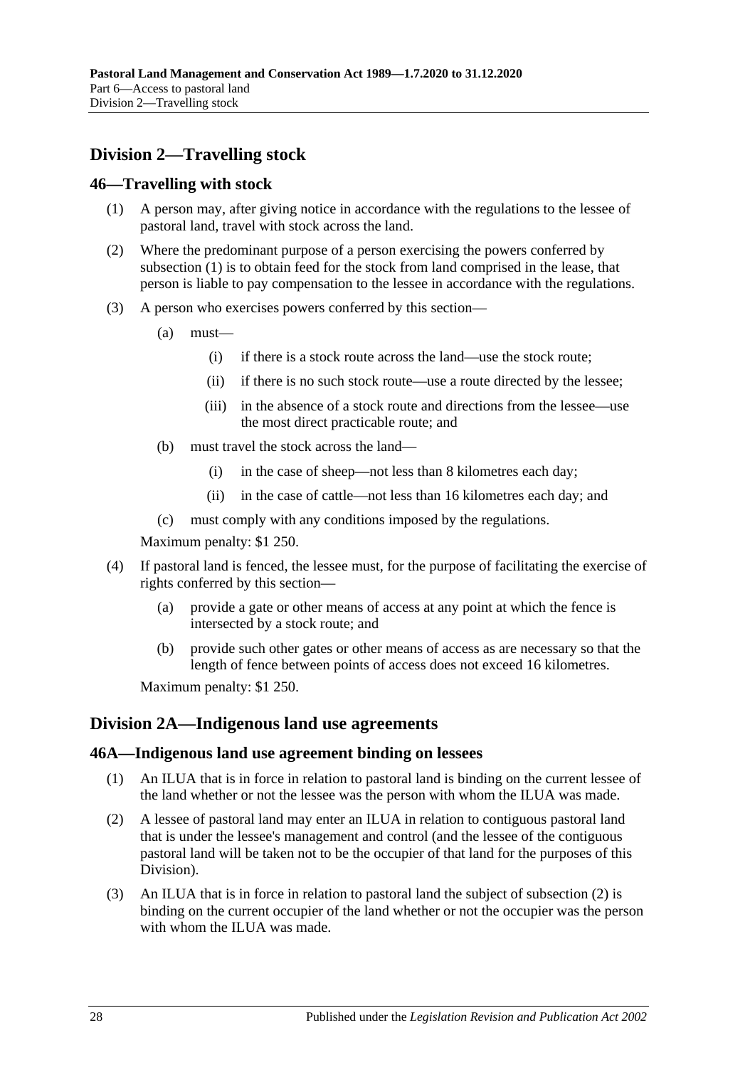## Division 2—Travelling stock

### 46—Travelling with stock

(1) A person may, after giving notice in accordance with the regulations to the lessee of pastoral land, travel with stock across the land.

(2) Where the predominant purpose of a person exercising the powers conferred by subsection (1) is to obtain feed for the stock from land comprised in the lease, that person is liable to pay compensation to the lessee in accordance with the regulations.

(3) A person who exercises powers conferred by this section—

- (a) must—
  - (i) if there is a stock route across the land—use the stock route;
  - (ii) if there is no such stock route—use a route directed by the lessee;
  - (iii) in the absence of a stock route and directions from the lessee—use the most direct practicable route; and
- (b) must travel the stock across the land—
  - (i) in the case of sheep—not less than 8 kilometres each day;
  - (ii) in the case of cattle—not less than 16 kilometres each day; and
- (c) must comply with any conditions imposed by the regulations.

Maximum penalty: $1 250.

(4) If pastoral land is fenced, the lessee must, for the purpose of facilitating the exercise of rights conferred by this section—

- (a) provide a gate or other means of access at any point at which the fence is intersected by a stock route; and
- (b) provide such other gates or other means of access as are necessary so that the length of fence between points of access does not exceed 16 kilometres.

Maximum penalty: $1 250.

## Division 2A—Indigenous land use agreements

### 46A—Indigenous land use agreement binding on lessees

(1) An ILUA that is in force in relation to pastoral land is binding on the current lessee of the land whether or not the lessee was the person with whom the ILUA was made.

(2) A lessee of pastoral land may enter an ILUA in relation to contiguous pastoral land that is under the lessee's management and control (and the lessee of the contiguous pastoral land will be taken not to be the occupier of that land for the purposes of this Division).

(3) An ILUA that is in force in relation to pastoral land the subject of subsection (2) is binding on the current occupier of the land whether or not the occupier was the person with whom the ILUA was made.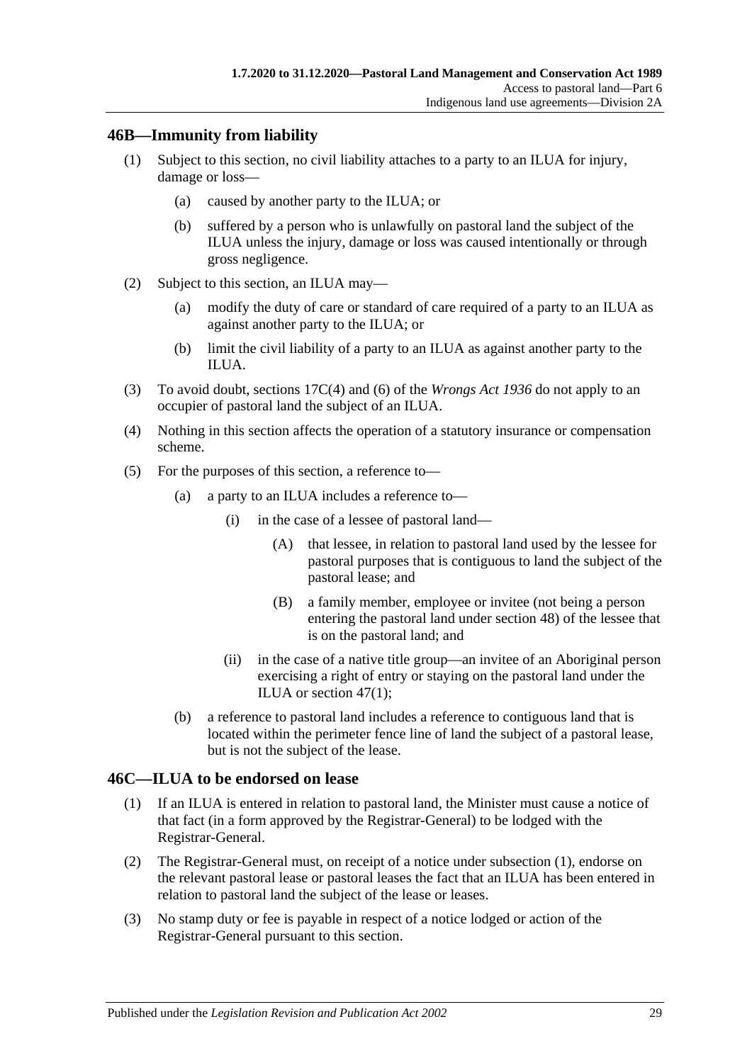## 46B—Immunity from liability

(1) Subject to this section, no civil liability attaches to a party to an ILUA for injury, damage or loss—

  (a) caused by another party to the ILUA; or

  (b) suffered by a person who is unlawfully on pastoral land the subject of the ILUA unless the injury, damage or loss was caused intentionally or through gross negligence.

(2) Subject to this section, an ILUA may—

  (a) modify the duty of care or standard of care required of a party to an ILUA as against another party to the ILUA; or

  (b) limit the civil liability of a party to an ILUA as against another party to the ILUA.

(3) To avoid doubt, sections 17C(4) and (6) of the *Wrongs Act 1936* do not apply to an occupier of pastoral land the subject of an ILUA.

(4) Nothing in this section affects the operation of a statutory insurance or compensation scheme.

(5) For the purposes of this section, a reference to—

  (a) a party to an ILUA includes a reference to—

    (i) in the case of a lessee of pastoral land—

      (A) that lessee, in relation to pastoral land used by the lessee for pastoral purposes that is contiguous to land the subject of the pastoral lease; and

      (B) a family member, employee or invitee (not being a person entering the pastoral land under section 48) of the lessee that is on the pastoral land; and

    (ii) in the case of a native title group—an invitee of an Aboriginal person exercising a right of entry or staying on the pastoral land under the ILUA or section 47(1);

  (b) a reference to pastoral land includes a reference to contiguous land that is located within the perimeter fence line of land the subject of a pastoral lease, but is not the subject of the lease.

## 46C—ILUA to be endorsed on lease

(1) If an ILUA is entered in relation to pastoral land, the Minister must cause a notice of that fact (in a form approved by the Registrar-General) to be lodged with the Registrar-General.

(2) The Registrar-General must, on receipt of a notice under subsection (1), endorse on the relevant pastoral lease or pastoral leases the fact that an ILUA has been entered in relation to pastoral land the subject of the lease or leases.

(3) No stamp duty or fee is payable in respect of a notice lodged or action of the Registrar-General pursuant to this section.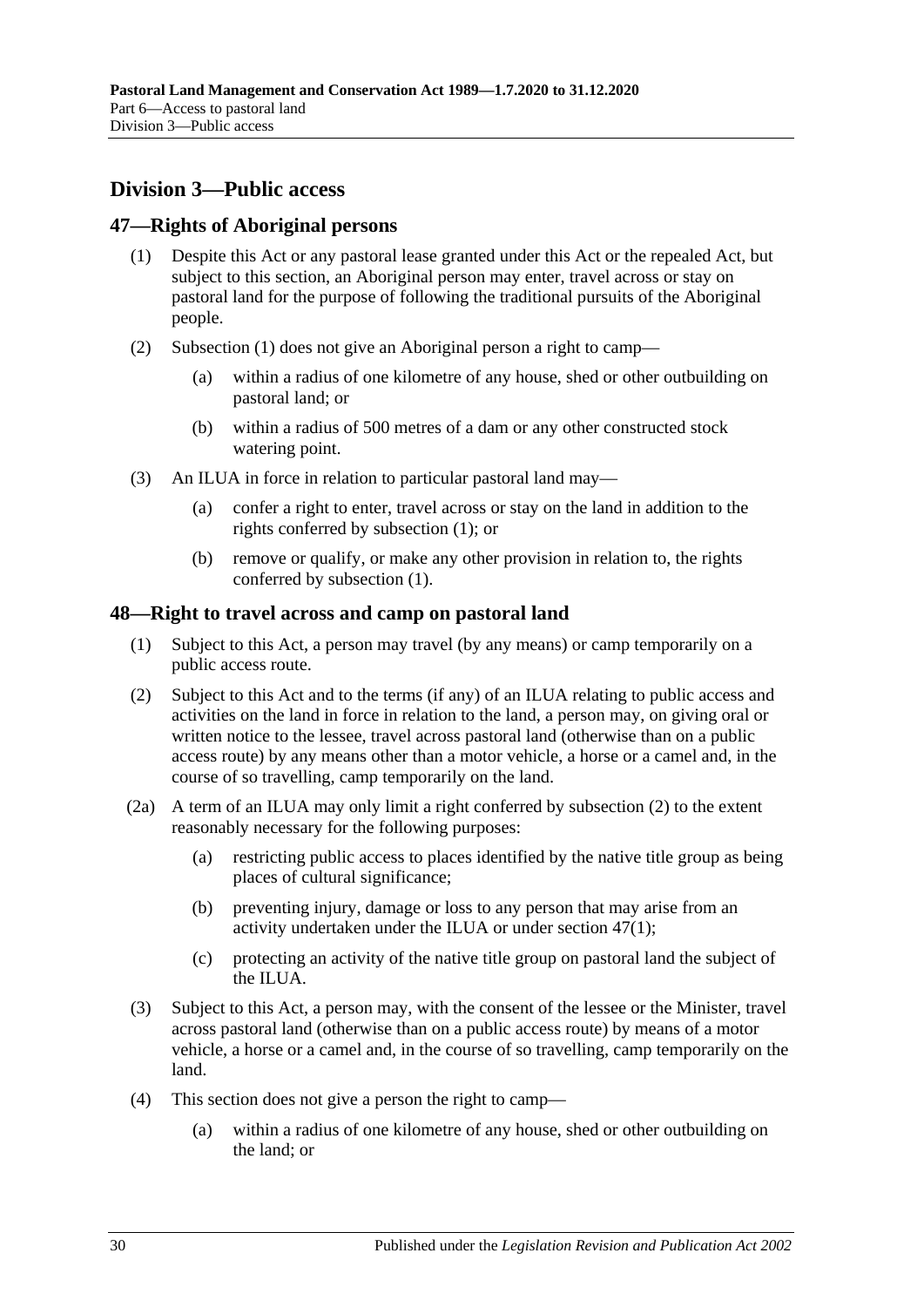## Division 3—Public access

### 47—Rights of Aboriginal persons

(1) Despite this Act or any pastoral lease granted under this Act or the repealed Act, but subject to this section, an Aboriginal person may enter, travel across or stay on pastoral land for the purpose of following the traditional pursuits of the Aboriginal people.

(2) Subsection (1) does not give an Aboriginal person a right to camp—

  (a) within a radius of one kilometre of any house, shed or other outbuilding on pastoral land; or

  (b) within a radius of 500 metres of a dam or any other constructed stock watering point.

(3) An ILUA in force in relation to particular pastoral land may—

  (a) confer a right to enter, travel across or stay on the land in addition to the rights conferred by subsection (1); or

  (b) remove or qualify, or make any other provision in relation to, the rights conferred by subsection (1).

### 48—Right to travel across and camp on pastoral land

(1) Subject to this Act, a person may travel (by any means) or camp temporarily on a public access route.

(2) Subject to this Act and to the terms (if any) of an ILUA relating to public access and activities on the land in force in relation to the land, a person may, on giving oral or written notice to the lessee, travel across pastoral land (otherwise than on a public access route) by any means other than a motor vehicle, a horse or a camel and, in the course of so travelling, camp temporarily on the land.

(2a) A term of an ILUA may only limit a right conferred by subsection (2) to the extent reasonably necessary for the following purposes:

  (a) restricting public access to places identified by the native title group as being places of cultural significance;

  (b) preventing injury, damage or loss to any person that may arise from an activity undertaken under the ILUA or under section 47(1);

  (c) protecting an activity of the native title group on pastoral land the subject of the ILUA.

(3) Subject to this Act, a person may, with the consent of the lessee or the Minister, travel across pastoral land (otherwise than on a public access route) by means of a motor vehicle, a horse or a camel and, in the course of so travelling, camp temporarily on the land.

(4) This section does not give a person the right to camp—

  (a) within a radius of one kilometre of any house, shed or other outbuilding on the land; or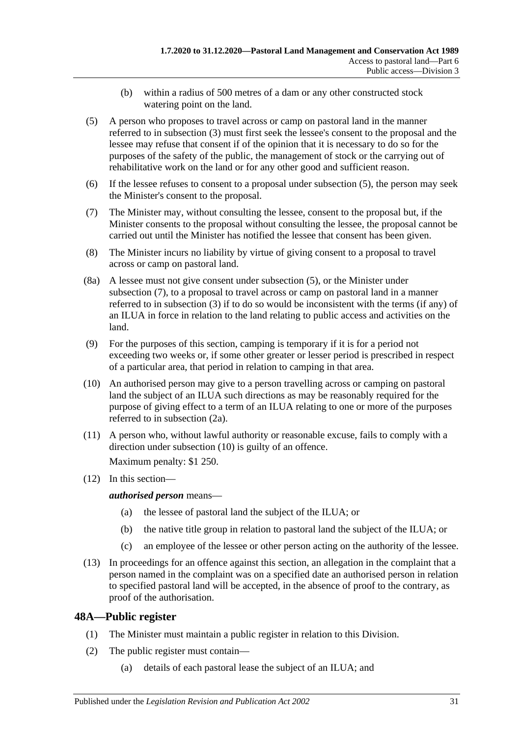(b) within a radius of 500 metres of a dam or any other constructed stock watering point on the land.

(5) A person who proposes to travel across or camp on pastoral land in the manner referred to in subsection (3) must first seek the lessee's consent to the proposal and the lessee may refuse that consent if of the opinion that it is necessary to do so for the purposes of the safety of the public, the management of stock or the carrying out of rehabilitative work on the land or for any other good and sufficient reason.

(6) If the lessee refuses to consent to a proposal under subsection (5), the person may seek the Minister's consent to the proposal.

(7) The Minister may, without consulting the lessee, consent to the proposal but, if the Minister consents to the proposal without consulting the lessee, the proposal cannot be carried out until the Minister has notified the lessee that consent has been given.

(8) The Minister incurs no liability by virtue of giving consent to a proposal to travel across or camp on pastoral land.

(8a) A lessee must not give consent under subsection (5), or the Minister under subsection (7), to a proposal to travel across or camp on pastoral land in a manner referred to in subsection (3) if to do so would be inconsistent with the terms (if any) of an ILUA in force in relation to the land relating to public access and activities on the land.

(9) For the purposes of this section, camping is temporary if it is for a period not exceeding two weeks or, if some other greater or lesser period is prescribed in respect of a particular area, that period in relation to camping in that area.

(10) An authorised person may give to a person travelling across or camping on pastoral land the subject of an ILUA such directions as may be reasonably required for the purpose of giving effect to a term of an ILUA relating to one or more of the purposes referred to in subsection (2a).

(11) A person who, without lawful authority or reasonable excuse, fails to comply with a direction under subsection (10) is guilty of an offence.

Maximum penalty: $1 250.

(12) In this section—

***authorised person*** means—

(a) the lessee of pastoral land the subject of the ILUA; or

(b) the native title group in relation to pastoral land the subject of the ILUA; or

(c) an employee of the lessee or other person acting on the authority of the lessee.

(13) In proceedings for an offence against this section, an allegation in the complaint that a person named in the complaint was on a specified date an authorised person in relation to specified pastoral land will be accepted, in the absence of proof to the contrary, as proof of the authorisation.

## 48A—Public register

(1) The Minister must maintain a public register in relation to this Division.

(2) The public register must contain—

(a) details of each pastoral lease the subject of an ILUA; and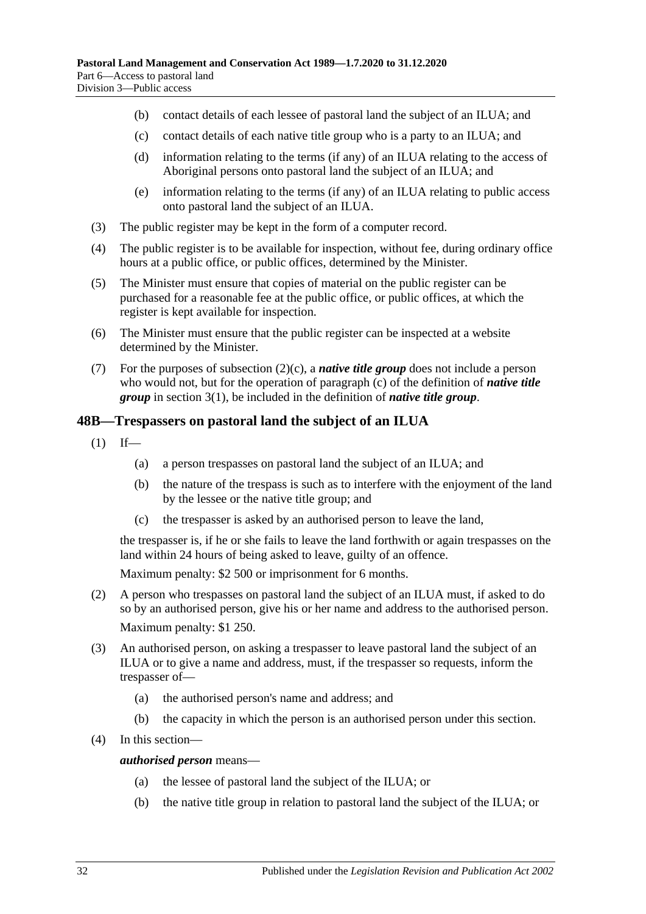(b) contact details of each lessee of pastoral land the subject of an ILUA; and

(c) contact details of each native title group who is a party to an ILUA; and

(d) information relating to the terms (if any) of an ILUA relating to the access of Aboriginal persons onto pastoral land the subject of an ILUA; and

(e) information relating to the terms (if any) of an ILUA relating to public access onto pastoral land the subject of an ILUA.

(3) The public register may be kept in the form of a computer record.

(4) The public register is to be available for inspection, without fee, during ordinary office hours at a public office, or public offices, determined by the Minister.

(5) The Minister must ensure that copies of material on the public register can be purchased for a reasonable fee at the public office, or public offices, at which the register is kept available for inspection.

(6) The Minister must ensure that the public register can be inspected at a website determined by the Minister.

(7) For the purposes of subsection (2)(c), a ***native title group*** does not include a person who would not, but for the operation of paragraph (c) of the definition of ***native title group*** in section 3(1), be included in the definition of ***native title group***.

## 48B—Trespassers on pastoral land the subject of an ILUA

(1) If—

(a) a person trespasses on pastoral land the subject of an ILUA; and

(b) the nature of the trespass is such as to interfere with the enjoyment of the land by the lessee or the native title group; and

(c) the trespasser is asked by an authorised person to leave the land,

the trespasser is, if he or she fails to leave the land forthwith or again trespasses on the land within 24 hours of being asked to leave, guilty of an offence.

Maximum penalty: $2 500 or imprisonment for 6 months.

(2) A person who trespasses on pastoral land the subject of an ILUA must, if asked to do so by an authorised person, give his or her name and address to the authorised person.

Maximum penalty: $1 250.

(3) An authorised person, on asking a trespasser to leave pastoral land the subject of an ILUA or to give a name and address, must, if the trespasser so requests, inform the trespasser of—

(a) the authorised person's name and address; and

(b) the capacity in which the person is an authorised person under this section.

(4) In this section—

***authorised person*** means—

(a) the lessee of pastoral land the subject of the ILUA; or

(b) the native title group in relation to pastoral land the subject of the ILUA; or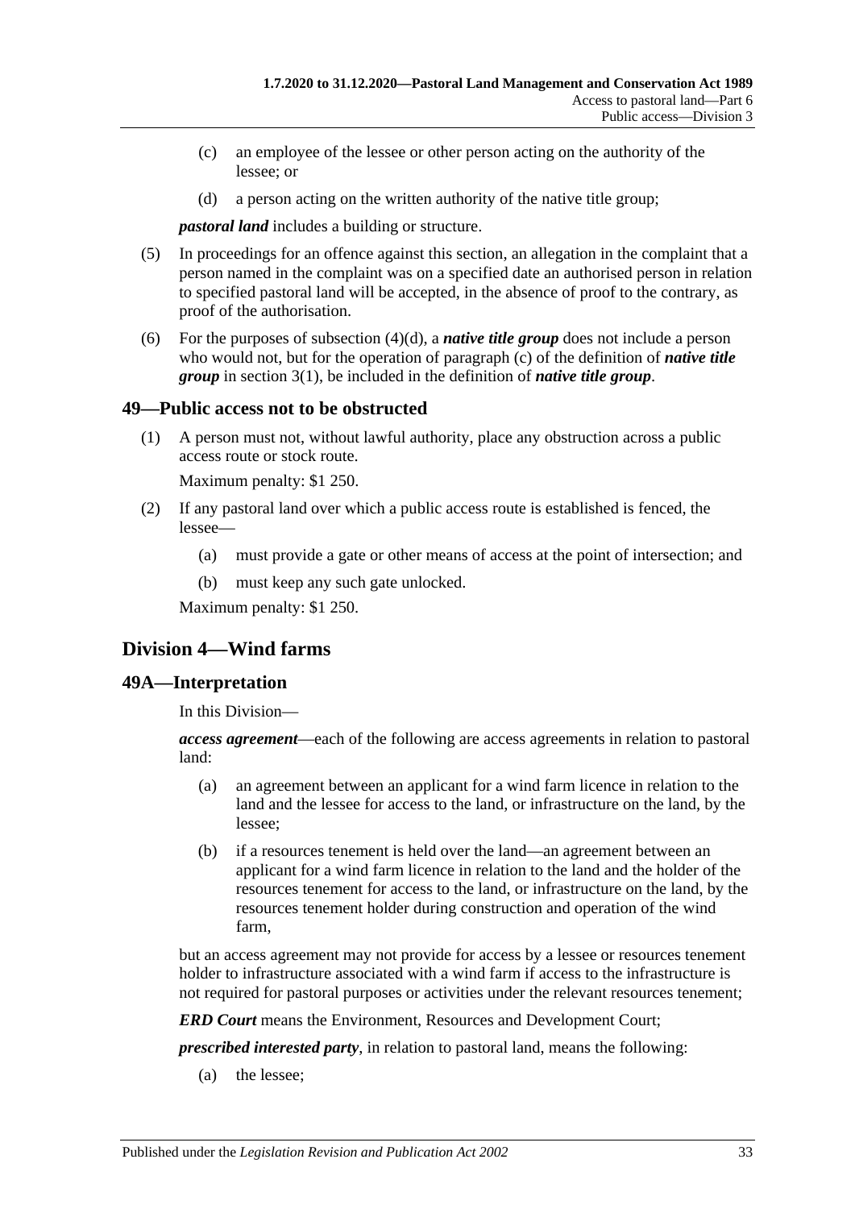(c) an employee of the lessee or other person acting on the authority of the lessee; or

(d) a person acting on the written authority of the native title group;

***pastoral land*** includes a building or structure.

(5) In proceedings for an offence against this section, an allegation in the complaint that a person named in the complaint was on a specified date an authorised person in relation to specified pastoral land will be accepted, in the absence of proof to the contrary, as proof of the authorisation.

(6) For the purposes of subsection (4)(d), a ***native title group*** does not include a person who would not, but for the operation of paragraph (c) of the definition of ***native title group*** in section 3(1), be included in the definition of ***native title group***.

## 49—Public access not to be obstructed

(1) A person must not, without lawful authority, place any obstruction across a public access route or stock route.

Maximum penalty: $1 250.

(2) If any pastoral land over which a public access route is established is fenced, the lessee—

(a) must provide a gate or other means of access at the point of intersection; and

(b) must keep any such gate unlocked.

Maximum penalty: $1 250.

# Division 4—Wind farms

## 49A—Interpretation

In this Division—

***access agreement***—each of the following are access agreements in relation to pastoral land:

(a) an agreement between an applicant for a wind farm licence in relation to the land and the lessee for access to the land, or infrastructure on the land, by the lessee;

(b) if a resources tenement is held over the land—an agreement between an applicant for a wind farm licence in relation to the land and the holder of the resources tenement for access to the land, or infrastructure on the land, by the resources tenement holder during construction and operation of the wind farm,

but an access agreement may not provide for access by a lessee or resources tenement holder to infrastructure associated with a wind farm if access to the infrastructure is not required for pastoral purposes or activities under the relevant resources tenement;

***ERD Court*** means the Environment, Resources and Development Court;

***prescribed interested party***, in relation to pastoral land, means the following:

(a) the lessee;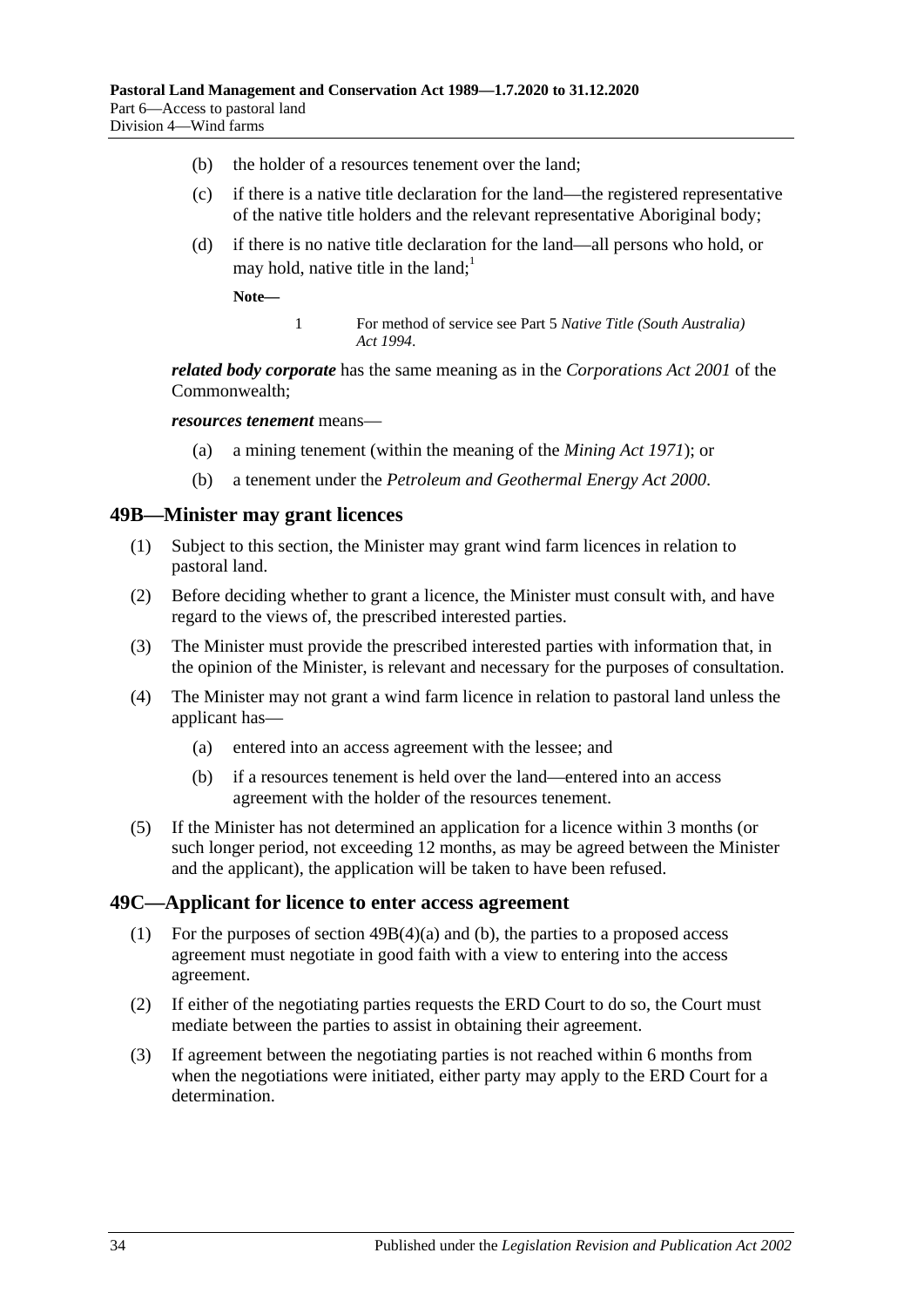(b) the holder of a resources tenement over the land;

(c) if there is a native title declaration for the land—the registered representative of the native title holders and the relevant representative Aboriginal body;

(d) if there is no native title declaration for the land—all persons who hold, or may hold, native title in the land;[1]

**Note—**

1 For method of service see Part 5 *Native Title (South Australia) Act 1994*.

***related body corporate*** has the same meaning as in the *Corporations Act 2001* of the Commonwealth;

***resources tenement*** means—

(a) a mining tenement (within the meaning of the *Mining Act 1971*); or

(b) a tenement under the *Petroleum and Geothermal Energy Act 2000*.

## 49B—Minister may grant licences

(1) Subject to this section, the Minister may grant wind farm licences in relation to pastoral land.

(2) Before deciding whether to grant a licence, the Minister must consult with, and have regard to the views of, the prescribed interested parties.

(3) The Minister must provide the prescribed interested parties with information that, in the opinion of the Minister, is relevant and necessary for the purposes of consultation.

(4) The Minister may not grant a wind farm licence in relation to pastoral land unless the applicant has—

(a) entered into an access agreement with the lessee; and

(b) if a resources tenement is held over the land—entered into an access agreement with the holder of the resources tenement.

(5) If the Minister has not determined an application for a licence within 3 months (or such longer period, not exceeding 12 months, as may be agreed between the Minister and the applicant), the application will be taken to have been refused.

## 49C—Applicant for licence to enter access agreement

(1) For the purposes of section 49B(4)(a) and (b), the parties to a proposed access agreement must negotiate in good faith with a view to entering into the access agreement.

(2) If either of the negotiating parties requests the ERD Court to do so, the Court must mediate between the parties to assist in obtaining their agreement.

(3) If agreement between the negotiating parties is not reached within 6 months from when the negotiations were initiated, either party may apply to the ERD Court for a determination.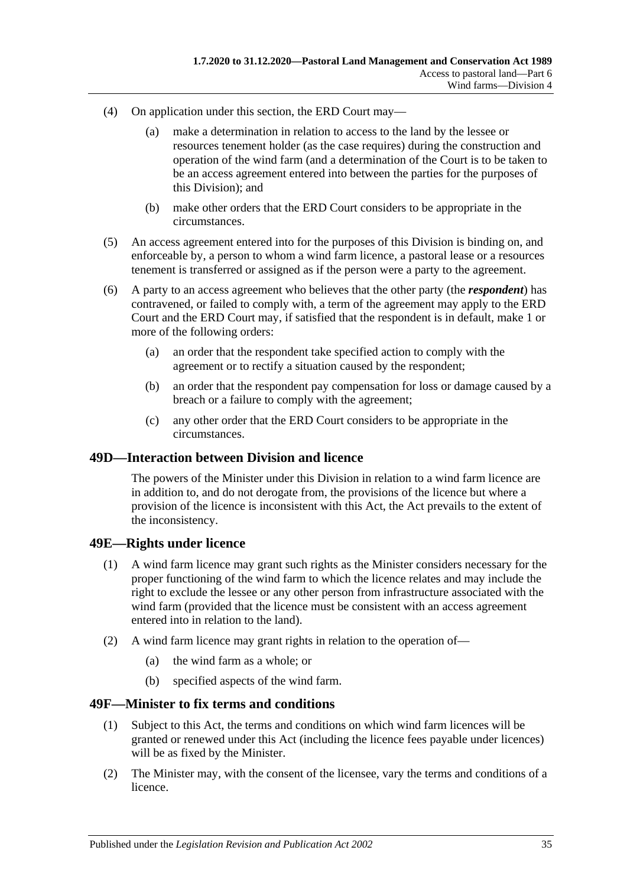(4) On application under this section, the ERD Court may—

(a) make a determination in relation to access to the land by the lessee or resources tenement holder (as the case requires) during the construction and operation of the wind farm (and a determination of the Court is to be taken to be an access agreement entered into between the parties for the purposes of this Division); and

(b) make other orders that the ERD Court considers to be appropriate in the circumstances.

(5) An access agreement entered into for the purposes of this Division is binding on, and enforceable by, a person to whom a wind farm licence, a pastoral lease or a resources tenement is transferred or assigned as if the person were a party to the agreement.

(6) A party to an access agreement who believes that the other party (the ***respondent***) has contravened, or failed to comply with, a term of the agreement may apply to the ERD Court and the ERD Court may, if satisfied that the respondent is in default, make 1 or more of the following orders:

(a) an order that the respondent take specified action to comply with the agreement or to rectify a situation caused by the respondent;

(b) an order that the respondent pay compensation for loss or damage caused by a breach or a failure to comply with the agreement;

(c) any other order that the ERD Court considers to be appropriate in the circumstances.

## 49D—Interaction between Division and licence

The powers of the Minister under this Division in relation to a wind farm licence are in addition to, and do not derogate from, the provisions of the licence but where a provision of the licence is inconsistent with this Act, the Act prevails to the extent of the inconsistency.

## 49E—Rights under licence

(1) A wind farm licence may grant such rights as the Minister considers necessary for the proper functioning of the wind farm to which the licence relates and may include the right to exclude the lessee or any other person from infrastructure associated with the wind farm (provided that the licence must be consistent with an access agreement entered into in relation to the land).

(2) A wind farm licence may grant rights in relation to the operation of—

(a) the wind farm as a whole; or

(b) specified aspects of the wind farm.

## 49F—Minister to fix terms and conditions

(1) Subject to this Act, the terms and conditions on which wind farm licences will be granted or renewed under this Act (including the licence fees payable under licences) will be as fixed by the Minister.

(2) The Minister may, with the consent of the licensee, vary the terms and conditions of a licence.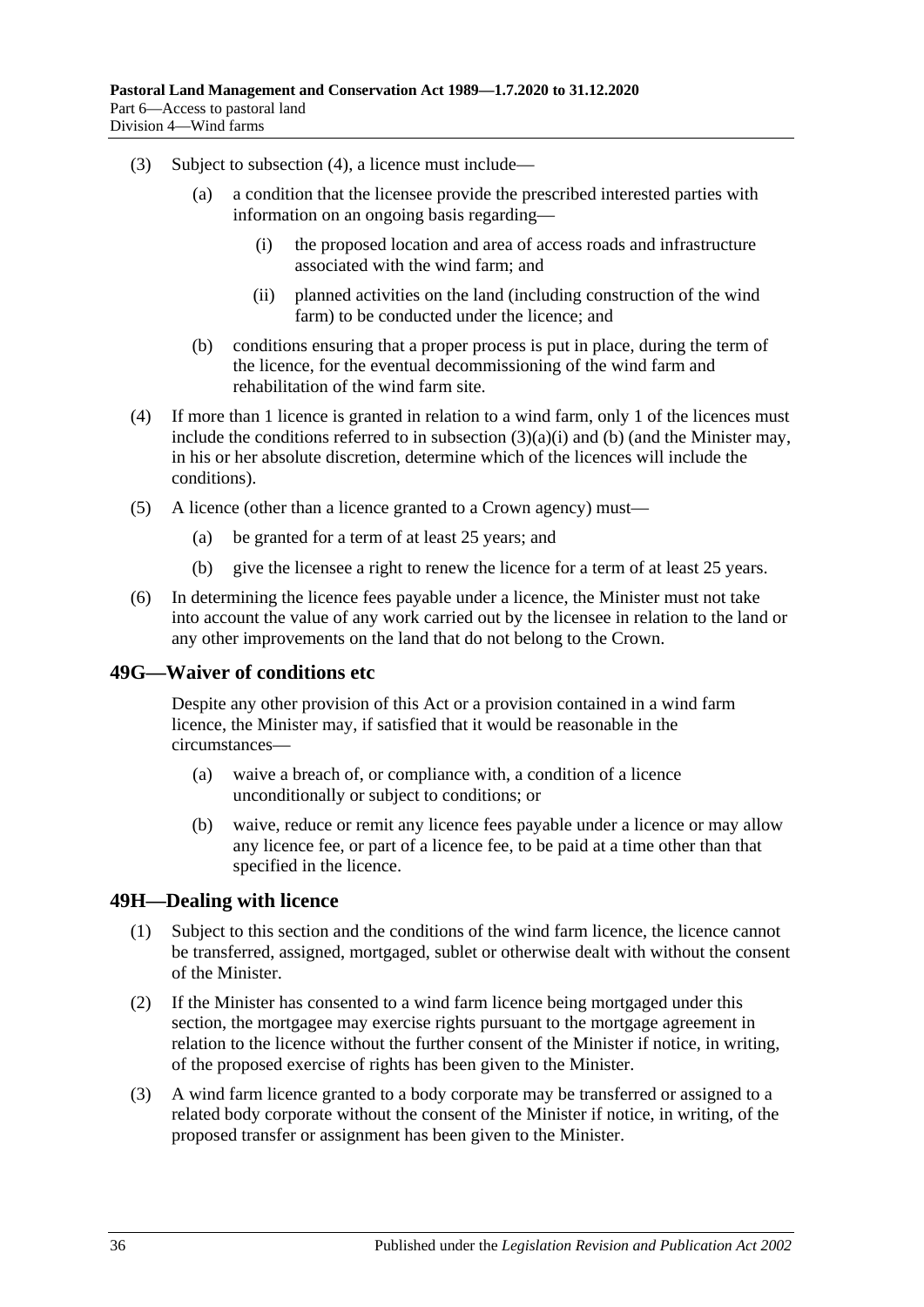(3) Subject to subsection (4), a licence must include—

(a) a condition that the licensee provide the prescribed interested parties with information on an ongoing basis regarding—

(i) the proposed location and area of access roads and infrastructure associated with the wind farm; and

(ii) planned activities on the land (including construction of the wind farm) to be conducted under the licence; and

(b) conditions ensuring that a proper process is put in place, during the term of the licence, for the eventual decommissioning of the wind farm and rehabilitation of the wind farm site.

(4) If more than 1 licence is granted in relation to a wind farm, only 1 of the licences must include the conditions referred to in subsection (3)(a)(i) and (b) (and the Minister may, in his or her absolute discretion, determine which of the licences will include the conditions).

(5) A licence (other than a licence granted to a Crown agency) must—

(a) be granted for a term of at least 25 years; and

(b) give the licensee a right to renew the licence for a term of at least 25 years.

(6) In determining the licence fees payable under a licence, the Minister must not take into account the value of any work carried out by the licensee in relation to the land or any other improvements on the land that do not belong to the Crown.

## 49G—Waiver of conditions etc

Despite any other provision of this Act or a provision contained in a wind farm licence, the Minister may, if satisfied that it would be reasonable in the circumstances—

(a) waive a breach of, or compliance with, a condition of a licence unconditionally or subject to conditions; or

(b) waive, reduce or remit any licence fees payable under a licence or may allow any licence fee, or part of a licence fee, to be paid at a time other than that specified in the licence.

## 49H—Dealing with licence

(1) Subject to this section and the conditions of the wind farm licence, the licence cannot be transferred, assigned, mortgaged, sublet or otherwise dealt with without the consent of the Minister.

(2) If the Minister has consented to a wind farm licence being mortgaged under this section, the mortgagee may exercise rights pursuant to the mortgage agreement in relation to the licence without the further consent of the Minister if notice, in writing, of the proposed exercise of rights has been given to the Minister.

(3) A wind farm licence granted to a body corporate may be transferred or assigned to a related body corporate without the consent of the Minister if notice, in writing, of the proposed transfer or assignment has been given to the Minister.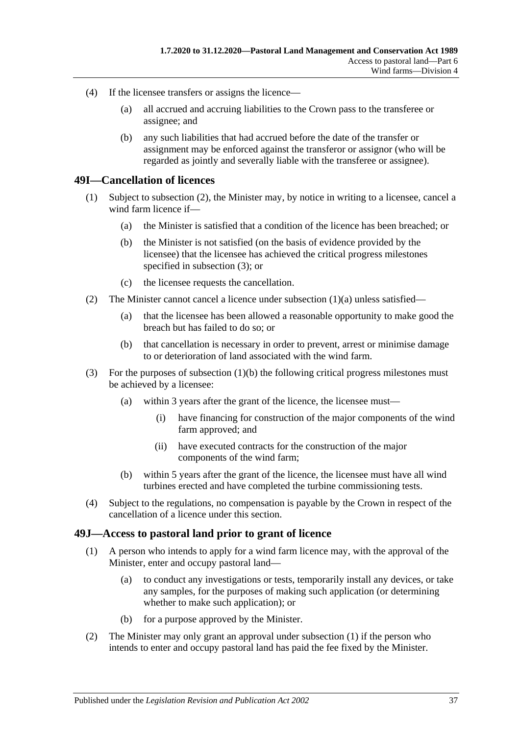(4) If the licensee transfers or assigns the licence—

(a) all accrued and accruing liabilities to the Crown pass to the transferee or assignee; and

(b) any such liabilities that had accrued before the date of the transfer or assignment may be enforced against the transferor or assignor (who will be regarded as jointly and severally liable with the transferee or assignee).

## 49I—Cancellation of licences

(1) Subject to subsection (2), the Minister may, by notice in writing to a licensee, cancel a wind farm licence if—

(a) the Minister is satisfied that a condition of the licence has been breached; or

(b) the Minister is not satisfied (on the basis of evidence provided by the licensee) that the licensee has achieved the critical progress milestones specified in subsection (3); or

(c) the licensee requests the cancellation.

(2) The Minister cannot cancel a licence under subsection (1)(a) unless satisfied—

(a) that the licensee has been allowed a reasonable opportunity to make good the breach but has failed to do so; or

(b) that cancellation is necessary in order to prevent, arrest or minimise damage to or deterioration of land associated with the wind farm.

(3) For the purposes of subsection (1)(b) the following critical progress milestones must be achieved by a licensee:

(a) within 3 years after the grant of the licence, the licensee must—

(i) have financing for construction of the major components of the wind farm approved; and

(ii) have executed contracts for the construction of the major components of the wind farm;

(b) within 5 years after the grant of the licence, the licensee must have all wind turbines erected and have completed the turbine commissioning tests.

(4) Subject to the regulations, no compensation is payable by the Crown in respect of the cancellation of a licence under this section.

## 49J—Access to pastoral land prior to grant of licence

(1) A person who intends to apply for a wind farm licence may, with the approval of the Minister, enter and occupy pastoral land—

(a) to conduct any investigations or tests, temporarily install any devices, or take any samples, for the purposes of making such application (or determining whether to make such application); or

(b) for a purpose approved by the Minister.

(2) The Minister may only grant an approval under subsection (1) if the person who intends to enter and occupy pastoral land has paid the fee fixed by the Minister.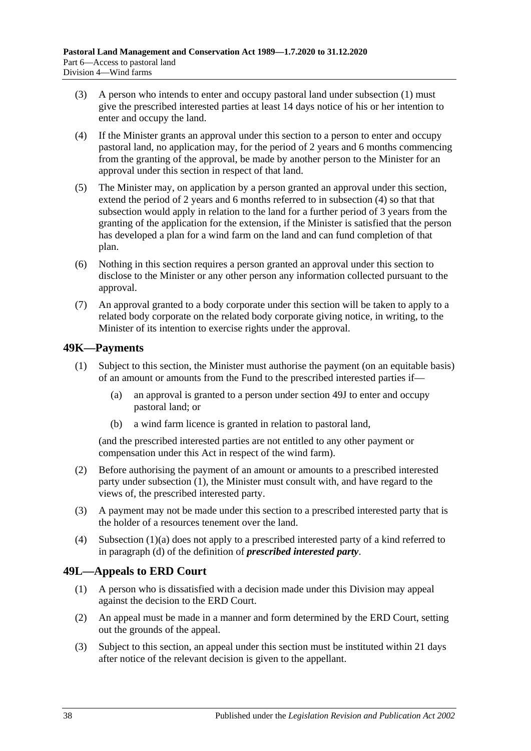(3) A person who intends to enter and occupy pastoral land under subsection (1) must give the prescribed interested parties at least 14 days notice of his or her intention to enter and occupy the land.

(4) If the Minister grants an approval under this section to a person to enter and occupy pastoral land, no application may, for the period of 2 years and 6 months commencing from the granting of the approval, be made by another person to the Minister for an approval under this section in respect of that land.

(5) The Minister may, on application by a person granted an approval under this section, extend the period of 2 years and 6 months referred to in subsection (4) so that that subsection would apply in relation to the land for a further period of 3 years from the granting of the application for the extension, if the Minister is satisfied that the person has developed a plan for a wind farm on the land and can fund completion of that plan.

(6) Nothing in this section requires a person granted an approval under this section to disclose to the Minister or any other person any information collected pursuant to the approval.

(7) An approval granted to a body corporate under this section will be taken to apply to a related body corporate on the related body corporate giving notice, in writing, to the Minister of its intention to exercise rights under the approval.

## 49K—Payments

(1) Subject to this section, the Minister must authorise the payment (on an equitable basis) of an amount or amounts from the Fund to the prescribed interested parties if—

(a) an approval is granted to a person under section 49J to enter and occupy pastoral land; or

(b) a wind farm licence is granted in relation to pastoral land,

(and the prescribed interested parties are not entitled to any other payment or compensation under this Act in respect of the wind farm).

(2) Before authorising the payment of an amount or amounts to a prescribed interested party under subsection (1), the Minister must consult with, and have regard to the views of, the prescribed interested party.

(3) A payment may not be made under this section to a prescribed interested party that is the holder of a resources tenement over the land.

(4) Subsection (1)(a) does not apply to a prescribed interested party of a kind referred to in paragraph (d) of the definition of ***prescribed interested party***.

## 49L—Appeals to ERD Court

(1) A person who is dissatisfied with a decision made under this Division may appeal against the decision to the ERD Court.

(2) An appeal must be made in a manner and form determined by the ERD Court, setting out the grounds of the appeal.

(3) Subject to this section, an appeal under this section must be instituted within 21 days after notice of the relevant decision is given to the appellant.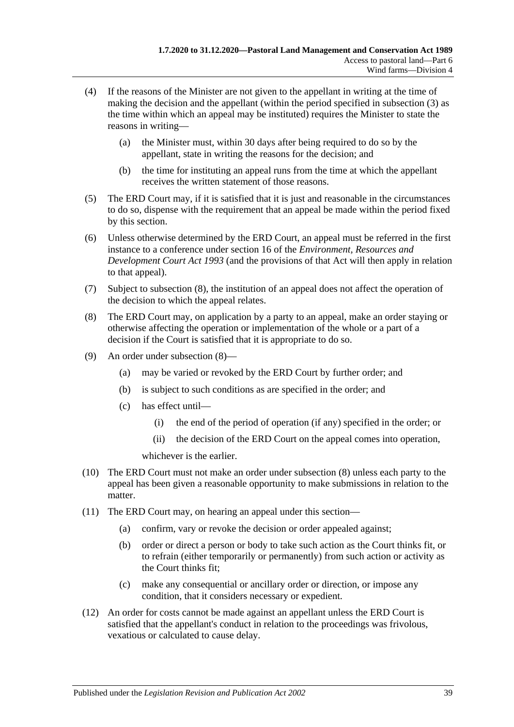(4) If the reasons of the Minister are not given to the appellant in writing at the time of making the decision and the appellant (within the period specified in subsection (3) as the time within which an appeal may be instituted) requires the Minister to state the reasons in writing—

  (a) the Minister must, within 30 days after being required to do so by the appellant, state in writing the reasons for the decision; and

  (b) the time for instituting an appeal runs from the time at which the appellant receives the written statement of those reasons.

(5) The ERD Court may, if it is satisfied that it is just and reasonable in the circumstances to do so, dispense with the requirement that an appeal be made within the period fixed by this section.

(6) Unless otherwise determined by the ERD Court, an appeal must be referred in the first instance to a conference under section 16 of the *Environment, Resources and Development Court Act 1993* (and the provisions of that Act will then apply in relation to that appeal).

(7) Subject to subsection (8), the institution of an appeal does not affect the operation of the decision to which the appeal relates.

(8) The ERD Court may, on application by a party to an appeal, make an order staying or otherwise affecting the operation or implementation of the whole or a part of a decision if the Court is satisfied that it is appropriate to do so.

(9) An order under subsection (8)—

  (a) may be varied or revoked by the ERD Court by further order; and

  (b) is subject to such conditions as are specified in the order; and

  (c) has effect until—

    (i) the end of the period of operation (if any) specified in the order; or

    (ii) the decision of the ERD Court on the appeal comes into operation,

  whichever is the earlier.

(10) The ERD Court must not make an order under subsection (8) unless each party to the appeal has been given a reasonable opportunity to make submissions in relation to the matter.

(11) The ERD Court may, on hearing an appeal under this section—

  (a) confirm, vary or revoke the decision or order appealed against;

  (b) order or direct a person or body to take such action as the Court thinks fit, or to refrain (either temporarily or permanently) from such action or activity as the Court thinks fit;

  (c) make any consequential or ancillary order or direction, or impose any condition, that it considers necessary or expedient.

(12) An order for costs cannot be made against an appellant unless the ERD Court is satisfied that the appellant's conduct in relation to the proceedings was frivolous, vexatious or calculated to cause delay.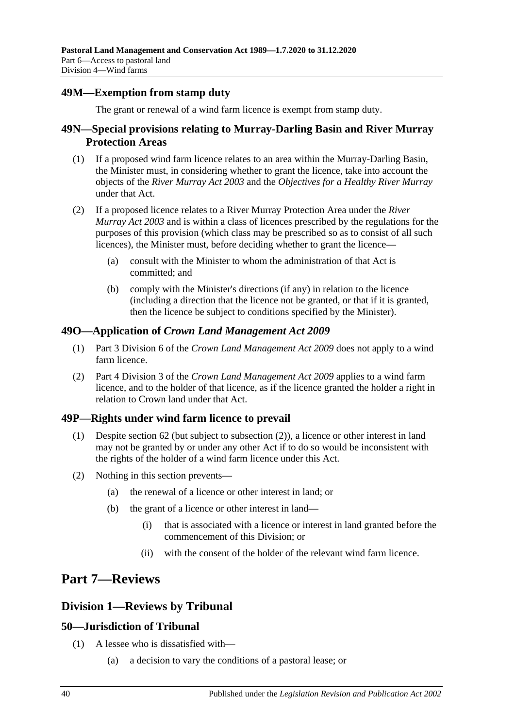### 49M—Exemption from stamp duty

The grant or renewal of a wind farm licence is exempt from stamp duty.

### 49N—Special provisions relating to Murray-Darling Basin and River Murray Protection Areas

(1) If a proposed wind farm licence relates to an area within the Murray-Darling Basin, the Minister must, in considering whether to grant the licence, take into account the objects of the *River Murray Act 2003* and the *Objectives for a Healthy River Murray* under that Act.

(2) If a proposed licence relates to a River Murray Protection Area under the *River Murray Act 2003* and is within a class of licences prescribed by the regulations for the purposes of this provision (which class may be prescribed so as to consist of all such licences), the Minister must, before deciding whether to grant the licence—

- (a) consult with the Minister to whom the administration of that Act is committed; and
- (b) comply with the Minister's directions (if any) in relation to the licence (including a direction that the licence not be granted, or that if it is granted, then the licence be subject to conditions specified by the Minister).

### 49O—Application of *Crown Land Management Act 2009*

(1) Part 3 Division 6 of the *Crown Land Management Act 2009* does not apply to a wind farm licence.

(2) Part 4 Division 3 of the *Crown Land Management Act 2009* applies to a wind farm licence, and to the holder of that licence, as if the licence granted the holder a right in relation to Crown land under that Act.

### 49P—Rights under wind farm licence to prevail

(1) Despite section 62 (but subject to subsection (2)), a licence or other interest in land may not be granted by or under any other Act if to do so would be inconsistent with the rights of the holder of a wind farm licence under this Act.

(2) Nothing in this section prevents—

- (a) the renewal of a licence or other interest in land; or
- (b) the grant of a licence or other interest in land—
  - (i) that is associated with a licence or interest in land granted before the commencement of this Division; or
  - (ii) with the consent of the holder of the relevant wind farm licence.

# Part 7—Reviews

## Division 1—Reviews by Tribunal

### 50—Jurisdiction of Tribunal

(1) A lessee who is dissatisfied with—

- (a) a decision to vary the conditions of a pastoral lease; or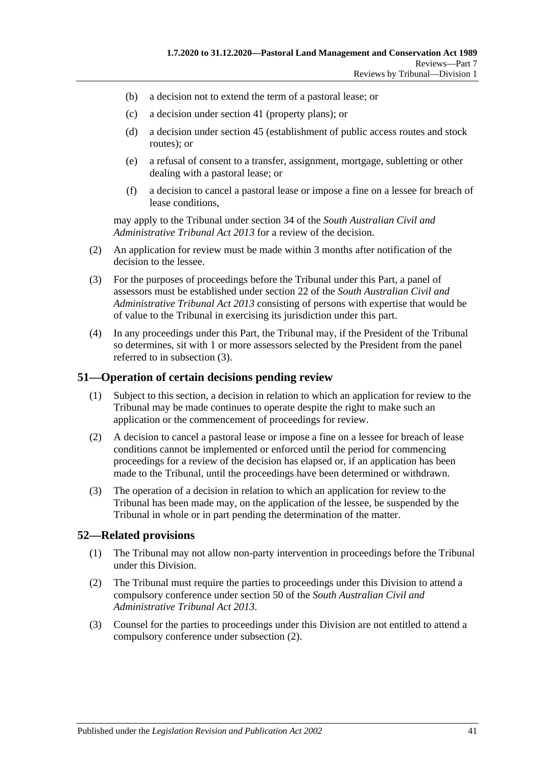(b) a decision not to extend the term of a pastoral lease; or

(c) a decision under section 41 (property plans); or

(d) a decision under section 45 (establishment of public access routes and stock routes); or

(e) a refusal of consent to a transfer, assignment, mortgage, subletting or other dealing with a pastoral lease; or

(f) a decision to cancel a pastoral lease or impose a fine on a lessee for breach of lease conditions,

may apply to the Tribunal under section 34 of the *South Australian Civil and Administrative Tribunal Act 2013* for a review of the decision.

(2) An application for review must be made within 3 months after notification of the decision to the lessee.

(3) For the purposes of proceedings before the Tribunal under this Part, a panel of assessors must be established under section 22 of the *South Australian Civil and Administrative Tribunal Act 2013* consisting of persons with expertise that would be of value to the Tribunal in exercising its jurisdiction under this part.

(4) In any proceedings under this Part, the Tribunal may, if the President of the Tribunal so determines, sit with 1 or more assessors selected by the President from the panel referred to in subsection (3).

## 51—Operation of certain decisions pending review

(1) Subject to this section, a decision in relation to which an application for review to the Tribunal may be made continues to operate despite the right to make such an application or the commencement of proceedings for review.

(2) A decision to cancel a pastoral lease or impose a fine on a lessee for breach of lease conditions cannot be implemented or enforced until the period for commencing proceedings for a review of the decision has elapsed or, if an application has been made to the Tribunal, until the proceedings have been determined or withdrawn.

(3) The operation of a decision in relation to which an application for review to the Tribunal has been made may, on the application of the lessee, be suspended by the Tribunal in whole or in part pending the determination of the matter.

## 52—Related provisions

(1) The Tribunal may not allow non-party intervention in proceedings before the Tribunal under this Division.

(2) The Tribunal must require the parties to proceedings under this Division to attend a compulsory conference under section 50 of the *South Australian Civil and Administrative Tribunal Act 2013*.

(3) Counsel for the parties to proceedings under this Division are not entitled to attend a compulsory conference under subsection (2).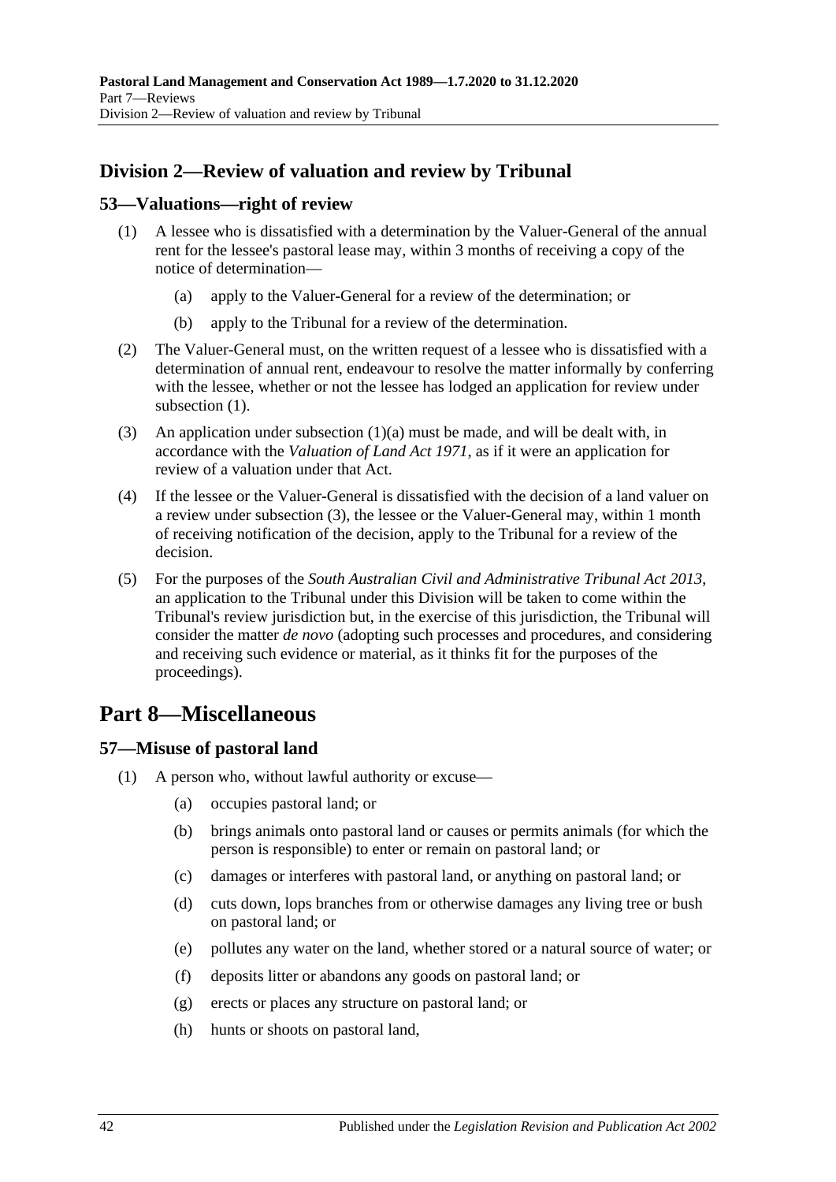## Division 2—Review of valuation and review by Tribunal

### 53—Valuations—right of review

(1) A lessee who is dissatisfied with a determination by the Valuer-General of the annual rent for the lessee's pastoral lease may, within 3 months of receiving a copy of the notice of determination—

(a) apply to the Valuer-General for a review of the determination; or

(b) apply to the Tribunal for a review of the determination.

(2) The Valuer-General must, on the written request of a lessee who is dissatisfied with a determination of annual rent, endeavour to resolve the matter informally by conferring with the lessee, whether or not the lessee has lodged an application for review under subsection (1).

(3) An application under subsection (1)(a) must be made, and will be dealt with, in accordance with the *Valuation of Land Act 1971*, as if it were an application for review of a valuation under that Act.

(4) If the lessee or the Valuer-General is dissatisfied with the decision of a land valuer on a review under subsection (3), the lessee or the Valuer-General may, within 1 month of receiving notification of the decision, apply to the Tribunal for a review of the decision.

(5) For the purposes of the *South Australian Civil and Administrative Tribunal Act 2013*, an application to the Tribunal under this Division will be taken to come within the Tribunal's review jurisdiction but, in the exercise of this jurisdiction, the Tribunal will consider the matter *de novo* (adopting such processes and procedures, and considering and receiving such evidence or material, as it thinks fit for the purposes of the proceedings).

# Part 8—Miscellaneous

### 57—Misuse of pastoral land

(1) A person who, without lawful authority or excuse—

(a) occupies pastoral land; or

(b) brings animals onto pastoral land or causes or permits animals (for which the person is responsible) to enter or remain on pastoral land; or

(c) damages or interferes with pastoral land, or anything on pastoral land; or

(d) cuts down, lops branches from or otherwise damages any living tree or bush on pastoral land; or

(e) pollutes any water on the land, whether stored or a natural source of water; or

(f) deposits litter or abandons any goods on pastoral land; or

(g) erects or places any structure on pastoral land; or

(h) hunts or shoots on pastoral land,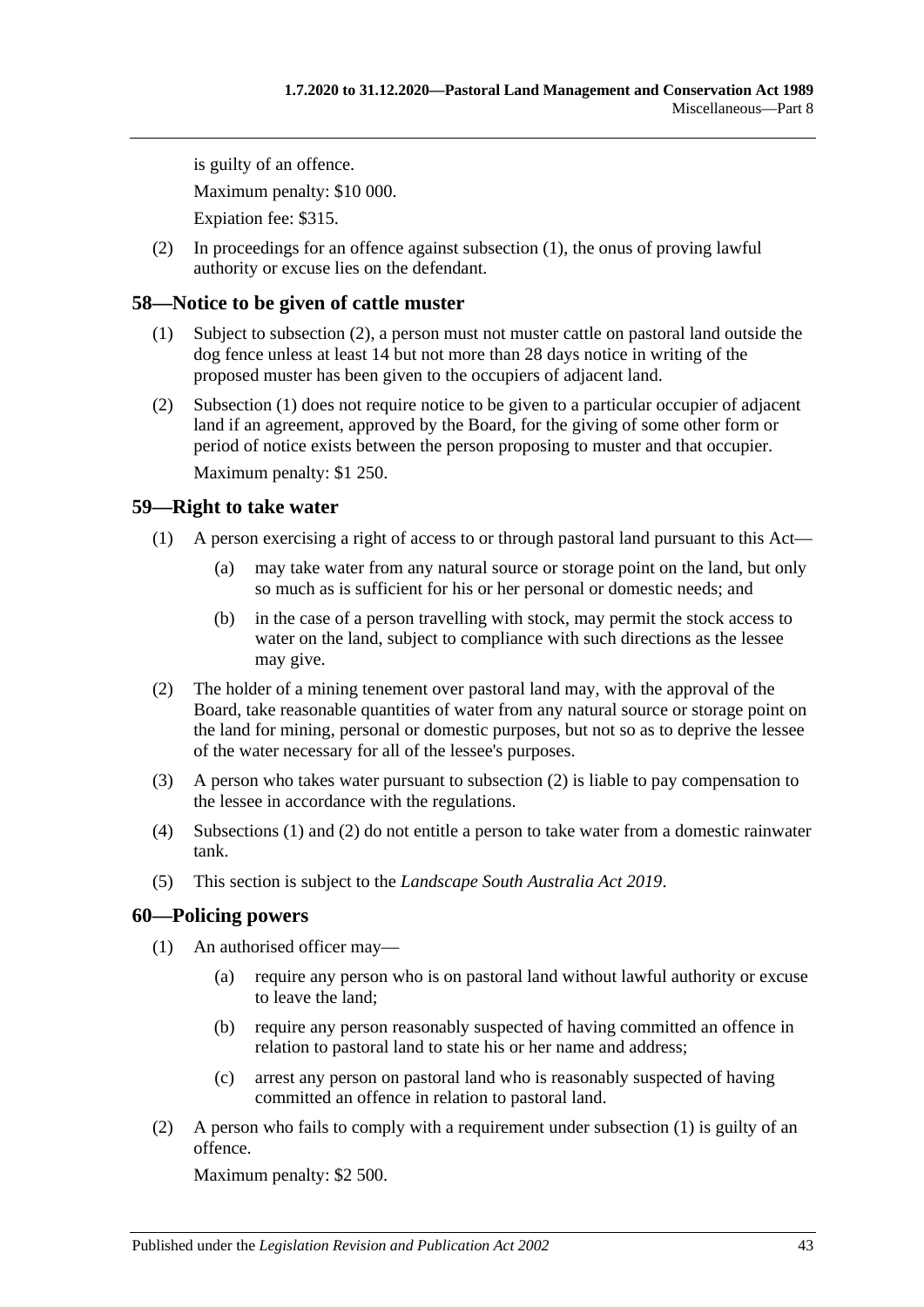is guilty of an offence.

Maximum penalty: $10 000.

Expiation fee: $315.

(2) In proceedings for an offence against subsection (1), the onus of proving lawful authority or excuse lies on the defendant.

## 58—Notice to be given of cattle muster

(1) Subject to subsection (2), a person must not muster cattle on pastoral land outside the dog fence unless at least 14 but not more than 28 days notice in writing of the proposed muster has been given to the occupiers of adjacent land.

(2) Subsection (1) does not require notice to be given to a particular occupier of adjacent land if an agreement, approved by the Board, for the giving of some other form or period of notice exists between the person proposing to muster and that occupier.

Maximum penalty: $1 250.

## 59—Right to take water

(1) A person exercising a right of access to or through pastoral land pursuant to this Act—

  (a) may take water from any natural source or storage point on the land, but only so much as is sufficient for his or her personal or domestic needs; and

  (b) in the case of a person travelling with stock, may permit the stock access to water on the land, subject to compliance with such directions as the lessee may give.

(2) The holder of a mining tenement over pastoral land may, with the approval of the Board, take reasonable quantities of water from any natural source or storage point on the land for mining, personal or domestic purposes, but not so as to deprive the lessee of the water necessary for all of the lessee's purposes.

(3) A person who takes water pursuant to subsection (2) is liable to pay compensation to the lessee in accordance with the regulations.

(4) Subsections (1) and (2) do not entitle a person to take water from a domestic rainwater tank.

(5) This section is subject to the *Landscape South Australia Act 2019*.

## 60—Policing powers

(1) An authorised officer may—

  (a) require any person who is on pastoral land without lawful authority or excuse to leave the land;

  (b) require any person reasonably suspected of having committed an offence in relation to pastoral land to state his or her name and address;

  (c) arrest any person on pastoral land who is reasonably suspected of having committed an offence in relation to pastoral land.

(2) A person who fails to comply with a requirement under subsection (1) is guilty of an offence.

Maximum penalty: $2 500.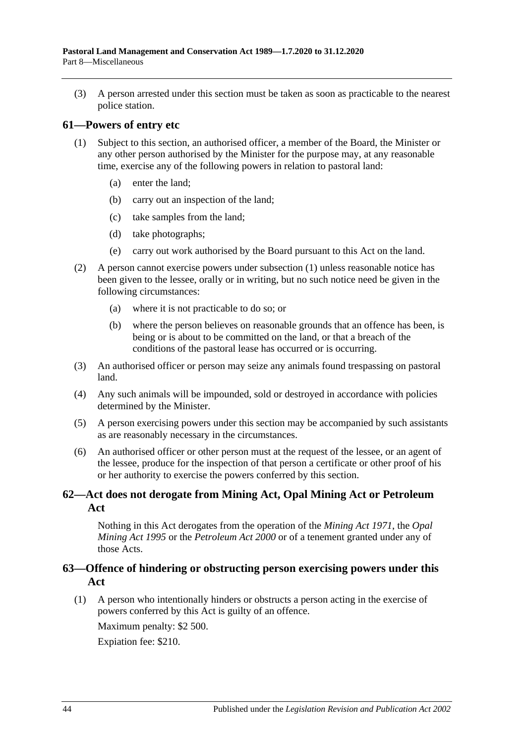(3) A person arrested under this section must be taken as soon as practicable to the nearest police station.

## 61—Powers of entry etc

(1) Subject to this section, an authorised officer, a member of the Board, the Minister or any other person authorised by the Minister for the purpose may, at any reasonable time, exercise any of the following powers in relation to pastoral land:

(a) enter the land;

(b) carry out an inspection of the land;

(c) take samples from the land;

(d) take photographs;

(e) carry out work authorised by the Board pursuant to this Act on the land.

(2) A person cannot exercise powers under subsection (1) unless reasonable notice has been given to the lessee, orally or in writing, but no such notice need be given in the following circumstances:

(a) where it is not practicable to do so; or

(b) where the person believes on reasonable grounds that an offence has been, is being or is about to be committed on the land, or that a breach of the conditions of the pastoral lease has occurred or is occurring.

(3) An authorised officer or person may seize any animals found trespassing on pastoral land.

(4) Any such animals will be impounded, sold or destroyed in accordance with policies determined by the Minister.

(5) A person exercising powers under this section may be accompanied by such assistants as are reasonably necessary in the circumstances.

(6) An authorised officer or other person must at the request of the lessee, or an agent of the lessee, produce for the inspection of that person a certificate or other proof of his or her authority to exercise the powers conferred by this section.

## 62—Act does not derogate from Mining Act, Opal Mining Act or Petroleum Act

Nothing in this Act derogates from the operation of the *Mining Act 1971*, the *Opal Mining Act 1995* or the *Petroleum Act 2000* or of a tenement granted under any of those Acts.

## 63—Offence of hindering or obstructing person exercising powers under this Act

(1) A person who intentionally hinders or obstructs a person acting in the exercise of powers conferred by this Act is guilty of an offence.

Maximum penalty: $2 500.

Expiation fee: $210.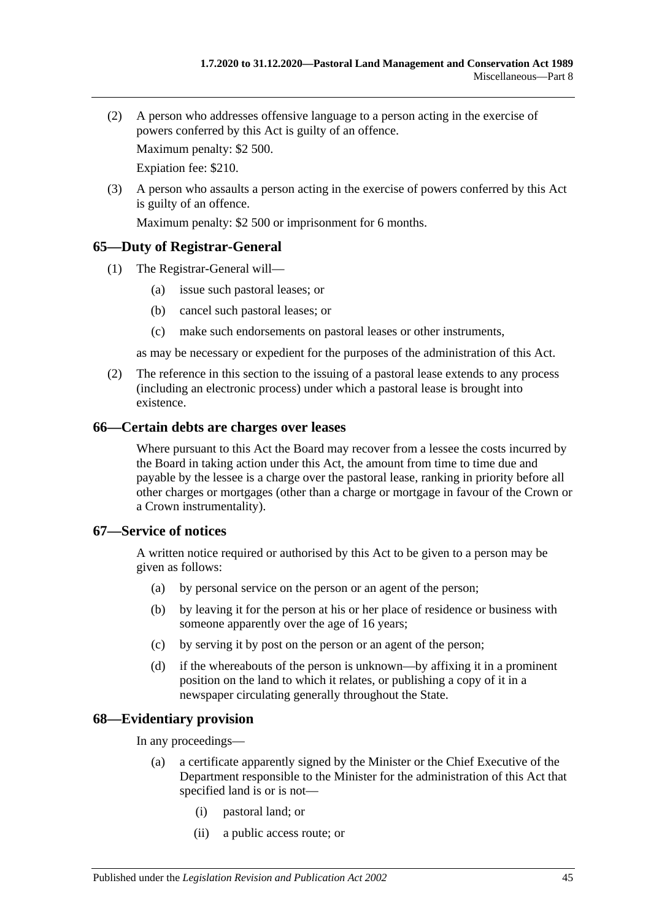(2) A person who addresses offensive language to a person acting in the exercise of powers conferred by this Act is guilty of an offence.

Maximum penalty: $2 500.

Expiation fee: $210.

(3) A person who assaults a person acting in the exercise of powers conferred by this Act is guilty of an offence.

Maximum penalty: $2 500 or imprisonment for 6 months.

## 65—Duty of Registrar-General

(1) The Registrar-General will—

(a) issue such pastoral leases; or

(b) cancel such pastoral leases; or

(c) make such endorsements on pastoral leases or other instruments,

as may be necessary or expedient for the purposes of the administration of this Act.

(2) The reference in this section to the issuing of a pastoral lease extends to any process (including an electronic process) under which a pastoral lease is brought into existence.

## 66—Certain debts are charges over leases

Where pursuant to this Act the Board may recover from a lessee the costs incurred by the Board in taking action under this Act, the amount from time to time due and payable by the lessee is a charge over the pastoral lease, ranking in priority before all other charges or mortgages (other than a charge or mortgage in favour of the Crown or a Crown instrumentality).

## 67—Service of notices

A written notice required or authorised by this Act to be given to a person may be given as follows:

(a) by personal service on the person or an agent of the person;

(b) by leaving it for the person at his or her place of residence or business with someone apparently over the age of 16 years;

(c) by serving it by post on the person or an agent of the person;

(d) if the whereabouts of the person is unknown—by affixing it in a prominent position on the land to which it relates, or publishing a copy of it in a newspaper circulating generally throughout the State.

## 68—Evidentiary provision

In any proceedings—

(a) a certificate apparently signed by the Minister or the Chief Executive of the Department responsible to the Minister for the administration of this Act that specified land is or is not—

(i) pastoral land; or

(ii) a public access route; or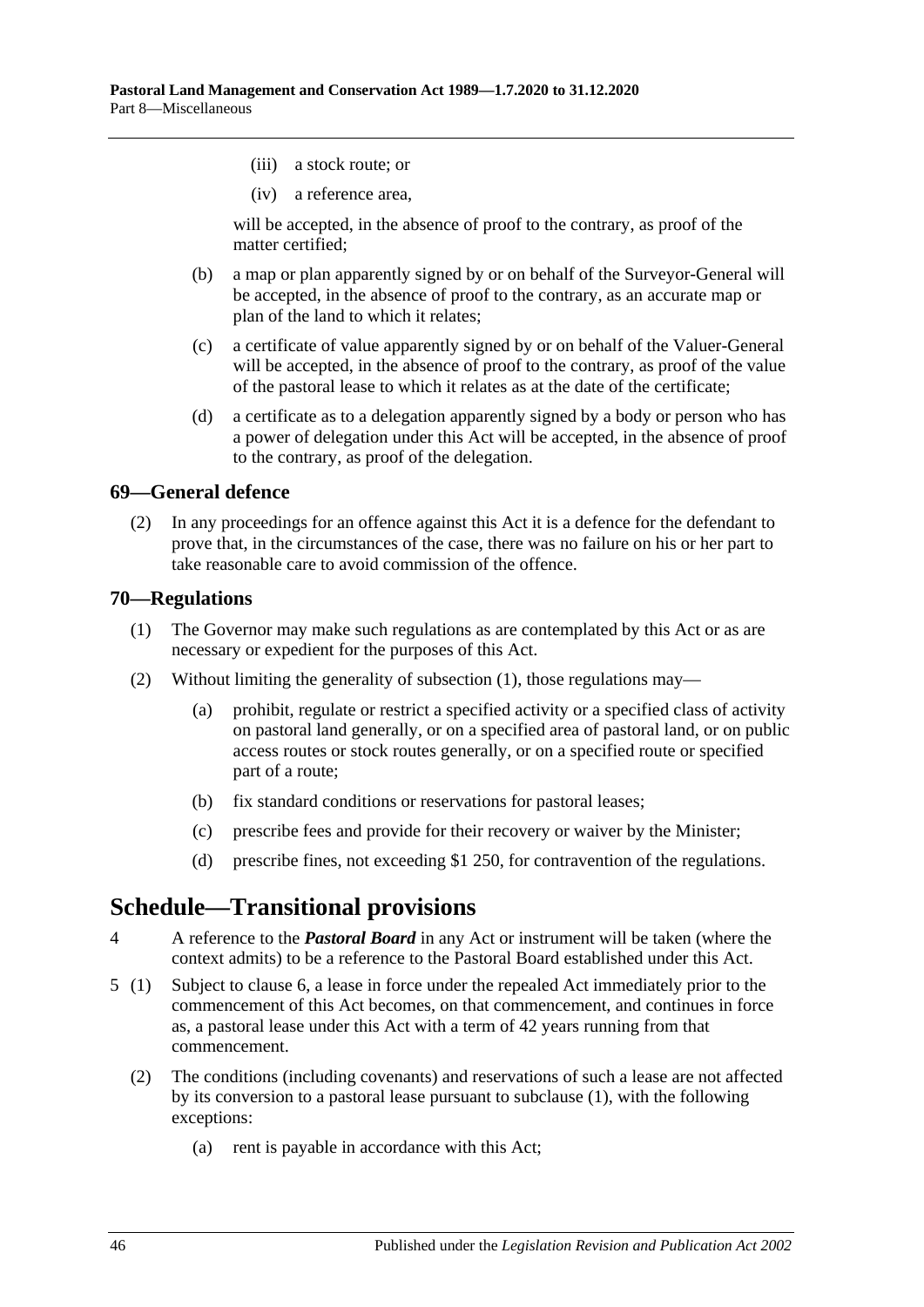(iii) a stock route; or

(iv) a reference area,

will be accepted, in the absence of proof to the contrary, as proof of the matter certified;

(b) a map or plan apparently signed by or on behalf of the Surveyor-General will be accepted, in the absence of proof to the contrary, as an accurate map or plan of the land to which it relates;

(c) a certificate of value apparently signed by or on behalf of the Valuer-General will be accepted, in the absence of proof to the contrary, as proof of the value of the pastoral lease to which it relates as at the date of the certificate;

(d) a certificate as to a delegation apparently signed by a body or person who has a power of delegation under this Act will be accepted, in the absence of proof to the contrary, as proof of the delegation.

## 69—General defence

(2) In any proceedings for an offence against this Act it is a defence for the defendant to prove that, in the circumstances of the case, there was no failure on his or her part to take reasonable care to avoid commission of the offence.

## 70—Regulations

(1) The Governor may make such regulations as are contemplated by this Act or as are necessary or expedient for the purposes of this Act.

(2) Without limiting the generality of subsection (1), those regulations may—

(a) prohibit, regulate or restrict a specified activity or a specified class of activity on pastoral land generally, or on a specified area of pastoral land, or on public access routes or stock routes generally, or on a specified route or specified part of a route;

(b) fix standard conditions or reservations for pastoral leases;

(c) prescribe fees and provide for their recovery or waiver by the Minister;

(d) prescribe fines, not exceeding $1 250, for contravention of the regulations.

# Schedule—Transitional provisions

4 A reference to the ***Pastoral Board*** in any Act or instrument will be taken (where the context admits) to be a reference to the Pastoral Board established under this Act.

5 (1) Subject to clause 6, a lease in force under the repealed Act immediately prior to the commencement of this Act becomes, on that commencement, and continues in force as, a pastoral lease under this Act with a term of 42 years running from that commencement.

(2) The conditions (including covenants) and reservations of such a lease are not affected by its conversion to a pastoral lease pursuant to subclause (1), with the following exceptions:

(a) rent is payable in accordance with this Act;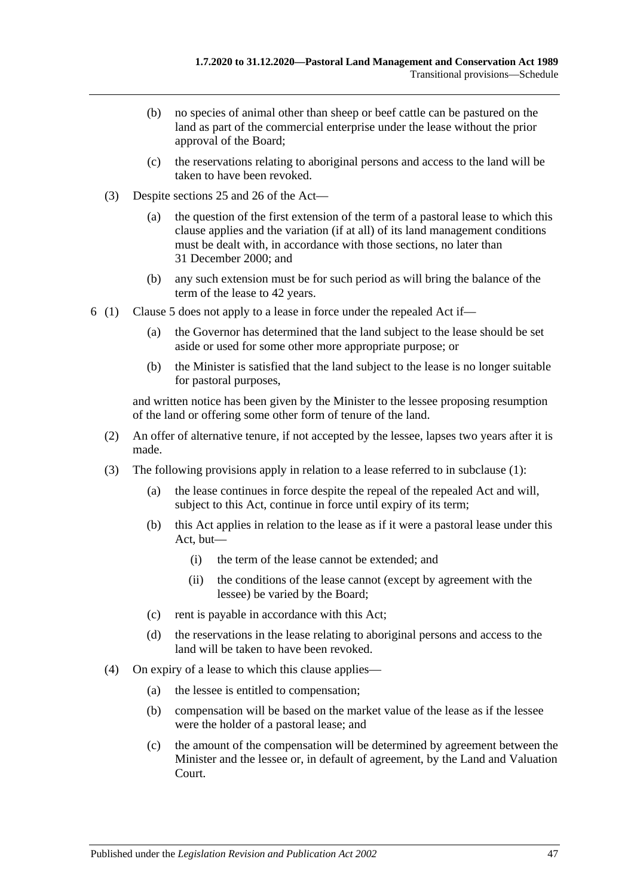(b) no species of animal other than sheep or beef cattle can be pastured on the land as part of the commercial enterprise under the lease without the prior approval of the Board;

(c) the reservations relating to aboriginal persons and access to the land will be taken to have been revoked.

(3) Despite sections 25 and 26 of the Act—

(a) the question of the first extension of the term of a pastoral lease to which this clause applies and the variation (if at all) of its land management conditions must be dealt with, in accordance with those sections, no later than 31 December 2000; and

(b) any such extension must be for such period as will bring the balance of the term of the lease to 42 years.

6 (1) Clause 5 does not apply to a lease in force under the repealed Act if—

(a) the Governor has determined that the land subject to the lease should be set aside or used for some other more appropriate purpose; or

(b) the Minister is satisfied that the land subject to the lease is no longer suitable for pastoral purposes,

and written notice has been given by the Minister to the lessee proposing resumption of the land or offering some other form of tenure of the land.

(2) An offer of alternative tenure, if not accepted by the lessee, lapses two years after it is made.

(3) The following provisions apply in relation to a lease referred to in subclause (1):

(a) the lease continues in force despite the repeal of the repealed Act and will, subject to this Act, continue in force until expiry of its term;

(b) this Act applies in relation to the lease as if it were a pastoral lease under this Act, but—

(i) the term of the lease cannot be extended; and

(ii) the conditions of the lease cannot (except by agreement with the lessee) be varied by the Board;

(c) rent is payable in accordance with this Act;

(d) the reservations in the lease relating to aboriginal persons and access to the land will be taken to have been revoked.

(4) On expiry of a lease to which this clause applies—

(a) the lessee is entitled to compensation;

(b) compensation will be based on the market value of the lease as if the lessee were the holder of a pastoral lease; and

(c) the amount of the compensation will be determined by agreement between the Minister and the lessee or, in default of agreement, by the Land and Valuation Court.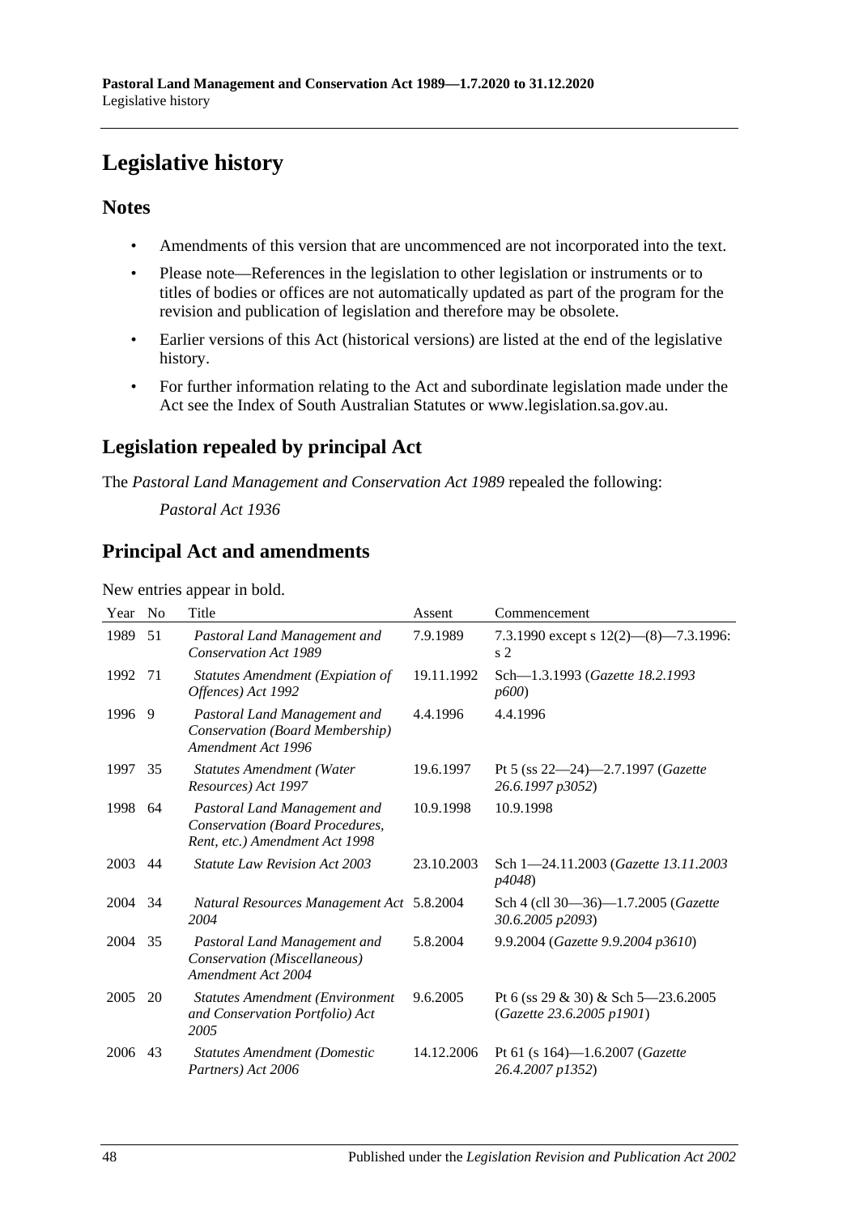# Legislative history

## Notes

- Amendments of this version that are uncommenced are not incorporated into the text.
- Please note—References in the legislation to other legislation or instruments or to titles of bodies or offices are not automatically updated as part of the program for the revision and publication of legislation and therefore may be obsolete.
- Earlier versions of this Act (historical versions) are listed at the end of the legislative history.
- For further information relating to the Act and subordinate legislation made under the Act see the Index of South Australian Statutes or www.legislation.sa.gov.au.

## Legislation repealed by principal Act

The *Pastoral Land Management and Conservation Act 1989* repealed the following:

*Pastoral Act 1936*

## Principal Act and amendments

New entries appear in bold.

| Year | No | Title | Assent | Commencement |
|---|---|---|---|---|
| 1989 | 51 | *Pastoral Land Management and Conservation Act 1989* | 7.9.1989 | 7.3.1990 except s 12(2)—(8)—7.3.1996: s 2 |
| 1992 | 71 | *Statutes Amendment (Expiation of Offences) Act 1992* | 19.11.1992 | Sch—1.3.1993 (*Gazette 18.2.1993 p600*) |
| 1996 | 9 | *Pastoral Land Management and Conservation (Board Membership) Amendment Act 1996* | 4.4.1996 | 4.4.1996 |
| 1997 | 35 | *Statutes Amendment (Water Resources) Act 1997* | 19.6.1997 | Pt 5 (ss 22—24)—2.7.1997 (*Gazette 26.6.1997 p3052*) |
| 1998 | 64 | *Pastoral Land Management and Conservation (Board Procedures, Rent, etc.) Amendment Act 1998* | 10.9.1998 | 10.9.1998 |
| 2003 | 44 | *Statute Law Revision Act 2003* | 23.10.2003 | Sch 1—24.11.2003 (*Gazette 13.11.2003 p4048*) |
| 2004 | 34 | *Natural Resources Management Act 2004* | 5.8.2004 | Sch 4 (cll 30—36)—1.7.2005 (*Gazette 30.6.2005 p2093*) |
| 2004 | 35 | *Pastoral Land Management and Conservation (Miscellaneous) Amendment Act 2004* | 5.8.2004 | 9.9.2004 (*Gazette 9.9.2004 p3610*) |
| 2005 | 20 | *Statutes Amendment (Environment and Conservation Portfolio) Act 2005* | 9.6.2005 | Pt 6 (ss 29 & 30) & Sch 5—23.6.2005 (*Gazette 23.6.2005 p1901*) |
| 2006 | 43 | *Statutes Amendment (Domestic Partners) Act 2006* | 14.12.2006 | Pt 61 (s 164)—1.6.2007 (*Gazette 26.4.2007 p1352*) |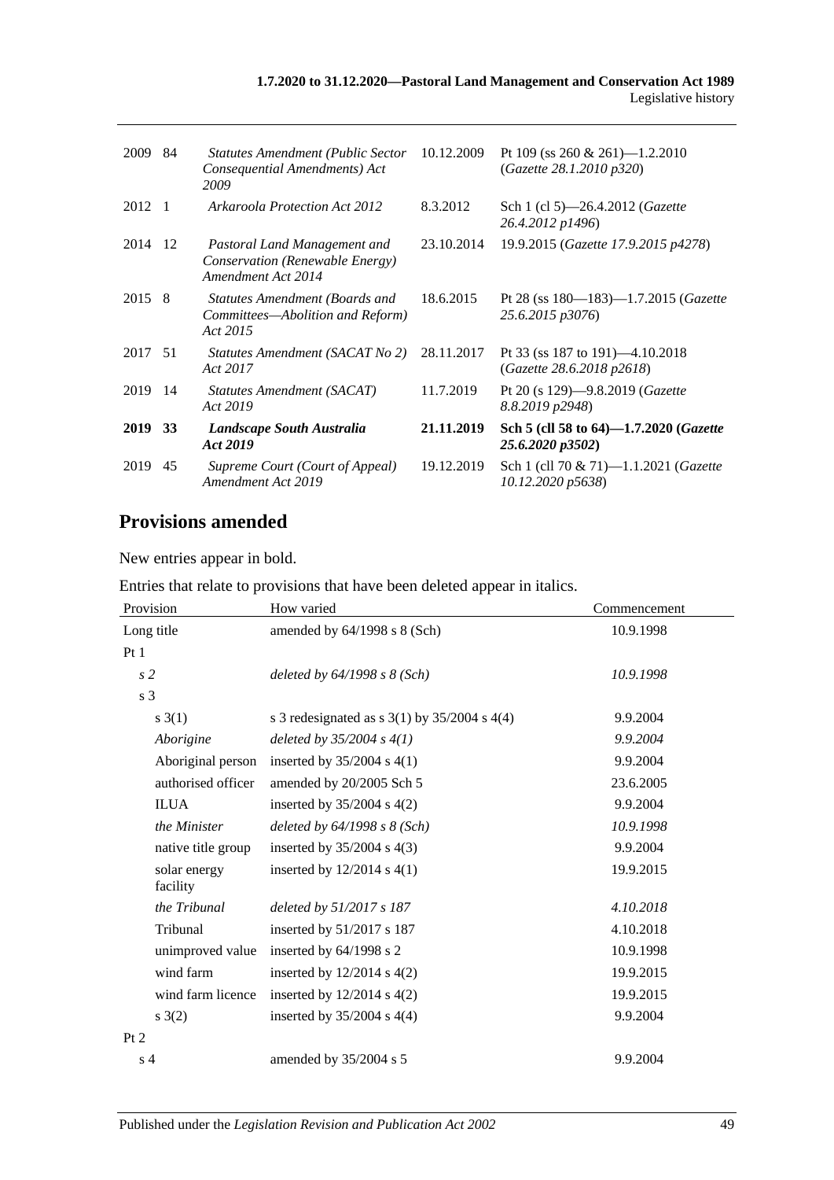| | | | | |
|---|---|---|---|---|
| 2009 | 84 | *Statutes Amendment (Public Sector Consequential Amendments) Act 2009* | 10.12.2009 | Pt 109 (ss 260 & 261)—1.2.2010 (*Gazette 28.1.2010 p320*) |
| 2012 | 1 | *Arkaroola Protection Act 2012* | 8.3.2012 | Sch 1 (cl 5)—26.4.2012 (*Gazette 26.4.2012 p1496*) |
| 2014 | 12 | *Pastoral Land Management and Conservation (Renewable Energy) Amendment Act 2014* | 23.10.2014 | 19.9.2015 (*Gazette 17.9.2015 p4278*) |
| 2015 | 8 | *Statutes Amendment (Boards and Committees—Abolition and Reform) Act 2015* | 18.6.2015 | Pt 28 (ss 180—183)—1.7.2015 (*Gazette 25.6.2015 p3076*) |
| 2017 | 51 | *Statutes Amendment (SACAT No 2) Act 2017* | 28.11.2017 | Pt 33 (ss 187 to 191)—4.10.2018 (*Gazette 28.6.2018 p2618*) |
| 2019 | 14 | *Statutes Amendment (SACAT) Act 2019* | 11.7.2019 | Pt 20 (s 129)—9.8.2019 (*Gazette 8.8.2019 p2948*) |
| **2019** | **33** | ***Landscape South Australia Act 2019*** | **21.11.2019** | **Sch 5 (cll 58 to 64)—1.7.2020 (*Gazette 25.6.2020 p3502*)** |
| 2019 | 45 | *Supreme Court (Court of Appeal) Amendment Act 2019* | 19.12.2019 | Sch 1 (cll 70 & 71)—1.1.2021 (*Gazette 10.12.2020 p5638*) |

## Provisions amended

New entries appear in bold.

Entries that relate to provisions that have been deleted appear in italics.

| Provision | How varied | Commencement |
|---|---|---|
| Long title | amended by 64/1998 s 8 (Sch) | 10.9.1998 |
| Pt 1 | | |
| *s 2* | *deleted by 64/1998 s 8 (Sch)* | *10.9.1998* |
| s 3 | | |
| s 3(1) | s 3 redesignated as s 3(1) by 35/2004 s 4(4) | 9.9.2004 |
| *Aborigine* | *deleted by 35/2004 s 4(1)* | *9.9.2004* |
| Aboriginal person | inserted by 35/2004 s 4(1) | 9.9.2004 |
| authorised officer | amended by 20/2005 Sch 5 | 23.6.2005 |
| ILUA | inserted by 35/2004 s 4(2) | 9.9.2004 |
| *the Minister* | *deleted by 64/1998 s 8 (Sch)* | *10.9.1998* |
| native title group | inserted by 35/2004 s 4(3) | 9.9.2004 |
| solar energy facility | inserted by 12/2014 s 4(1) | 19.9.2015 |
| *the Tribunal* | *deleted by 51/2017 s 187* | *4.10.2018* |
| Tribunal | inserted by 51/2017 s 187 | 4.10.2018 |
| unimproved value | inserted by 64/1998 s 2 | 10.9.1998 |
| wind farm | inserted by 12/2014 s 4(2) | 19.9.2015 |
| wind farm licence | inserted by 12/2014 s 4(2) | 19.9.2015 |
| s 3(2) | inserted by 35/2004 s 4(4) | 9.9.2004 |
| Pt 2 | | |
| s 4 | amended by 35/2004 s 5 | 9.9.2004 |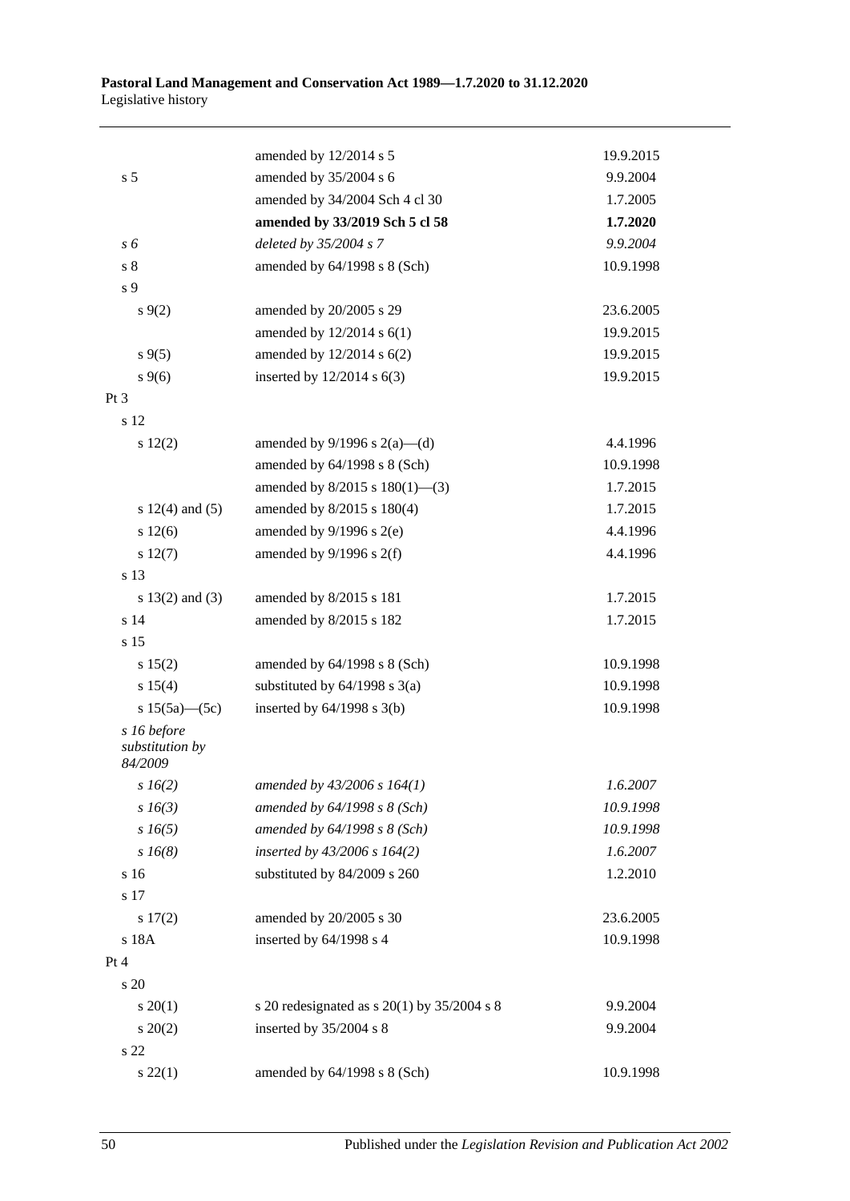| | | |
|---|---|---|
| | amended by 12/2014 s 5 | 19.9.2015 |
| s 5 | amended by 35/2004 s 6 | 9.9.2004 |
| | amended by 34/2004 Sch 4 cl 30 | 1.7.2005 |
| | **amended by 33/2019 Sch 5 cl 58** | **1.7.2020** |
| *s 6* | *deleted by 35/2004 s 7* | *9.9.2004* |
| s 8 | amended by 64/1998 s 8 (Sch) | 10.9.1998 |
| s 9 | | |
| s 9(2) | amended by 20/2005 s 29 | 23.6.2005 |
| | amended by 12/2014 s 6(1) | 19.9.2015 |
| s 9(5) | amended by 12/2014 s 6(2) | 19.9.2015 |
| s 9(6) | inserted by 12/2014 s 6(3) | 19.9.2015 |
| Pt 3 | | |
| s 12 | | |
| s 12(2) | amended by 9/1996 s 2(a)—(d) | 4.4.1996 |
| | amended by 64/1998 s 8 (Sch) | 10.9.1998 |
| | amended by 8/2015 s 180(1)—(3) | 1.7.2015 |
| s 12(4) and (5) | amended by 8/2015 s 180(4) | 1.7.2015 |
| s 12(6) | amended by 9/1996 s 2(e) | 4.4.1996 |
| s 12(7) | amended by 9/1996 s 2(f) | 4.4.1996 |
| s 13 | | |
| s 13(2) and (3) | amended by 8/2015 s 181 | 1.7.2015 |
| s 14 | amended by 8/2015 s 182 | 1.7.2015 |
| s 15 | | |
| s 15(2) | amended by 64/1998 s 8 (Sch) | 10.9.1998 |
| s 15(4) | substituted by 64/1998 s 3(a) | 10.9.1998 |
| s 15(5a)—(5c) | inserted by 64/1998 s 3(b) | 10.9.1998 |
| *s 16 before substitution by 84/2009* | | |
| *s 16(2)* | *amended by 43/2006 s 164(1)* | *1.6.2007* |
| *s 16(3)* | *amended by 64/1998 s 8 (Sch)* | *10.9.1998* |
| *s 16(5)* | *amended by 64/1998 s 8 (Sch)* | *10.9.1998* |
| *s 16(8)* | *inserted by 43/2006 s 164(2)* | *1.6.2007* |
| s 16 | substituted by 84/2009 s 260 | 1.2.2010 |
| s 17 | | |
| s 17(2) | amended by 20/2005 s 30 | 23.6.2005 |
| s 18A | inserted by 64/1998 s 4 | 10.9.1998 |
| Pt 4 | | |
| s 20 | | |
| s 20(1) | s 20 redesignated as s 20(1) by 35/2004 s 8 | 9.9.2004 |
| s 20(2) | inserted by 35/2004 s 8 | 9.9.2004 |
| s 22 | | |
| s 22(1) | amended by 64/1998 s 8 (Sch) | 10.9.1998 |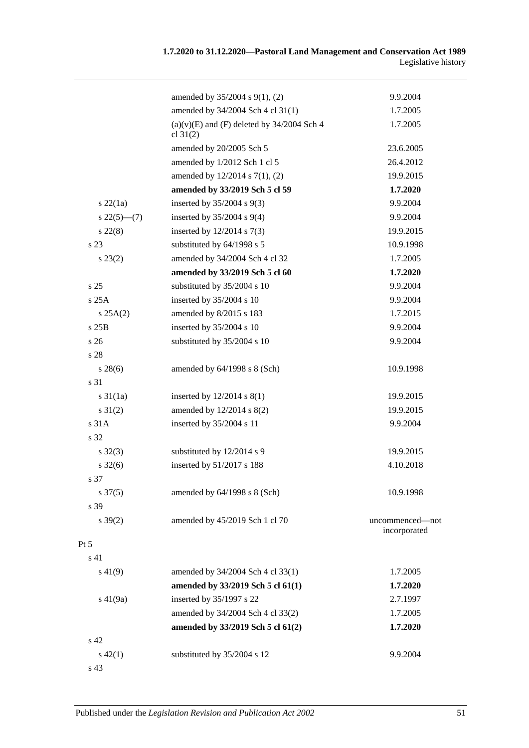| | | |
|---|---|---|
| | amended by 35/2004 s 9(1), (2) | 9.9.2004 |
| | amended by 34/2004 Sch 4 cl 31(1) | 1.7.2005 |
| | (a)(v)(E) and (F) deleted by 34/2004 Sch 4 cl 31(2) | 1.7.2005 |
| | amended by 20/2005 Sch 5 | 23.6.2005 |
| | amended by 1/2012 Sch 1 cl 5 | 26.4.2012 |
| | amended by 12/2014 s 7(1), (2) | 19.9.2015 |
| | **amended by 33/2019 Sch 5 cl 59** | **1.7.2020** |
| s 22(1a) | inserted by 35/2004 s 9(3) | 9.9.2004 |
| s 22(5)—(7) | inserted by 35/2004 s 9(4) | 9.9.2004 |
| s 22(8) | inserted by 12/2014 s 7(3) | 19.9.2015 |
| s 23 | substituted by 64/1998 s 5 | 10.9.1998 |
| s 23(2) | amended by 34/2004 Sch 4 cl 32 | 1.7.2005 |
| | **amended by 33/2019 Sch 5 cl 60** | **1.7.2020** |
| s 25 | substituted by 35/2004 s 10 | 9.9.2004 |
| s 25A | inserted by 35/2004 s 10 | 9.9.2004 |
| s 25A(2) | amended by 8/2015 s 183 | 1.7.2015 |
| s 25B | inserted by 35/2004 s 10 | 9.9.2004 |
| s 26 | substituted by 35/2004 s 10 | 9.9.2004 |
| s 28 | | |
| s 28(6) | amended by 64/1998 s 8 (Sch) | 10.9.1998 |
| s 31 | | |
| s 31(1a) | inserted by 12/2014 s 8(1) | 19.9.2015 |
| s 31(2) | amended by 12/2014 s 8(2) | 19.9.2015 |
| s 31A | inserted by 35/2004 s 11 | 9.9.2004 |
| s 32 | | |
| s 32(3) | substituted by 12/2014 s 9 | 19.9.2015 |
| s 32(6) | inserted by 51/2017 s 188 | 4.10.2018 |
| s 37 | | |
| s 37(5) | amended by 64/1998 s 8 (Sch) | 10.9.1998 |
| s 39 | | |
| s 39(2) | amended by 45/2019 Sch 1 cl 70 | uncommenced—not incorporated |
| Pt 5 | | |
| s 41 | | |
| s 41(9) | amended by 34/2004 Sch 4 cl 33(1) | 1.7.2005 |
| | **amended by 33/2019 Sch 5 cl 61(1)** | **1.7.2020** |
| s 41(9a) | inserted by 35/1997 s 22 | 2.7.1997 |
| | amended by 34/2004 Sch 4 cl 33(2) | 1.7.2005 |
| | **amended by 33/2019 Sch 5 cl 61(2)** | **1.7.2020** |
| s 42 | | |
| s 42(1) | substituted by 35/2004 s 12 | 9.9.2004 |
| s 43 | | |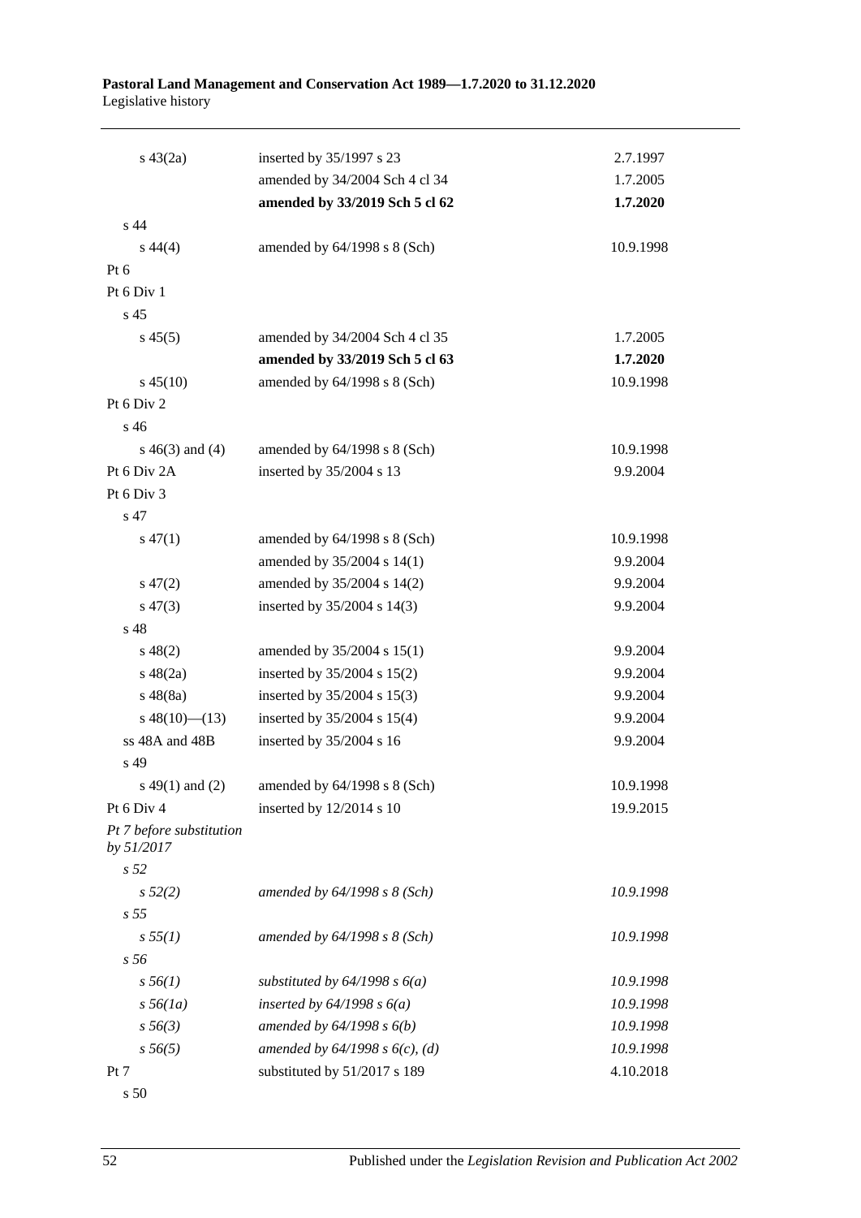| | | |
|---|---|---|
| s 43(2a) | inserted by 35/1997 s 23 | 2.7.1997 |
| | amended by 34/2004 Sch 4 cl 34 | 1.7.2005 |
| | **amended by 33/2019 Sch 5 cl 62** | **1.7.2020** |
| s 44 | | |
| s 44(4) | amended by 64/1998 s 8 (Sch) | 10.9.1998 |
| Pt 6 | | |
| Pt 6 Div 1 | | |
| s 45 | | |
| s 45(5) | amended by 34/2004 Sch 4 cl 35 | 1.7.2005 |
| | **amended by 33/2019 Sch 5 cl 63** | **1.7.2020** |
| s 45(10) | amended by 64/1998 s 8 (Sch) | 10.9.1998 |
| Pt 6 Div 2 | | |
| s 46 | | |
| s 46(3) and (4) | amended by 64/1998 s 8 (Sch) | 10.9.1998 |
| Pt 6 Div 2A | inserted by 35/2004 s 13 | 9.9.2004 |
| Pt 6 Div 3 | | |
| s 47 | | |
| s 47(1) | amended by 64/1998 s 8 (Sch) | 10.9.1998 |
| | amended by 35/2004 s 14(1) | 9.9.2004 |
| s 47(2) | amended by 35/2004 s 14(2) | 9.9.2004 |
| s 47(3) | inserted by 35/2004 s 14(3) | 9.9.2004 |
| s 48 | | |
| s 48(2) | amended by 35/2004 s 15(1) | 9.9.2004 |
| s 48(2a) | inserted by 35/2004 s 15(2) | 9.9.2004 |
| s 48(8a) | inserted by 35/2004 s 15(3) | 9.9.2004 |
| s 48(10)—(13) | inserted by 35/2004 s 15(4) | 9.9.2004 |
| ss 48A and 48B | inserted by 35/2004 s 16 | 9.9.2004 |
| s 49 | | |
| s 49(1) and (2) | amended by 64/1998 s 8 (Sch) | 10.9.1998 |
| Pt 6 Div 4 | inserted by 12/2014 s 10 | 19.9.2015 |
| *Pt 7 before substitution by 51/2017* | | |
| *s 52* | | |
| *s 52(2)* | *amended by 64/1998 s 8 (Sch)* | *10.9.1998* |
| *s 55* | | |
| *s 55(1)* | *amended by 64/1998 s 8 (Sch)* | *10.9.1998* |
| *s 56* | | |
| *s 56(1)* | *substituted by 64/1998 s 6(a)* | *10.9.1998* |
| *s 56(1a)* | *inserted by 64/1998 s 6(a)* | *10.9.1998* |
| *s 56(3)* | *amended by 64/1998 s 6(b)* | *10.9.1998* |
| *s 56(5)* | *amended by 64/1998 s 6(c), (d)* | *10.9.1998* |
| Pt 7 | substituted by 51/2017 s 189 | 4.10.2018 |
| s 50 | | |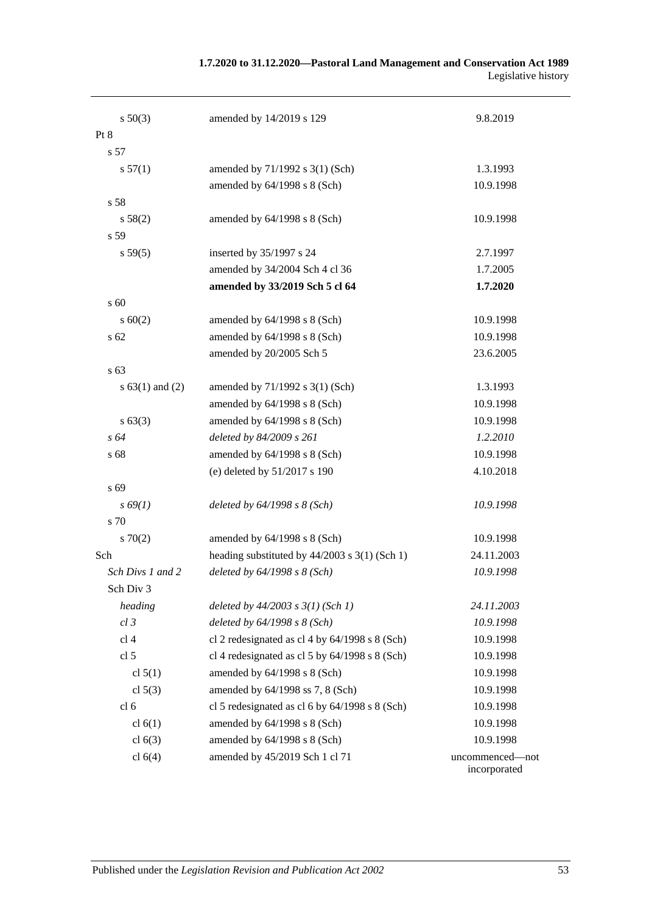| | | |
|---|---|---|
| s 50(3) | amended by 14/2019 s 129 | 9.8.2019 |
| Pt 8 | | |
| s 57 | | |
| s 57(1) | amended by 71/1992 s 3(1) (Sch) | 1.3.1993 |
| | amended by 64/1998 s 8 (Sch) | 10.9.1998 |
| s 58 | | |
| s 58(2) | amended by 64/1998 s 8 (Sch) | 10.9.1998 |
| s 59 | | |
| s 59(5) | inserted by 35/1997 s 24 | 2.7.1997 |
| | amended by 34/2004 Sch 4 cl 36 | 1.7.2005 |
| | **amended by 33/2019 Sch 5 cl 64** | **1.7.2020** |
| s 60 | | |
| s 60(2) | amended by 64/1998 s 8 (Sch) | 10.9.1998 |
| s 62 | amended by 64/1998 s 8 (Sch) | 10.9.1998 |
| | amended by 20/2005 Sch 5 | 23.6.2005 |
| s 63 | | |
| s 63(1) and (2) | amended by 71/1992 s 3(1) (Sch) | 1.3.1993 |
| | amended by 64/1998 s 8 (Sch) | 10.9.1998 |
| s 63(3) | amended by 64/1998 s 8 (Sch) | 10.9.1998 |
| *s 64* | *deleted by 84/2009 s 261* | *1.2.2010* |
| s 68 | amended by 64/1998 s 8 (Sch) | 10.9.1998 |
| | (e) deleted by 51/2017 s 190 | 4.10.2018 |
| s 69 | | |
| *s 69(1)* | *deleted by 64/1998 s 8 (Sch)* | *10.9.1998* |
| s 70 | | |
| s 70(2) | amended by 64/1998 s 8 (Sch) | 10.9.1998 |
| Sch | heading substituted by 44/2003 s 3(1) (Sch 1) | 24.11.2003 |
| *Sch Divs 1 and 2* | *deleted by 64/1998 s 8 (Sch)* | *10.9.1998* |
| Sch Div 3 | | |
| *heading* | *deleted by 44/2003 s 3(1) (Sch 1)* | *24.11.2003* |
| *cl 3* | *deleted by 64/1998 s 8 (Sch)* | *10.9.1998* |
| cl 4 | cl 2 redesignated as cl 4 by 64/1998 s 8 (Sch) | 10.9.1998 |
| cl 5 | cl 4 redesignated as cl 5 by 64/1998 s 8 (Sch) | 10.9.1998 |
| cl 5(1) | amended by 64/1998 s 8 (Sch) | 10.9.1998 |
| cl 5(3) | amended by 64/1998 ss 7, 8 (Sch) | 10.9.1998 |
| cl 6 | cl 5 redesignated as cl 6 by 64/1998 s 8 (Sch) | 10.9.1998 |
| cl 6(1) | amended by 64/1998 s 8 (Sch) | 10.9.1998 |
| cl 6(3) | amended by 64/1998 s 8 (Sch) | 10.9.1998 |
| cl 6(4) | amended by 45/2019 Sch 1 cl 71 | uncommenced—not incorporated |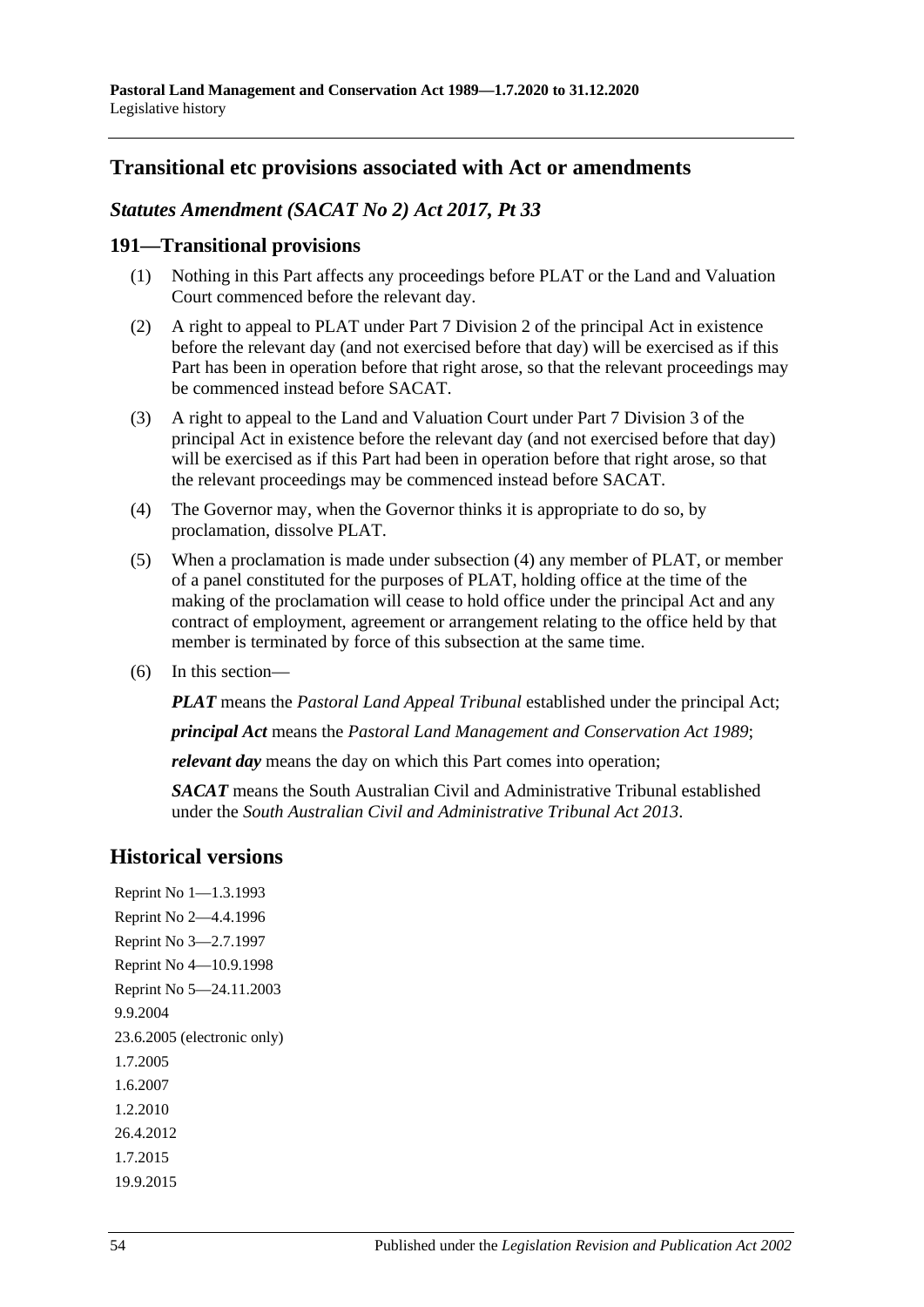## Transitional etc provisions associated with Act or amendments

### *Statutes Amendment (SACAT No 2) Act 2017, Pt 33*

### 191—Transitional provisions

(1) Nothing in this Part affects any proceedings before PLAT or the Land and Valuation Court commenced before the relevant day.

(2) A right to appeal to PLAT under Part 7 Division 2 of the principal Act in existence before the relevant day (and not exercised before that day) will be exercised as if this Part has been in operation before that right arose, so that the relevant proceedings may be commenced instead before SACAT.

(3) A right to appeal to the Land and Valuation Court under Part 7 Division 3 of the principal Act in existence before the relevant day (and not exercised before that day) will be exercised as if this Part had been in operation before that right arose, so that the relevant proceedings may be commenced instead before SACAT.

(4) The Governor may, when the Governor thinks it is appropriate to do so, by proclamation, dissolve PLAT.

(5) When a proclamation is made under subsection (4) any member of PLAT, or member of a panel constituted for the purposes of PLAT, holding office at the time of the making of the proclamation will cease to hold office under the principal Act and any contract of employment, agreement or arrangement relating to the office held by that member is terminated by force of this subsection at the same time.

(6) In this section—

***PLAT*** means the *Pastoral Land Appeal Tribunal* established under the principal Act;

***principal Act*** means the *Pastoral Land Management and Conservation Act 1989*;

***relevant day*** means the day on which this Part comes into operation;

***SACAT*** means the South Australian Civil and Administrative Tribunal established under the *South Australian Civil and Administrative Tribunal Act 2013*.

## Historical versions

Reprint No 1—1.3.1993
Reprint No 2—4.4.1996
Reprint No 3—2.7.1997
Reprint No 4—10.9.1998
Reprint No 5—24.11.2003
9.9.2004
23.6.2005 (electronic only)
1.7.2005
1.6.2007
1.2.2010
26.4.2012
1.7.2015
19.9.2015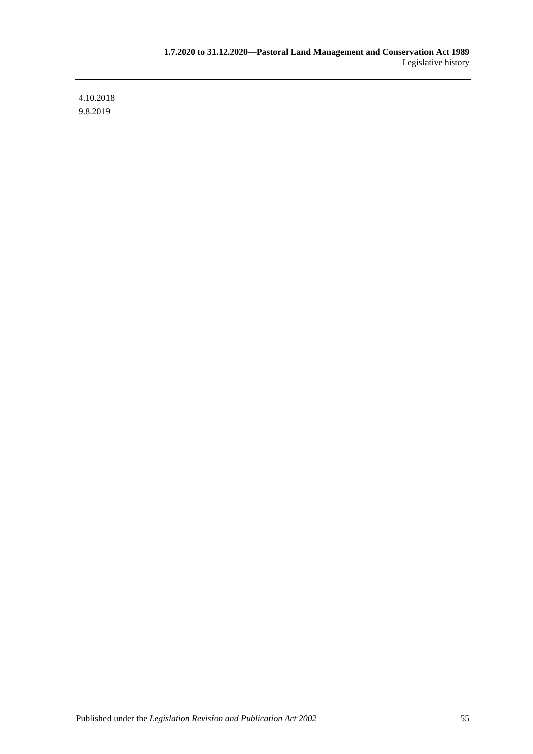4.10.2018

9.8.2019